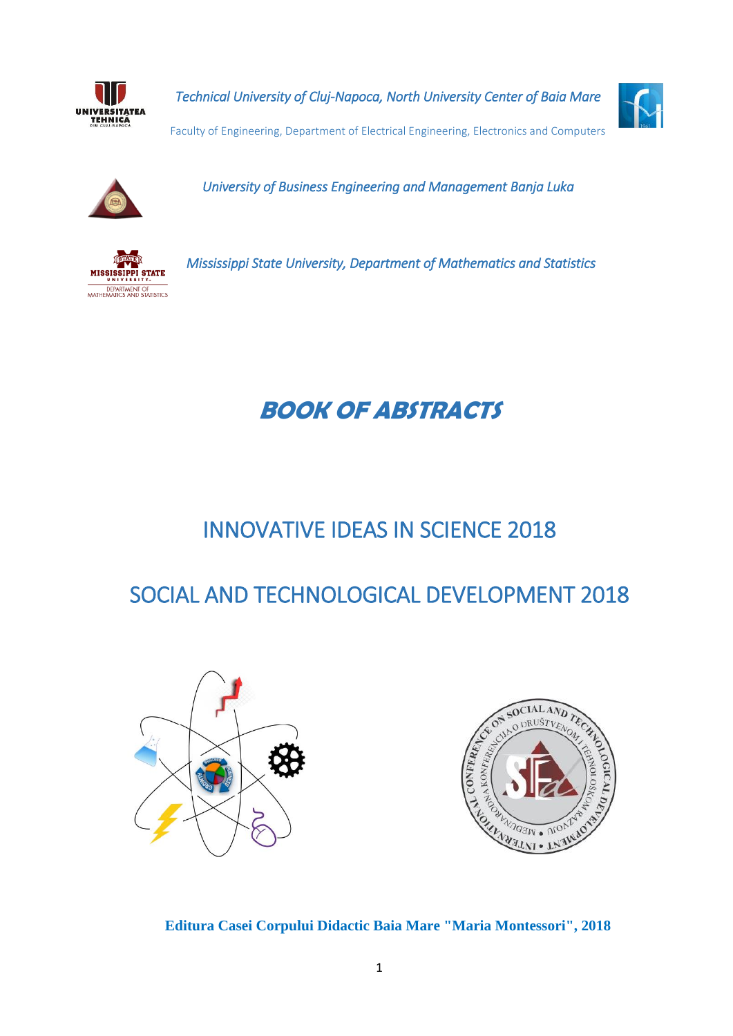*Technical University of Cluj-Napoca, North University Center of Baia Mare*

Faculty of Engineering, Department of Electrical Engineering, Electronics and Computers

*University of Business Engineering and Management Banja Luka*

*Mississippi State University, Department of Mathematics and Statistics*

# ***BOOK OF ABSTRACTS***

## INNOVATIVE IDEAS IN SCIENCE 2018

## SOCIAL AND TECHNOLOGICAL DEVELOPMENT 2018

**Editura Casei Corpului Didactic Baia Mare "Maria Montessori", 2018**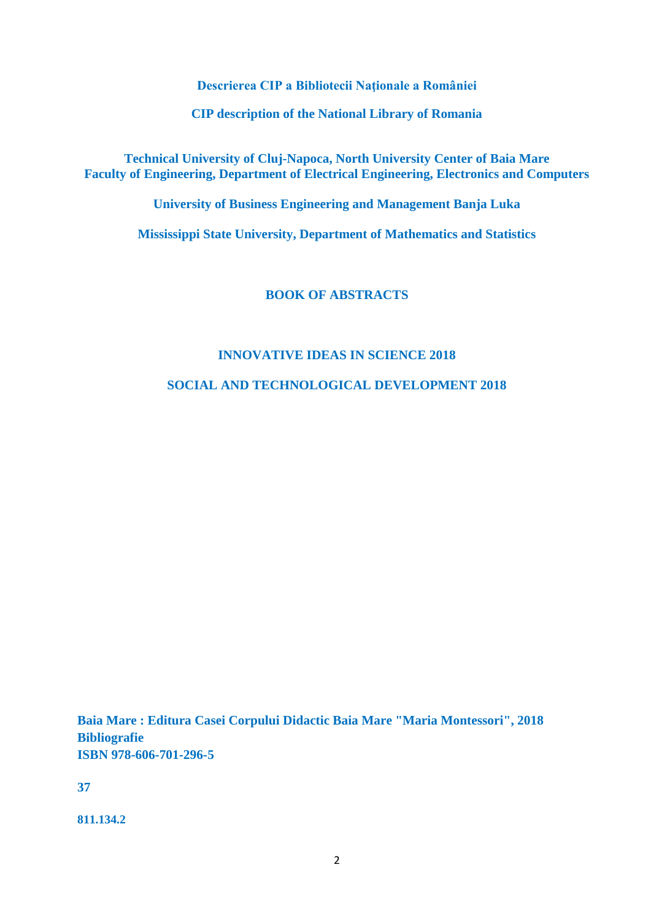**Descrierea CIP a Bibliotecii Naționale a României**

**CIP description of the National Library of Romania**

**Technical University of Cluj-Napoca, North University Center of Baia Mare**
**Faculty of Engineering, Department of Electrical Engineering, Electronics and Computers**

**University of Business Engineering and Management Banja Luka**

**Mississippi State University, Department of Mathematics and Statistics**

# BOOK OF ABSTRACTS

## INNOVATIVE IDEAS IN SCIENCE 2018

## SOCIAL AND TECHNOLOGICAL DEVELOPMENT 2018

**Baia Mare : Editura Casei Corpului Didactic Baia Mare "Maria Montessori", 2018**
**Bibliografie**
**ISBN 978-606-701-296-5**

**37**

**811.134.2**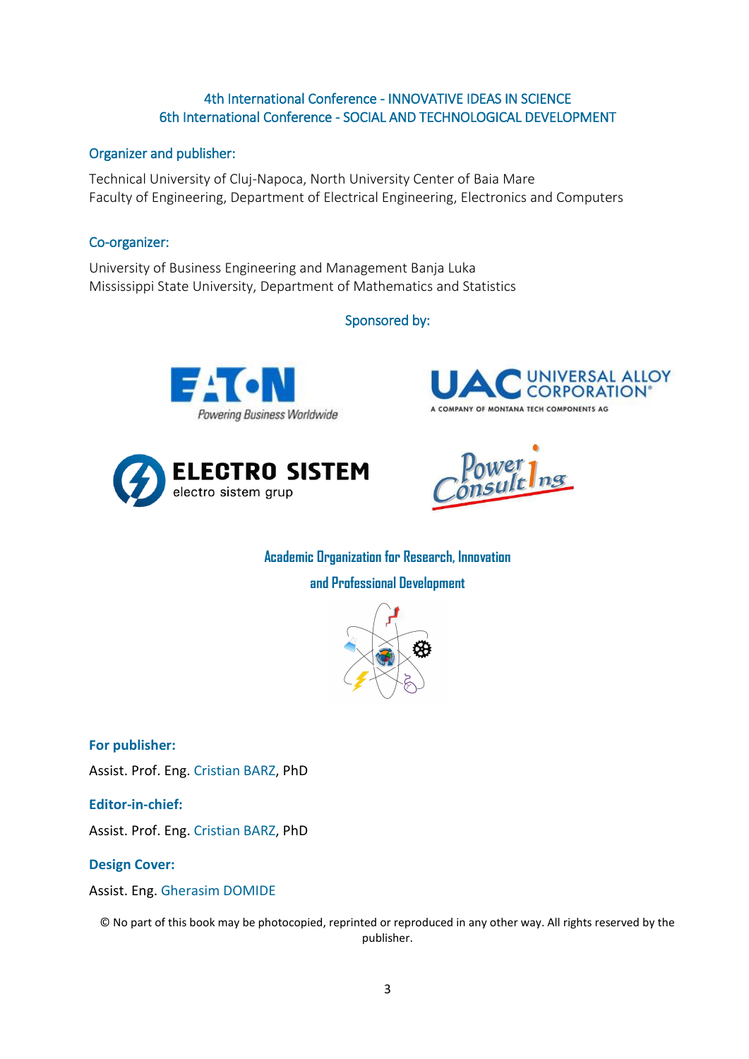4th International Conference - INNOVATIVE IDEAS IN SCIENCE
6th International Conference - SOCIAL AND TECHNOLOGICAL DEVELOPMENT

Organizer and publisher:

Technical University of Cluj-Napoca, North University Center of Baia Mare
Faculty of Engineering, Department of Electrical Engineering, Electronics and Computers

Co-organizer:

University of Business Engineering and Management Banja Luka
Mississippi State University, Department of Mathematics and Statistics

Sponsored by:

EATON Powering Business Worldwide

UAC UNIVERSAL ALLOY CORPORATION® A COMPANY OF MONTANA TECH COMPONENTS AG

ELECTRO SISTEM electro sistem grup

Power Consulting

Academic Organization for Research, Innovation and Professional Development

**For publisher:**

Assist. Prof. Eng. Cristian BARZ, PhD

**Editor-in-chief:**

Assist. Prof. Eng. Cristian BARZ, PhD

**Design Cover:**

Assist. Eng. Gherasim DOMIDE

© No part of this book may be photocopied, reprinted or reproduced in any other way. All rights reserved by the publisher.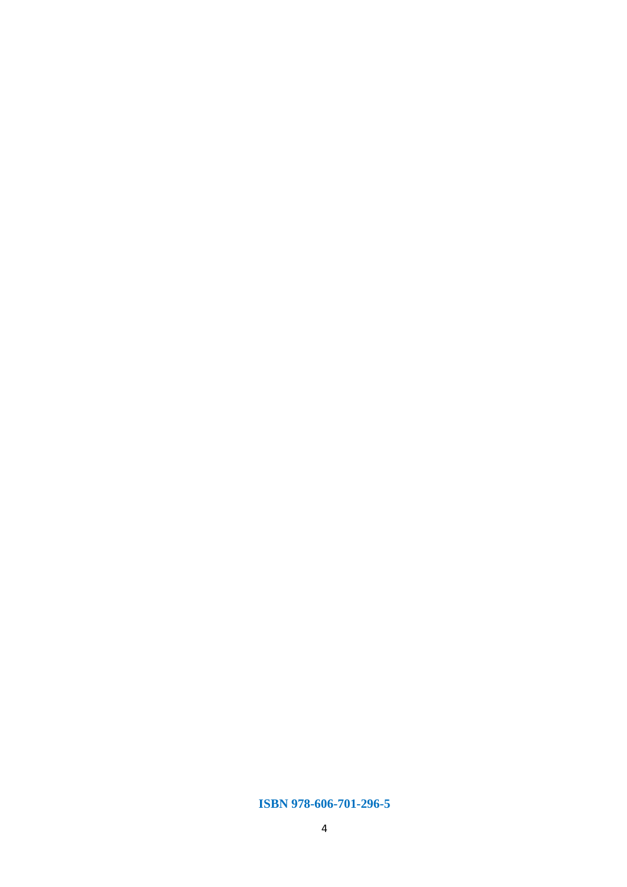**ISBN 978-606-701-296-5**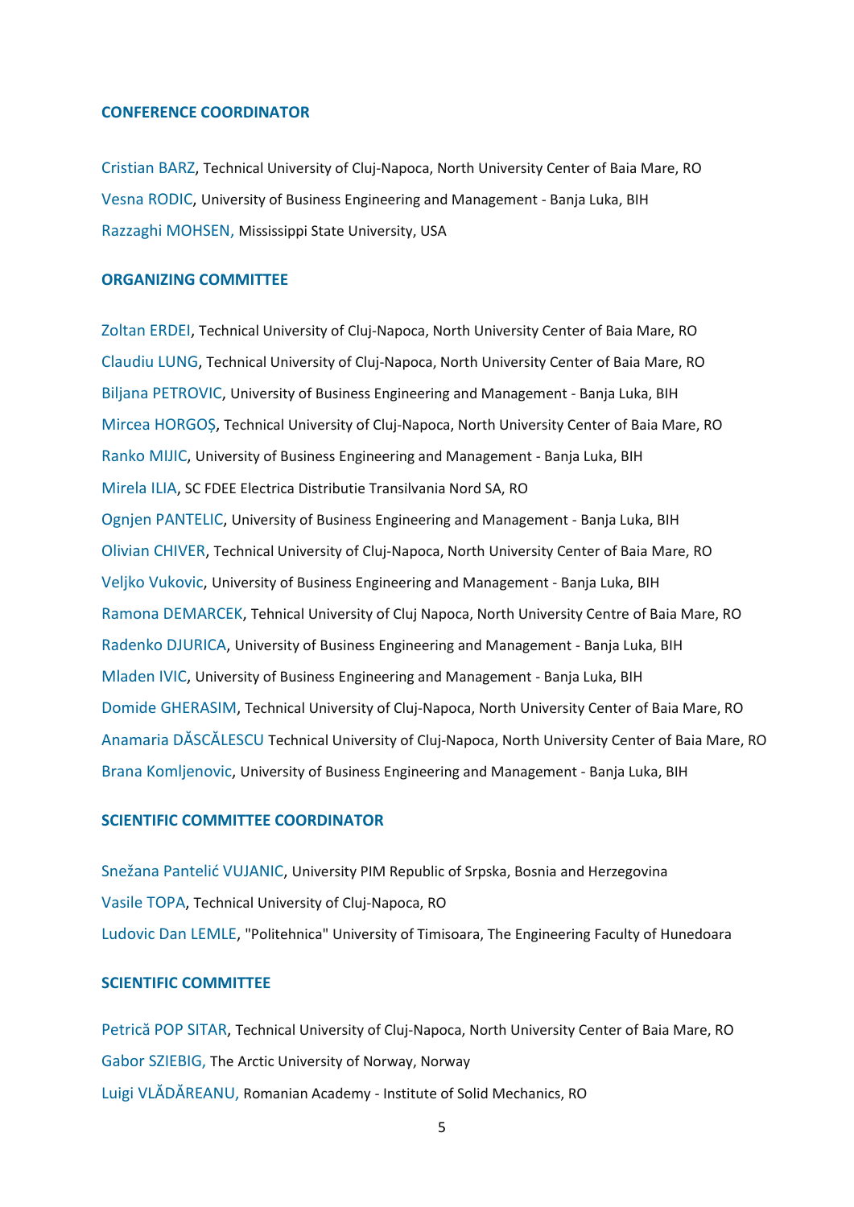## CONFERENCE COORDINATOR

Cristian BARZ, Technical University of Cluj-Napoca, North University Center of Baia Mare, RO

Vesna RODIC, University of Business Engineering and Management - Banja Luka, BIH

Razzaghi MOHSEN, Mississippi State University, USA

## ORGANIZING COMMITTEE

Zoltan ERDEI, Technical University of Cluj-Napoca, North University Center of Baia Mare, RO

Claudiu LUNG, Technical University of Cluj-Napoca, North University Center of Baia Mare, RO

Biljana PETROVIC, University of Business Engineering and Management - Banja Luka, BIH

Mircea HORGOȘ, Technical University of Cluj-Napoca, North University Center of Baia Mare, RO

Ranko MIJIC, University of Business Engineering and Management - Banja Luka, BIH

Mirela ILIA, SC FDEE Electrica Distributie Transilvania Nord SA, RO

Ognjen PANTELIC, University of Business Engineering and Management - Banja Luka, BIH

Olivian CHIVER, Technical University of Cluj-Napoca, North University Center of Baia Mare, RO

Veljko Vukovic, University of Business Engineering and Management - Banja Luka, BIH

Ramona DEMARCEK, Tehnical University of Cluj Napoca, North University Centre of Baia Mare, RO

Radenko DJURICA, University of Business Engineering and Management - Banja Luka, BIH

Mladen IVIC, University of Business Engineering and Management - Banja Luka, BIH

Domide GHERASIM, Technical University of Cluj-Napoca, North University Center of Baia Mare, RO

Anamaria DĂSCĂLESCU Technical University of Cluj-Napoca, North University Center of Baia Mare, RO

Brana Komljenovic, University of Business Engineering and Management - Banja Luka, BIH

## SCIENTIFIC COMMITTEE COORDINATOR

Snežana Pantelić VUJANIC, University PIM Republic of Srpska, Bosnia and Herzegovina

Vasile TOPA, Technical University of Cluj-Napoca, RO

Ludovic Dan LEMLE, "Politehnica" University of Timisoara, The Engineering Faculty of Hunedoara

## SCIENTIFIC COMMITTEE

Petrică POP SITAR, Technical University of Cluj-Napoca, North University Center of Baia Mare, RO

Gabor SZIEBIG, The Arctic University of Norway, Norway

Luigi VLĂDĂREANU, Romanian Academy - Institute of Solid Mechanics, RO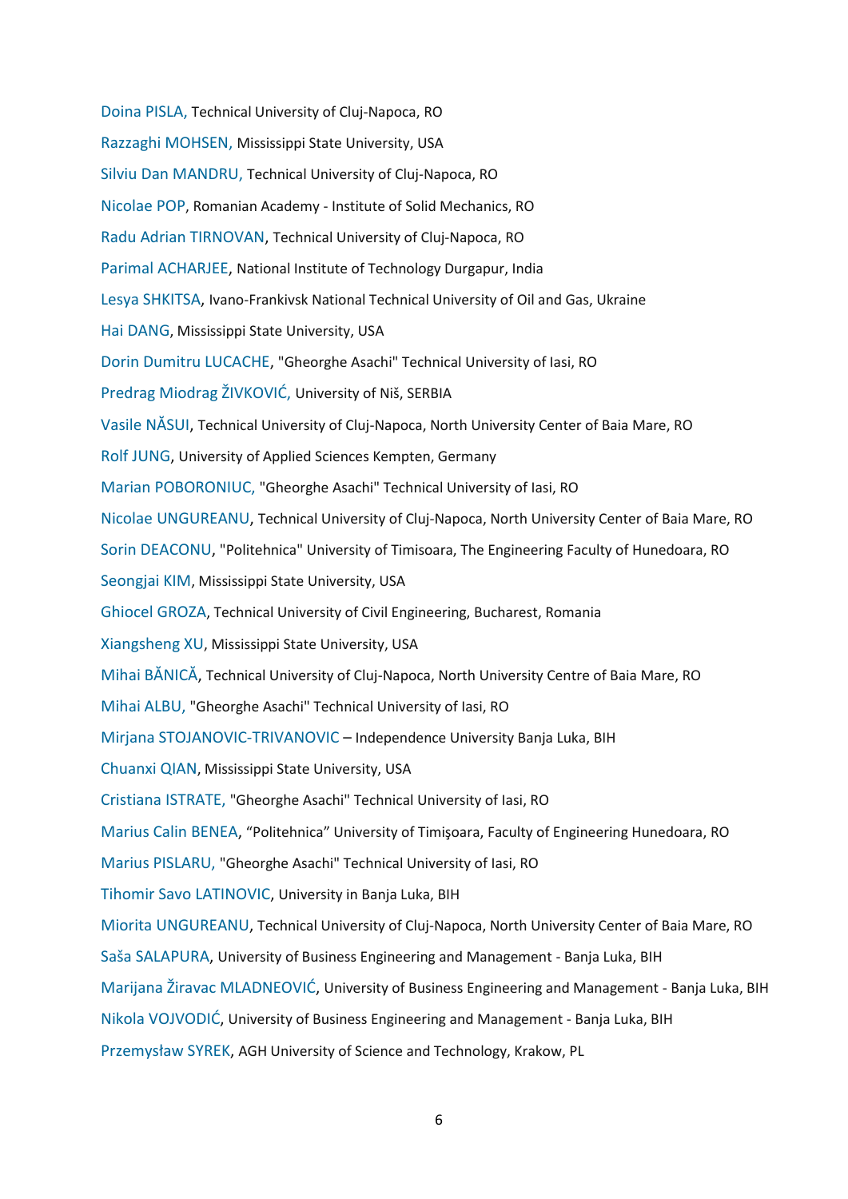Doina PISLA, Technical University of Cluj-Napoca, RO

Razzaghi MOHSEN, Mississippi State University, USA

Silviu Dan MANDRU, Technical University of Cluj-Napoca, RO

Nicolae POP, Romanian Academy - Institute of Solid Mechanics, RO

Radu Adrian TIRNOVAN, Technical University of Cluj-Napoca, RO

Parimal ACHARJEE, National Institute of Technology Durgapur, India

Lesya SHKITSA, Ivano-Frankivsk National Technical University of Oil and Gas, Ukraine

Hai DANG, Mississippi State University, USA

Dorin Dumitru LUCACHE, "Gheorghe Asachi" Technical University of Iasi, RO

Predrag Miodrag ŽIVKOVIĆ, University of Niš, SERBIA

Vasile NĂSUI, Technical University of Cluj-Napoca, North University Center of Baia Mare, RO

Rolf JUNG, University of Applied Sciences Kempten, Germany

Marian POBORONIUC, "Gheorghe Asachi" Technical University of Iasi, RO

Nicolae UNGUREANU, Technical University of Cluj-Napoca, North University Center of Baia Mare, RO

Sorin DEACONU, "Politehnica" University of Timisoara, The Engineering Faculty of Hunedoara, RO

Seongjai KIM, Mississippi State University, USA

Ghiocel GROZA, Technical University of Civil Engineering, Bucharest, Romania

Xiangsheng XU, Mississippi State University, USA

Mihai BĂNICĂ, Technical University of Cluj-Napoca, North University Centre of Baia Mare, RO

Mihai ALBU, "Gheorghe Asachi" Technical University of Iasi, RO

Mirjana STOJANOVIC-TRIVANOVIC – Independence University Banja Luka, BIH

Chuanxi QIAN, Mississippi State University, USA

Cristiana ISTRATE, "Gheorghe Asachi" Technical University of Iasi, RO

Marius Calin BENEA, "Politehnica" University of Timişoara, Faculty of Engineering Hunedoara, RO

Marius PISLARU, "Gheorghe Asachi" Technical University of Iasi, RO

Tihomir Savo LATINOVIC, University in Banja Luka, BIH

Miorita UNGUREANU, Technical University of Cluj-Napoca, North University Center of Baia Mare, RO

Saša SALAPURA, University of Business Engineering and Management - Banja Luka, BIH

Marijana Žiravac MLADNEOVIĆ, University of Business Engineering and Management - Banja Luka, BIH

Nikola VOJVODIĆ, University of Business Engineering and Management - Banja Luka, BIH

Przemysław SYREK, AGH University of Science and Technology, Krakow, PL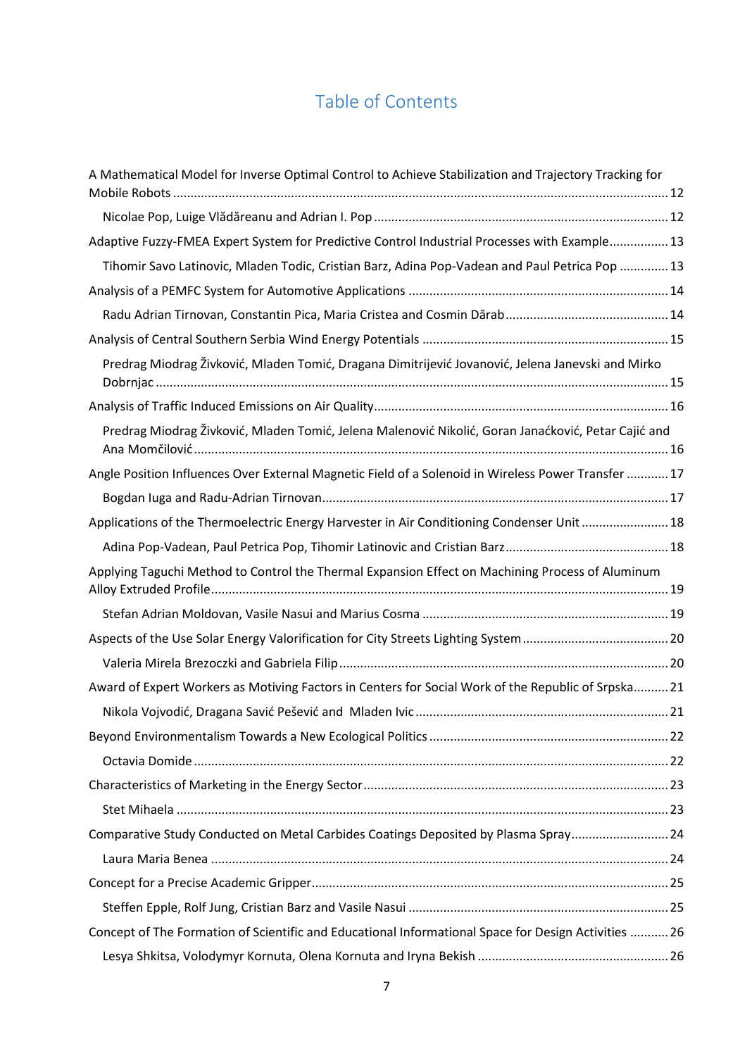# Table of Contents

A Mathematical Model for Inverse Optimal Control to Achieve Stabilization and Trajectory Tracking for Mobile Robots ........ 12

Nicolae Pop, Luige Vlădăreanu and Adrian I. Pop ........ 12

Adaptive Fuzzy-FMEA Expert System for Predictive Control Industrial Processes with Example ........ 13

Tihomir Savo Latinovic, Mladen Todic, Cristian Barz, Adina Pop-Vadean and Paul Petrica Pop ........ 13

Analysis of a PEMFC System for Automotive Applications ........ 14

Radu Adrian Tirnovan, Constantin Pica, Maria Cristea and Cosmin Dărab ........ 14

Analysis of Central Southern Serbia Wind Energy Potentials ........ 15

Predrag Miodrag Živković, Mladen Tomić, Dragana Dimitrijević Jovanović, Jelena Janevski and Mirko Dobrnjac ........ 15

Analysis of Traffic Induced Emissions on Air Quality ........ 16

Predrag Miodrag Živković, Mladen Tomić, Jelena Malenović Nikolić, Goran Janaćković, Petar Cajić and Ana Momčilović ........ 16

Angle Position Influences Over External Magnetic Field of a Solenoid in Wireless Power Transfer ........ 17

Bogdan Iuga and Radu-Adrian Tirnovan ........ 17

Applications of the Thermoelectric Energy Harvester in Air Conditioning Condenser Unit ........ 18

Adina Pop-Vadean, Paul Petrica Pop, Tihomir Latinovic and Cristian Barz ........ 18

Applying Taguchi Method to Control the Thermal Expansion Effect on Machining Process of Aluminum Alloy Extruded Profile ........ 19

Stefan Adrian Moldovan, Vasile Nasui and Marius Cosma ........ 19

Aspects of the Use Solar Energy Valorification for City Streets Lighting System ........ 20

Valeria Mirela Brezoczki and Gabriela Filip ........ 20

Award of Expert Workers as Motiving Factors in Centers for Social Work of the Republic of Srpska ........ 21

Nikola Vojvodić, Dragana Savić Pešević and Mladen Ivic ........ 21

Beyond Environmentalism Towards a New Ecological Politics ........ 22

Octavia Domide ........ 22

Characteristics of Marketing in the Energy Sector ........ 23

Stet Mihaela ........ 23

Comparative Study Conducted on Metal Carbides Coatings Deposited by Plasma Spray ........ 24

Laura Maria Benea ........ 24

Concept for a Precise Academic Gripper ........ 25

Steffen Epple, Rolf Jung, Cristian Barz and Vasile Nasui ........ 25

Concept of The Formation of Scientific and Educational Informational Space for Design Activities ........ 26

Lesya Shkitsa, Volodymyr Kornuta, Olena Kornuta and Iryna Bekish ........ 26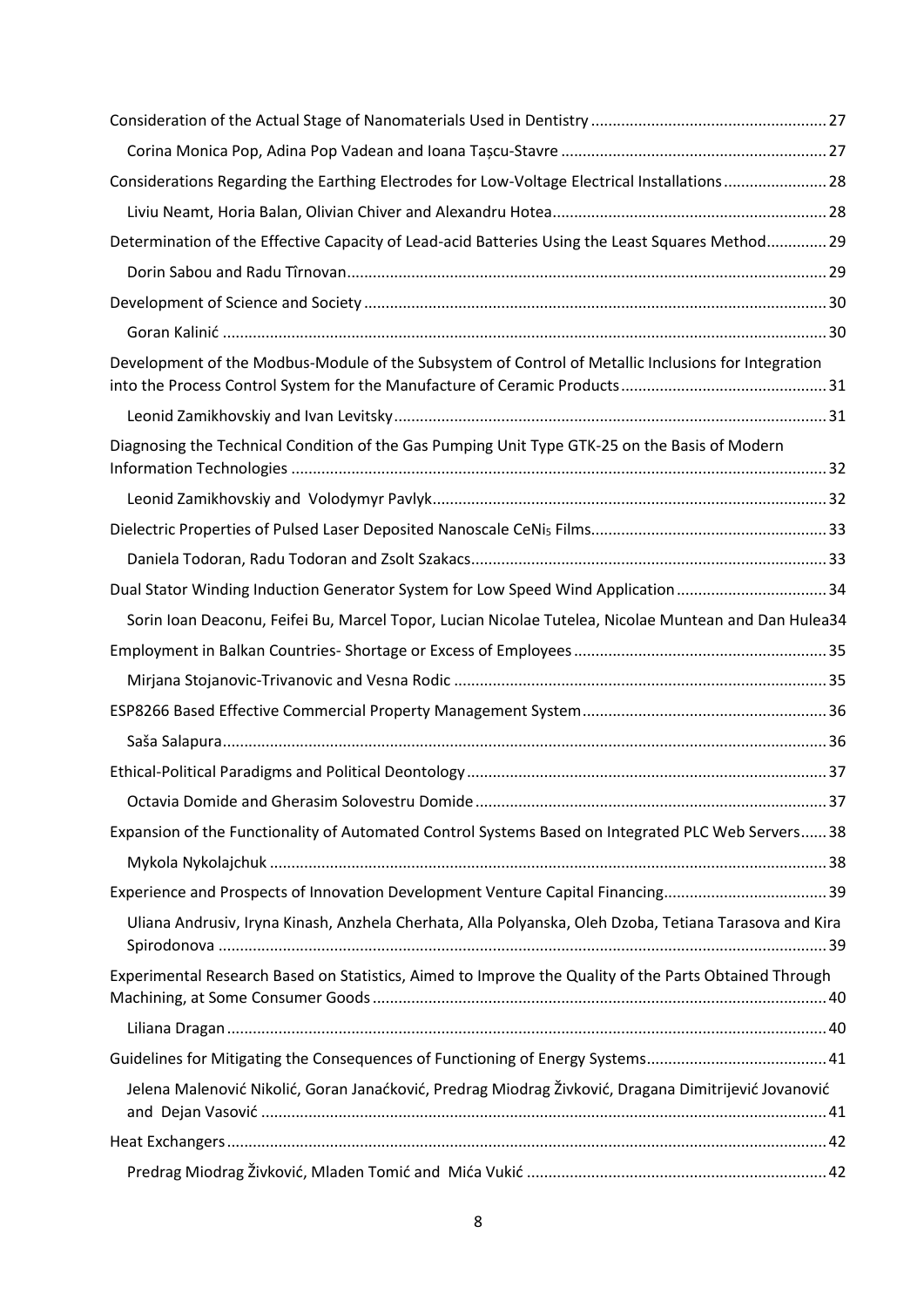Consideration of the Actual Stage of Nanomaterials Used in Dentistry ..... 27

Corina Monica Pop, Adina Pop Vadean and Ioana Tașcu-Stavre ..... 27

Considerations Regarding the Earthing Electrodes for Low-Voltage Electrical Installations ..... 28

Liviu Neamt, Horia Balan, Olivian Chiver and Alexandru Hotea ..... 28

Determination of the Effective Capacity of Lead-acid Batteries Using the Least Squares Method ..... 29

Dorin Sabou and Radu Tîrnovan ..... 29

Development of Science and Society ..... 30

Goran Kalinić ..... 30

Development of the Modbus-Module of the Subsystem of Control of Metallic Inclusions for Integration into the Process Control System for the Manufacture of Ceramic Products ..... 31

Leonid Zamikhovskiy and Ivan Levitsky ..... 31

Diagnosing the Technical Condition of the Gas Pumping Unit Type GTK-25 on the Basis of Modern Information Technologies ..... 32

Leonid Zamikhovskiy and Volodymyr Pavlyk ..... 32

Dielectric Properties of Pulsed Laser Deposited Nanoscale $CeNi_5$ Films ..... 33

Daniela Todoran, Radu Todoran and Zsolt Szakacs ..... 33

Dual Stator Winding Induction Generator System for Low Speed Wind Application ..... 34

Sorin Ioan Deaconu, Feifei Bu, Marcel Topor, Lucian Nicolae Tutelea, Nicolae Muntean and Dan Hulea ..... 34

Employment in Balkan Countries- Shortage or Excess of Employees ..... 35

Mirjana Stojanovic-Trivanovic and Vesna Rodic ..... 35

ESP8266 Based Effective Commercial Property Management System ..... 36

Saša Salapura ..... 36

Ethical-Political Paradigms and Political Deontology ..... 37

Octavia Domide and Gherasim Solovestru Domide ..... 37

Expansion of the Functionality of Automated Control Systems Based on Integrated PLC Web Servers ..... 38

Mykola Nykolajchuk ..... 38

Experience and Prospects of Innovation Development Venture Capital Financing ..... 39

Uliana Andrusiv, Iryna Kinash, Anzhela Cherhata, Alla Polyanska, Oleh Dzoba, Tetiana Tarasova and Kira Spirodonova ..... 39

Experimental Research Based on Statistics, Aimed to Improve the Quality of the Parts Obtained Through Machining, at Some Consumer Goods ..... 40

Liliana Dragan ..... 40

Guidelines for Mitigating the Consequences of Functioning of Energy Systems ..... 41

Jelena Malenović Nikolić, Goran Janaćković, Predrag Miodrag Živković, Dragana Dimitrijević Jovanović and Dejan Vasović ..... 41

Heat Exchangers ..... 42

Predrag Miodrag Živković, Mladen Tomić and Mića Vukić ..... 42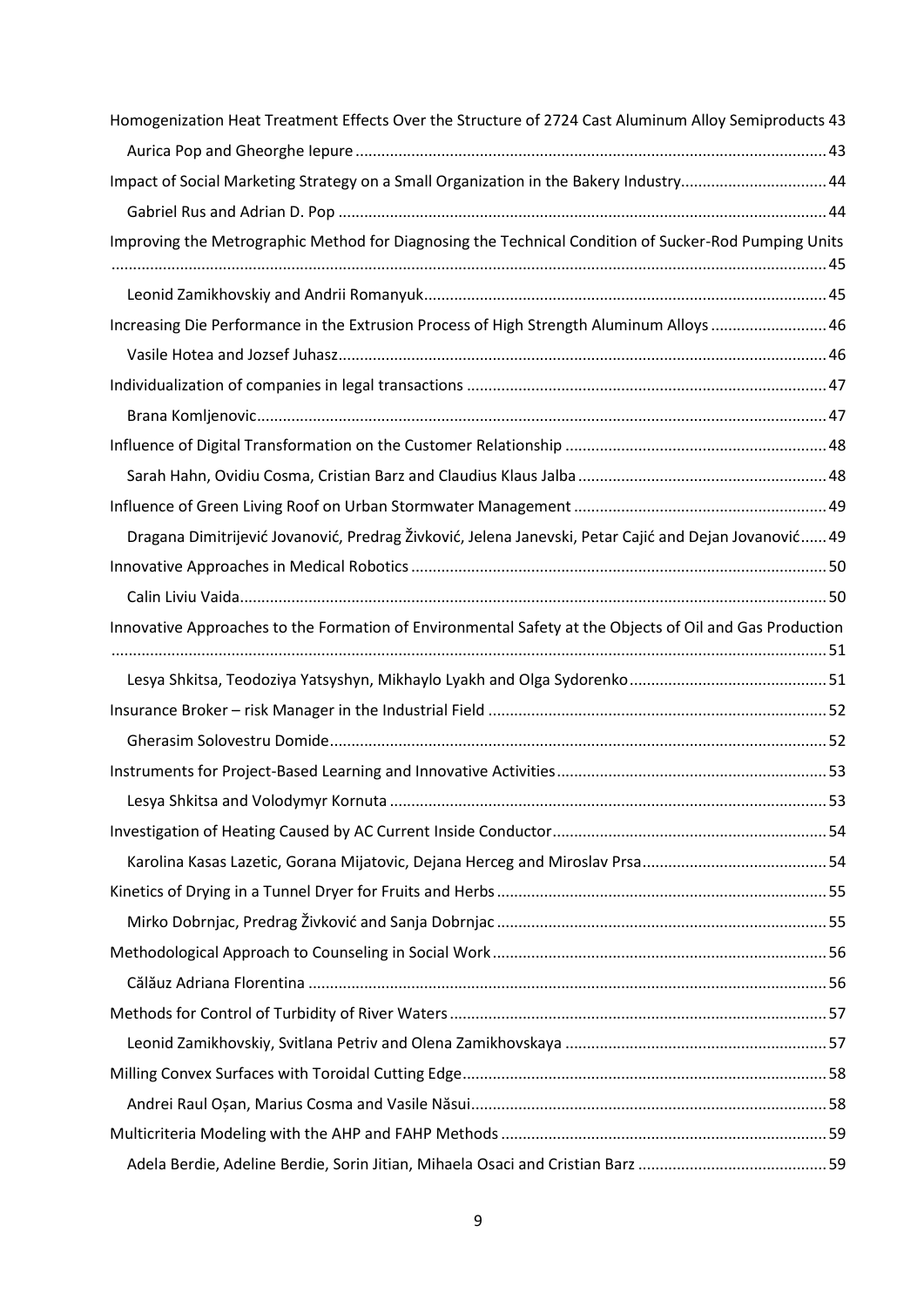Homogenization Heat Treatment Effects Over the Structure of 2724 Cast Aluminum Alloy Semiproducts 43

Aurica Pop and Gheorghe Iepure ... 43

Impact of Social Marketing Strategy on a Small Organization in the Bakery Industry ... 44

Gabriel Rus and Adrian D. Pop ... 44

Improving the Metrographic Method for Diagnosing the Technical Condition of Sucker-Rod Pumping Units ... 45

Leonid Zamikhovskiy and Andrii Romanyuk ... 45

Increasing Die Performance in the Extrusion Process of High Strength Aluminum Alloys ... 46

Vasile Hotea and Jozsef Juhasz ... 46

Individualization of companies in legal transactions ... 47

Brana Komljenovic ... 47

Influence of Digital Transformation on the Customer Relationship ... 48

Sarah Hahn, Ovidiu Cosma, Cristian Barz and Claudius Klaus Jalba ... 48

Influence of Green Living Roof on Urban Stormwater Management ... 49

Dragana Dimitrijević Jovanović, Predrag Živković, Jelena Janevski, Petar Cajić and Dejan Jovanović ... 49

Innovative Approaches in Medical Robotics ... 50

Calin Liviu Vaida ... 50

Innovative Approaches to the Formation of Environmental Safety at the Objects of Oil and Gas Production ... 51

Lesya Shkitsa, Teodoziya Yatsyshyn, Mikhaylo Lyakh and Olga Sydorenko ... 51

Insurance Broker – risk Manager in the Industrial Field ... 52

Gherasim Solovestru Domide ... 52

Instruments for Project-Based Learning and Innovative Activities ... 53

Lesya Shkitsa and Volodymyr Kornuta ... 53

Investigation of Heating Caused by AC Current Inside Conductor ... 54

Karolina Kasas Lazetic, Gorana Mijatovic, Dejana Herceg and Miroslav Prsa ... 54

Kinetics of Drying in a Tunnel Dryer for Fruits and Herbs ... 55

Mirko Dobrnjac, Predrag Živković and Sanja Dobrnjac ... 55

Methodological Approach to Counseling in Social Work ... 56

Călăuz Adriana Florentina ... 56

Methods for Control of Turbidity of River Waters ... 57

Leonid Zamikhovskiy, Svitlana Petriv and Olena Zamikhovskaya ... 57

Milling Convex Surfaces with Toroidal Cutting Edge ... 58

Andrei Raul Oșan, Marius Cosma and Vasile Năsui ... 58

Multicriteria Modeling with the AHP and FAHP Methods ... 59

Adela Berdie, Adeline Berdie, Sorin Jitian, Mihaela Osaci and Cristian Barz ... 59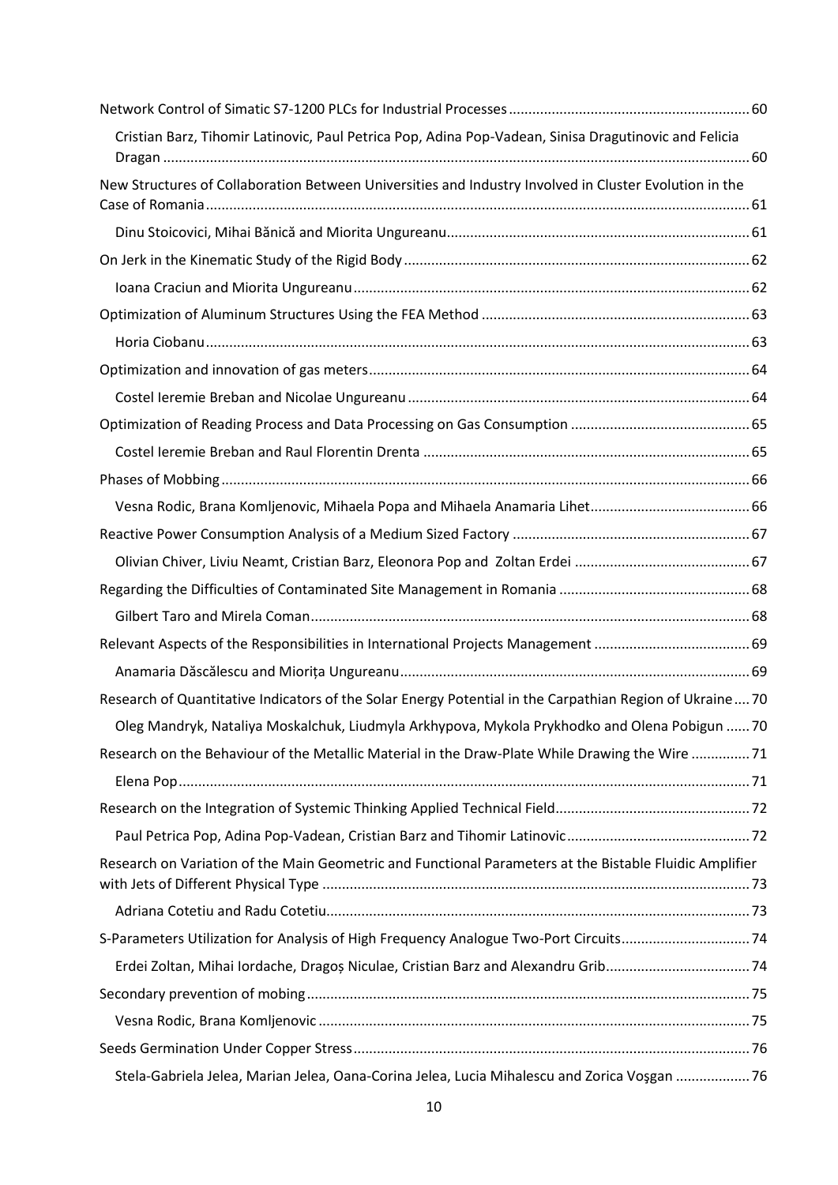Network Control of Simatic S7-1200 PLCs for Industrial Processes ............................................................ 60

Cristian Barz, Tihomir Latinovic, Paul Petrica Pop, Adina Pop-Vadean, Sinisa Dragutinovic and Felicia Dragan ..................................................................................................................................... 60

New Structures of Collaboration Between Universities and Industry Involved in Cluster Evolution in the Case of Romania ......................................................................................................................................... 61

Dinu Stoicovici, Mihai Bănică and Miorita Ungureanu ............................................................................ 61

On Jerk in the Kinematic Study of the Rigid Body ........................................................................................ 62

Ioana Craciun and Miorita Ungureanu ..................................................................................................... 62

Optimization of Aluminum Structures Using the FEA Method .................................................................... 63

Horia Ciobanu .......................................................................................................................................... 63

Optimization and innovation of gas meters ................................................................................................ 64

Costel Ieremie Breban and Nicolae Ungureanu ....................................................................................... 64

Optimization of Reading Process and Data Processing on Gas Consumption ............................................. 65

Costel Ieremie Breban and Raul Florentin Drenta ................................................................................... 65

Phases of Mobbing ...................................................................................................................................... 66

Vesna Rodic, Brana Komljenovic, Mihaela Popa and Mihaela Anamaria Lihet ......................................... 66

Reactive Power Consumption Analysis of a Medium Sized Factory ............................................................ 67

Olivian Chiver, Liviu Neamt, Cristian Barz, Eleonora Pop and Zoltan Erdei ............................................ 67

Regarding the Difficulties of Contaminated Site Management in Romania ................................................ 68

Gilbert Taro and Mirela Coman ................................................................................................................ 68

Relevant Aspects of the Responsibilities in International Projects Management ....................................... 69

Anamaria Dăscălescu and Miorița Ungureanu ......................................................................................... 69

Research of Quantitative Indicators of the Solar Energy Potential in the Carpathian Region of Ukraine .... 70

Oleg Mandryk, Nataliya Moskalchuk, Liudmyla Arkhypova, Mykola Prykhodko and Olena Pobigun ...... 70

Research on the Behaviour of the Metallic Material in the Draw-Plate While Drawing the Wire ............... 71

Elena Pop ................................................................................................................................................. 71

Research on the Integration of Systemic Thinking Applied Technical Field ................................................. 72

Paul Petrica Pop, Adina Pop-Vadean, Cristian Barz and Tihomir Latinovic .............................................. 72

Research on Variation of the Main Geometric and Functional Parameters at the Bistable Fluidic Amplifier with Jets of Different Physical Type ............................................................................................................ 73

Adriana Cotetiu and Radu Cotetiu ............................................................................................................ 73

S-Parameters Utilization for Analysis of High Frequency Analogue Two-Port Circuits ................................ 74

Erdei Zoltan, Mihai Iordache, Dragoș Niculae, Cristian Barz and Alexandru Grib .................................... 74

Secondary prevention of mobing ................................................................................................................ 75

Vesna Rodic, Brana Komljenovic .............................................................................................................. 75

Seeds Germination Under Copper Stress .................................................................................................... 76

Stela-Gabriela Jelea, Marian Jelea, Oana-Corina Jelea, Lucia Mihalescu and Zorica Voşgan ................... 76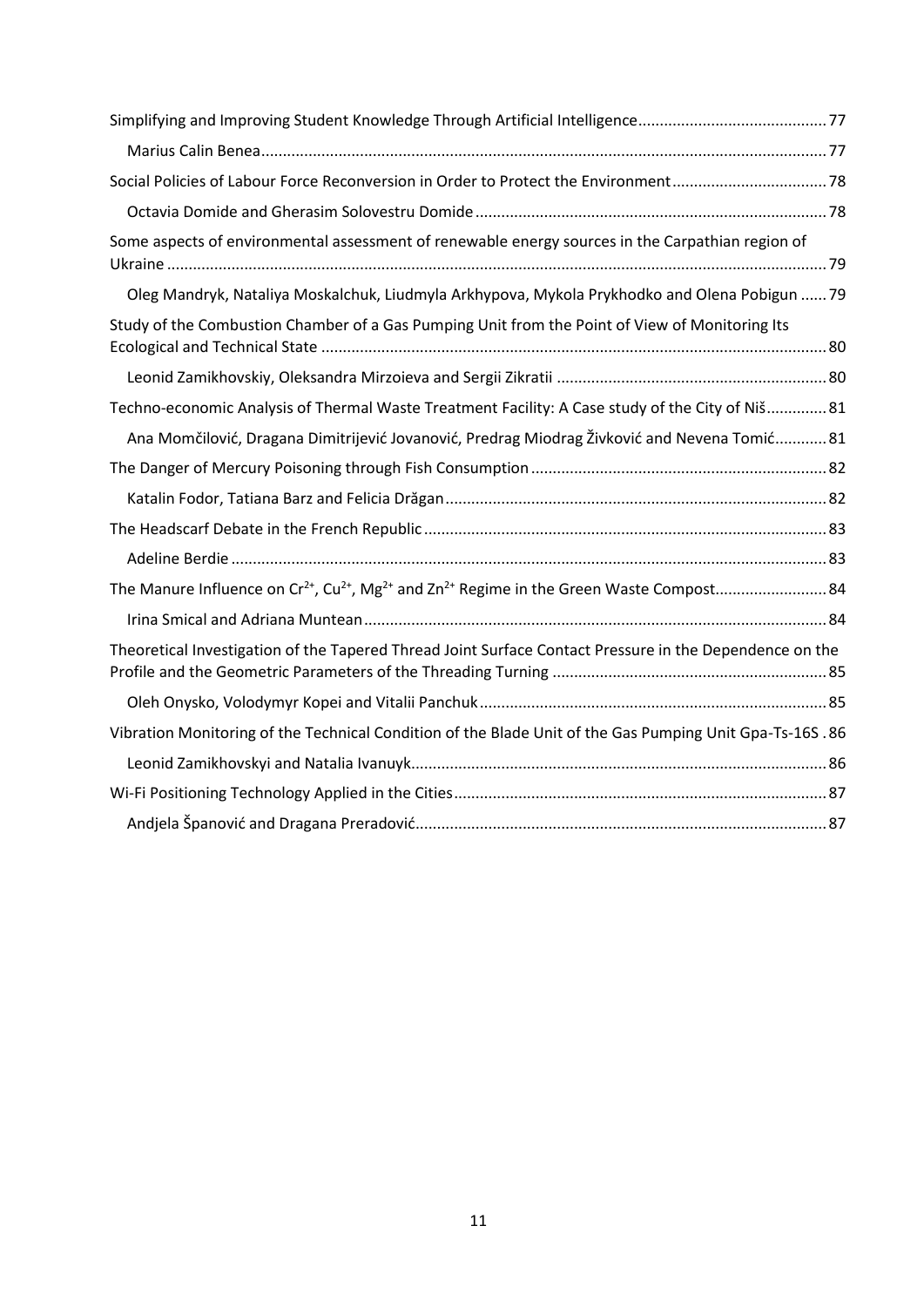Simplifying and Improving Student Knowledge Through Artificial Intelligence ... 77

Marius Calin Benea ... 77

Social Policies of Labour Force Reconversion in Order to Protect the Environment ... 78

Octavia Domide and Gherasim Solovestru Domide ... 78

Some aspects of environmental assessment of renewable energy sources in the Carpathian region of Ukraine ... 79

Oleg Mandryk, Nataliya Moskalchuk, Liudmyla Arkhypova, Mykola Prykhodko and Olena Pobigun ... 79

Study of the Combustion Chamber of a Gas Pumping Unit from the Point of View of Monitoring Its Ecological and Technical State ... 80

Leonid Zamikhovskiy, Oleksandra Mirzoieva and Sergii Zikratii ... 80

Techno-economic Analysis of Thermal Waste Treatment Facility: A Case study of the City of Niš ... 81

Ana Momčilović, Dragana Dimitrijević Jovanović, Predrag Miodrag Živković and Nevena Tomić ... 81

The Danger of Mercury Poisoning through Fish Consumption ... 82

Katalin Fodor, Tatiana Barz and Felicia Drăgan ... 82

The Headscarf Debate in the French Republic ... 83

Adeline Berdie ... 83

The Manure Influence on $Cr^{2+}$, $Cu^{2+}$, $Mg^{2+}$ and $Zn^{2+}$ Regime in the Green Waste Compost ... 84

Irina Smical and Adriana Muntean ... 84

Theoretical Investigation of the Tapered Thread Joint Surface Contact Pressure in the Dependence on the Profile and the Geometric Parameters of the Threading Turning ... 85

Oleh Onysko, Volodymyr Kopei and Vitalii Panchuk ... 85

Vibration Monitoring of the Technical Condition of the Blade Unit of the Gas Pumping Unit Gpa-Ts-16S ... 86

Leonid Zamikhovskyi and Natalia Ivanuyk ... 86

Wi-Fi Positioning Technology Applied in the Cities ... 87

Andjela Španović and Dragana Preradović ... 87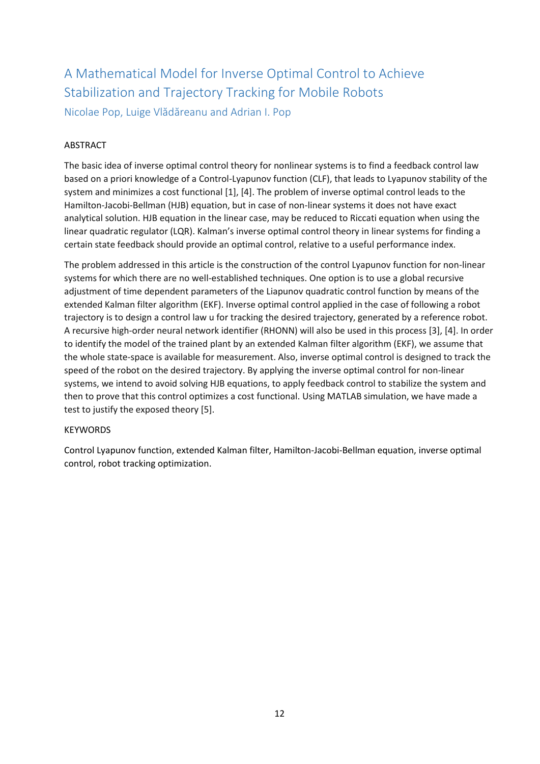# A Mathematical Model for Inverse Optimal Control to Achieve Stabilization and Trajectory Tracking for Mobile Robots

Nicolae Pop, Luige Vlădăreanu and Adrian I. Pop

## ABSTRACT

The basic idea of inverse optimal control theory for nonlinear systems is to find a feedback control law based on a priori knowledge of a Control-Lyapunov function (CLF), that leads to Lyapunov stability of the system and minimizes a cost functional [1], [4]. The problem of inverse optimal control leads to the Hamilton-Jacobi-Bellman (HJB) equation, but in case of non-linear systems it does not have exact analytical solution. HJB equation in the linear case, may be reduced to Riccati equation when using the linear quadratic regulator (LQR). Kalman's inverse optimal control theory in linear systems for finding a certain state feedback should provide an optimal control, relative to a useful performance index.

The problem addressed in this article is the construction of the control Lyapunov function for non-linear systems for which there are no well-established techniques. One option is to use a global recursive adjustment of time dependent parameters of the Liapunov quadratic control function by means of the extended Kalman filter algorithm (EKF). Inverse optimal control applied in the case of following a robot trajectory is to design a control law u for tracking the desired trajectory, generated by a reference robot. A recursive high-order neural network identifier (RHONN) will also be used in this process [3], [4]. In order to identify the model of the trained plant by an extended Kalman filter algorithm (EKF), we assume that the whole state-space is available for measurement. Also, inverse optimal control is designed to track the speed of the robot on the desired trajectory. By applying the inverse optimal control for non-linear systems, we intend to avoid solving HJB equations, to apply feedback control to stabilize the system and then to prove that this control optimizes a cost functional. Using MATLAB simulation, we have made a test to justify the exposed theory [5].

## KEYWORDS

Control Lyapunov function, extended Kalman filter, Hamilton-Jacobi-Bellman equation, inverse optimal control, robot tracking optimization.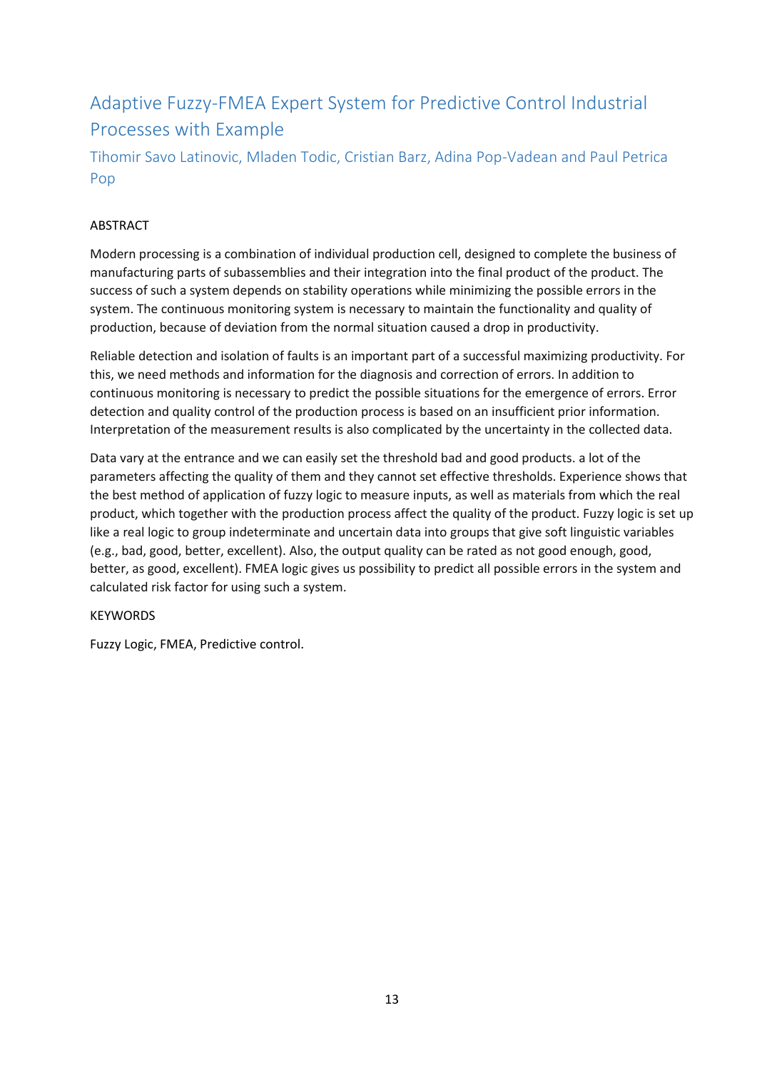# Adaptive Fuzzy-FMEA Expert System for Predictive Control Industrial Processes with Example

Tihomir Savo Latinovic, Mladen Todic, Cristian Barz, Adina Pop-Vadean and Paul Petrica Pop

## ABSTRACT

Modern processing is a combination of individual production cell, designed to complete the business of manufacturing parts of subassemblies and their integration into the final product of the product. The success of such a system depends on stability operations while minimizing the possible errors in the system. The continuous monitoring system is necessary to maintain the functionality and quality of production, because of deviation from the normal situation caused a drop in productivity.

Reliable detection and isolation of faults is an important part of a successful maximizing productivity. For this, we need methods and information for the diagnosis and correction of errors. In addition to continuous monitoring is necessary to predict the possible situations for the emergence of errors. Error detection and quality control of the production process is based on an insufficient prior information. Interpretation of the measurement results is also complicated by the uncertainty in the collected data.

Data vary at the entrance and we can easily set the threshold bad and good products. a lot of the parameters affecting the quality of them and they cannot set effective thresholds. Experience shows that the best method of application of fuzzy logic to measure inputs, as well as materials from which the real product, which together with the production process affect the quality of the product. Fuzzy logic is set up like a real logic to group indeterminate and uncertain data into groups that give soft linguistic variables (e.g., bad, good, better, excellent). Also, the output quality can be rated as not good enough, good, better, as good, excellent). FMEA logic gives us possibility to predict all possible errors in the system and calculated risk factor for using such a system.

## KEYWORDS

Fuzzy Logic, FMEA, Predictive control.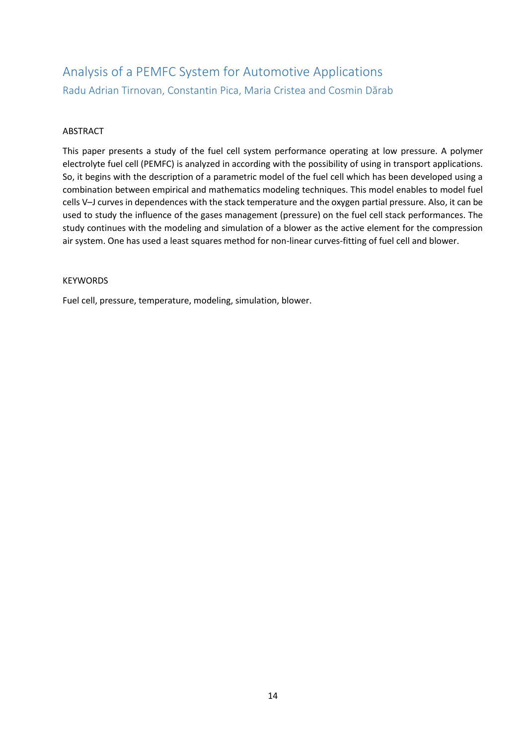# Analysis of a PEMFC System for Automotive Applications

Radu Adrian Tirnovan, Constantin Pica, Maria Cristea and Cosmin Dărab

## ABSTRACT

This paper presents a study of the fuel cell system performance operating at low pressure. A polymer electrolyte fuel cell (PEMFC) is analyzed in according with the possibility of using in transport applications. So, it begins with the description of a parametric model of the fuel cell which has been developed using a combination between empirical and mathematics modeling techniques. This model enables to model fuel cells V–J curves in dependences with the stack temperature and the oxygen partial pressure. Also, it can be used to study the influence of the gases management (pressure) on the fuel cell stack performances. The study continues with the modeling and simulation of a blower as the active element for the compression air system. One has used a least squares method for non-linear curves-fitting of fuel cell and blower.

## KEYWORDS

Fuel cell, pressure, temperature, modeling, simulation, blower.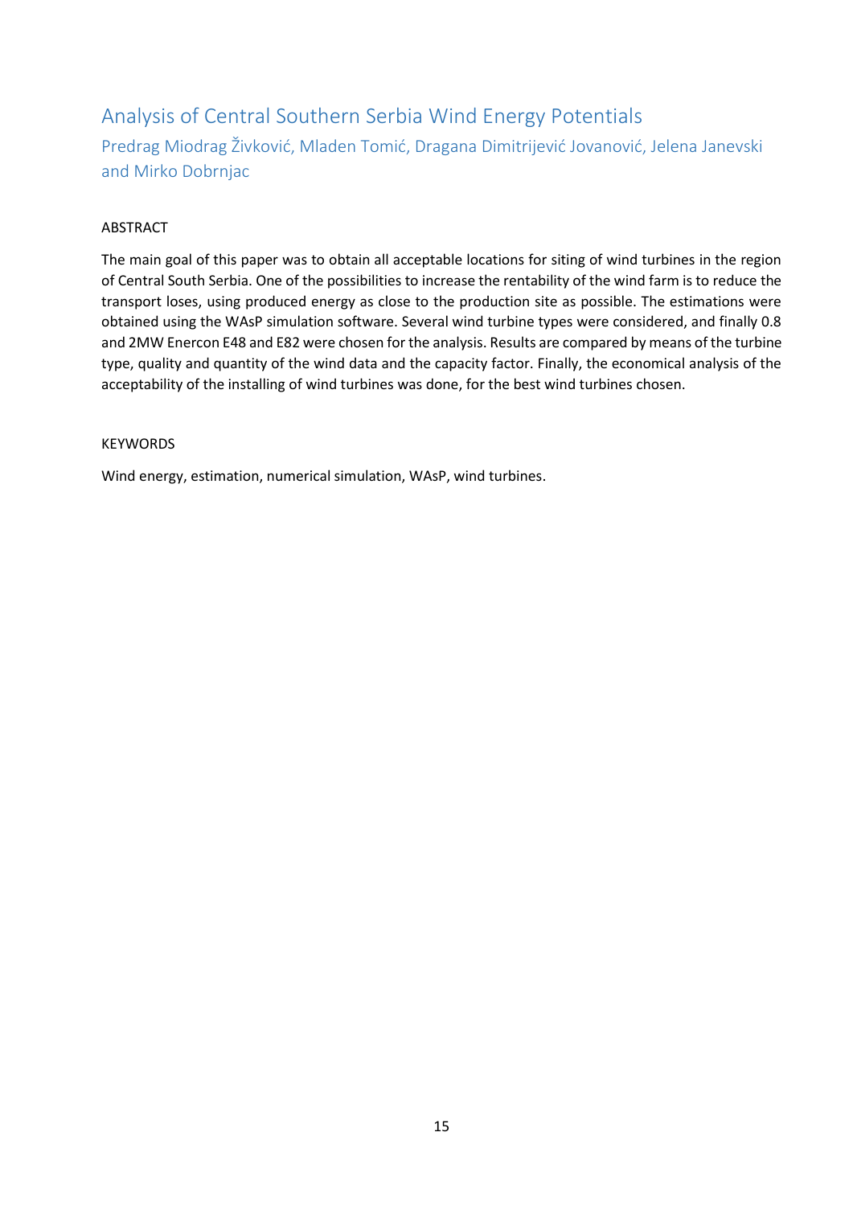# Analysis of Central Southern Serbia Wind Energy Potentials

Predrag Miodrag Živković, Mladen Tomić, Dragana Dimitrijević Jovanović, Jelena Janevski and Mirko Dobrnjac

## ABSTRACT

The main goal of this paper was to obtain all acceptable locations for siting of wind turbines in the region of Central South Serbia. One of the possibilities to increase the rentability of the wind farm is to reduce the transport loses, using produced energy as close to the production site as possible. The estimations were obtained using the WAsP simulation software. Several wind turbine types were considered, and finally 0.8 and 2MW Enercon E48 and E82 were chosen for the analysis. Results are compared by means of the turbine type, quality and quantity of the wind data and the capacity factor. Finally, the economical analysis of the acceptability of the installing of wind turbines was done, for the best wind turbines chosen.

## KEYWORDS

Wind energy, estimation, numerical simulation, WAsP, wind turbines.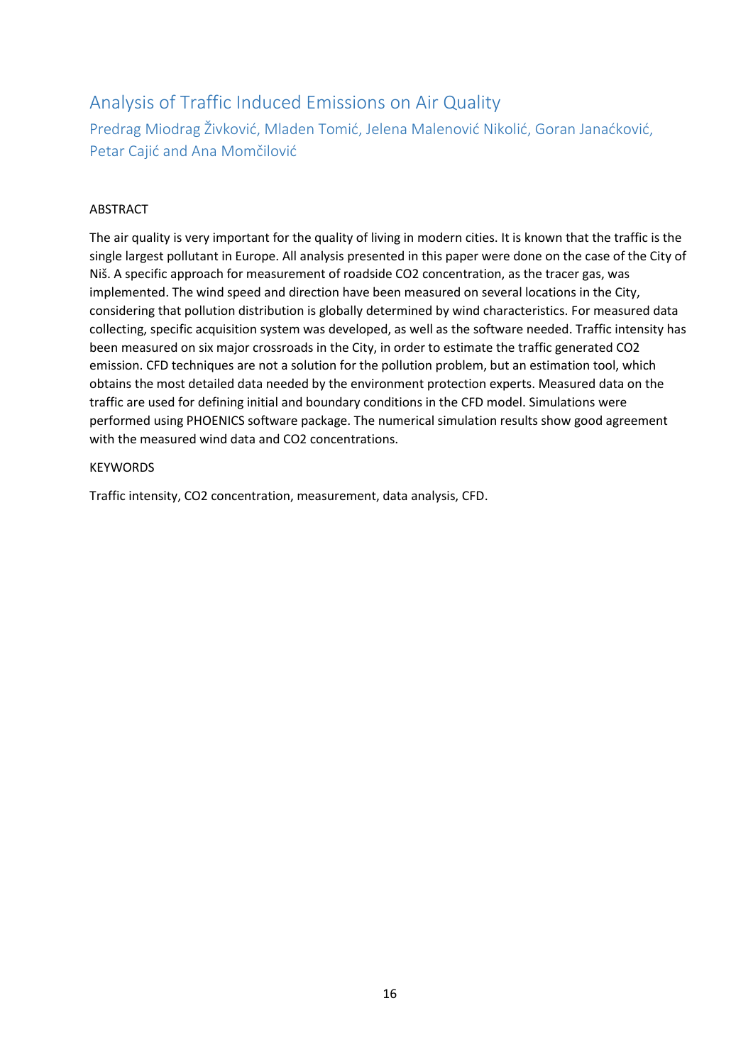# Analysis of Traffic Induced Emissions on Air Quality

Predrag Miodrag Živković, Mladen Tomić, Jelena Malenović Nikolić, Goran Janaćković, Petar Cajić and Ana Momčilović

## ABSTRACT

The air quality is very important for the quality of living in modern cities. It is known that the traffic is the single largest pollutant in Europe. All analysis presented in this paper were done on the case of the City of Niš. A specific approach for measurement of roadside $CO_2$ concentration, as the tracer gas, was implemented. The wind speed and direction have been measured on several locations in the City, considering that pollution distribution is globally determined by wind characteristics. For measured data collecting, specific acquisition system was developed, as well as the software needed. Traffic intensity has been measured on six major crossroads in the City, in order to estimate the traffic generated $CO_2$ emission. CFD techniques are not a solution for the pollution problem, but an estimation tool, which obtains the most detailed data needed by the environment protection experts. Measured data on the traffic are used for defining initial and boundary conditions in the CFD model. Simulations were performed using PHOENICS software package. The numerical simulation results show good agreement with the measured wind data and $CO_2$ concentrations.

## KEYWORDS

Traffic intensity, $CO_2$ concentration, measurement, data analysis, CFD.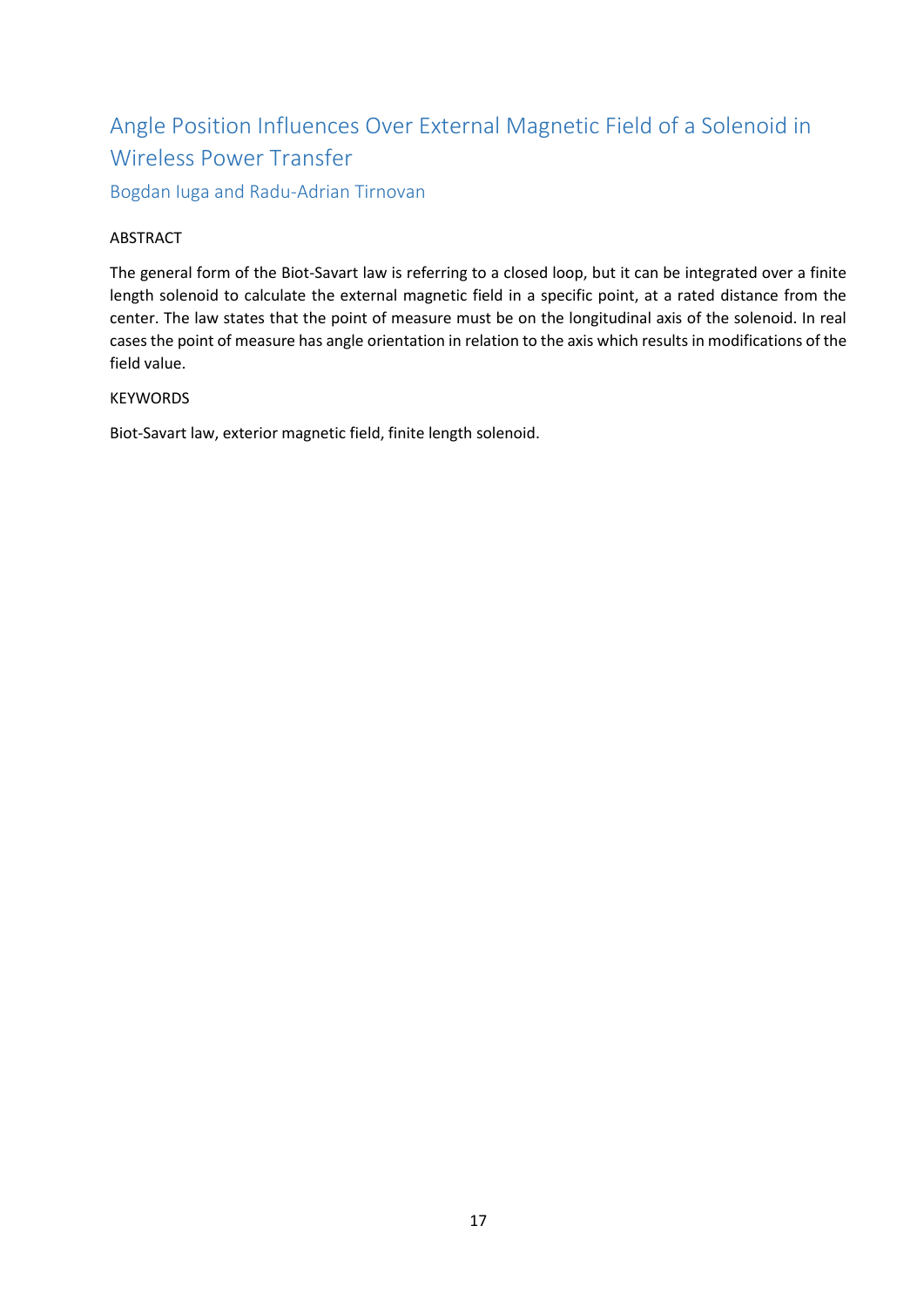# Angle Position Influences Over External Magnetic Field of a Solenoid in Wireless Power Transfer

## Bogdan Iuga and Radu-Adrian Tirnovan

ABSTRACT

The general form of the Biot-Savart law is referring to a closed loop, but it can be integrated over a finite length solenoid to calculate the external magnetic field in a specific point, at a rated distance from the center. The law states that the point of measure must be on the longitudinal axis of the solenoid. In real cases the point of measure has angle orientation in relation to the axis which results in modifications of the field value.

KEYWORDS

Biot-Savart law, exterior magnetic field, finite length solenoid.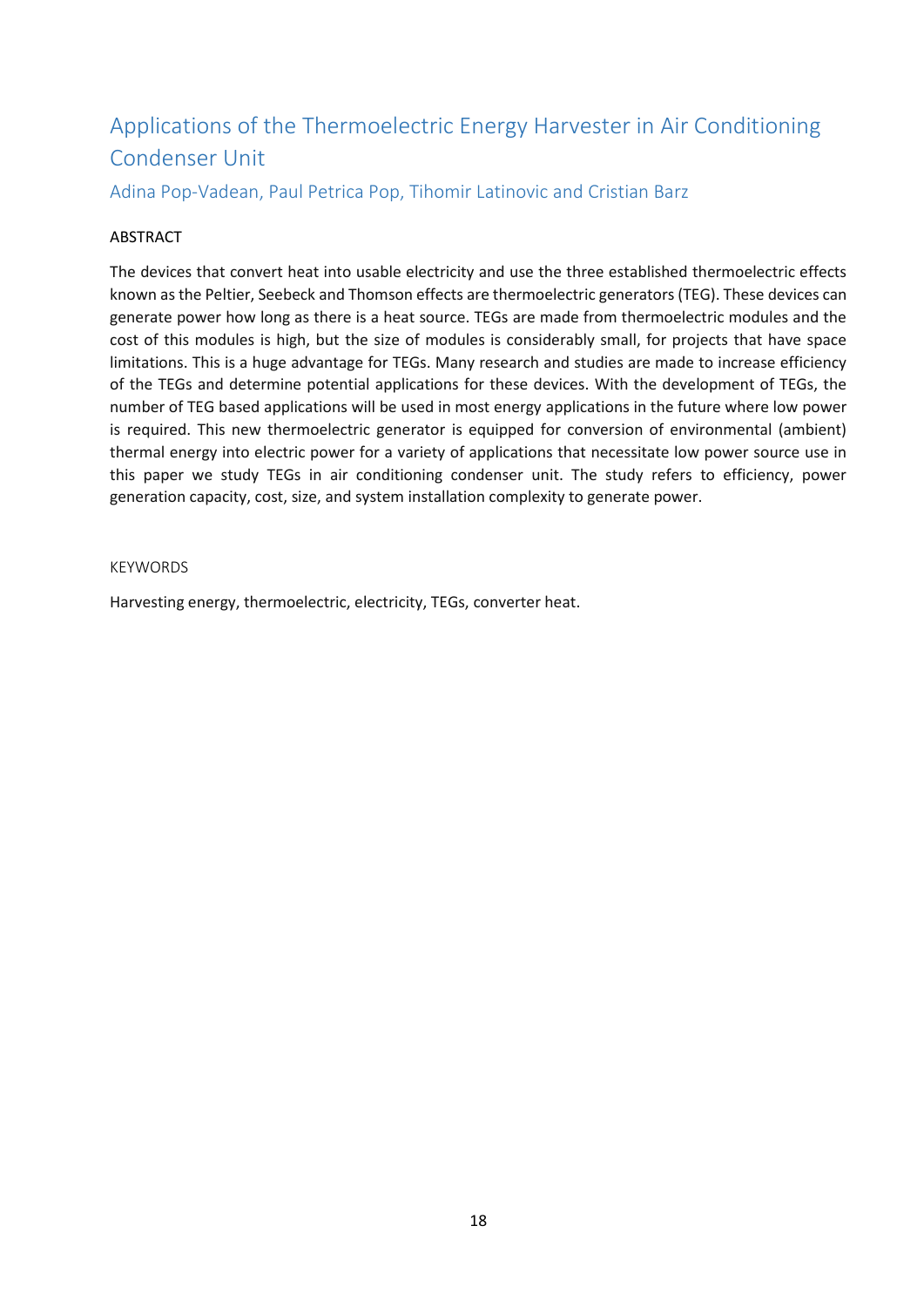# Applications of the Thermoelectric Energy Harvester in Air Conditioning Condenser Unit

Adina Pop-Vadean, Paul Petrica Pop, Tihomir Latinovic and Cristian Barz

## ABSTRACT

The devices that convert heat into usable electricity and use the three established thermoelectric effects known as the Peltier, Seebeck and Thomson effects are thermoelectric generators (TEG). These devices can generate power how long as there is a heat source. TEGs are made from thermoelectric modules and the cost of this modules is high, but the size of modules is considerably small, for projects that have space limitations. This is a huge advantage for TEGs. Many research and studies are made to increase efficiency of the TEGs and determine potential applications for these devices. With the development of TEGs, the number of TEG based applications will be used in most energy applications in the future where low power is required. This new thermoelectric generator is equipped for conversion of environmental (ambient) thermal energy into electric power for a variety of applications that necessitate low power source use in this paper we study TEGs in air conditioning condenser unit. The study refers to efficiency, power generation capacity, cost, size, and system installation complexity to generate power.

## KEYWORDS

Harvesting energy, thermoelectric, electricity, TEGs, converter heat.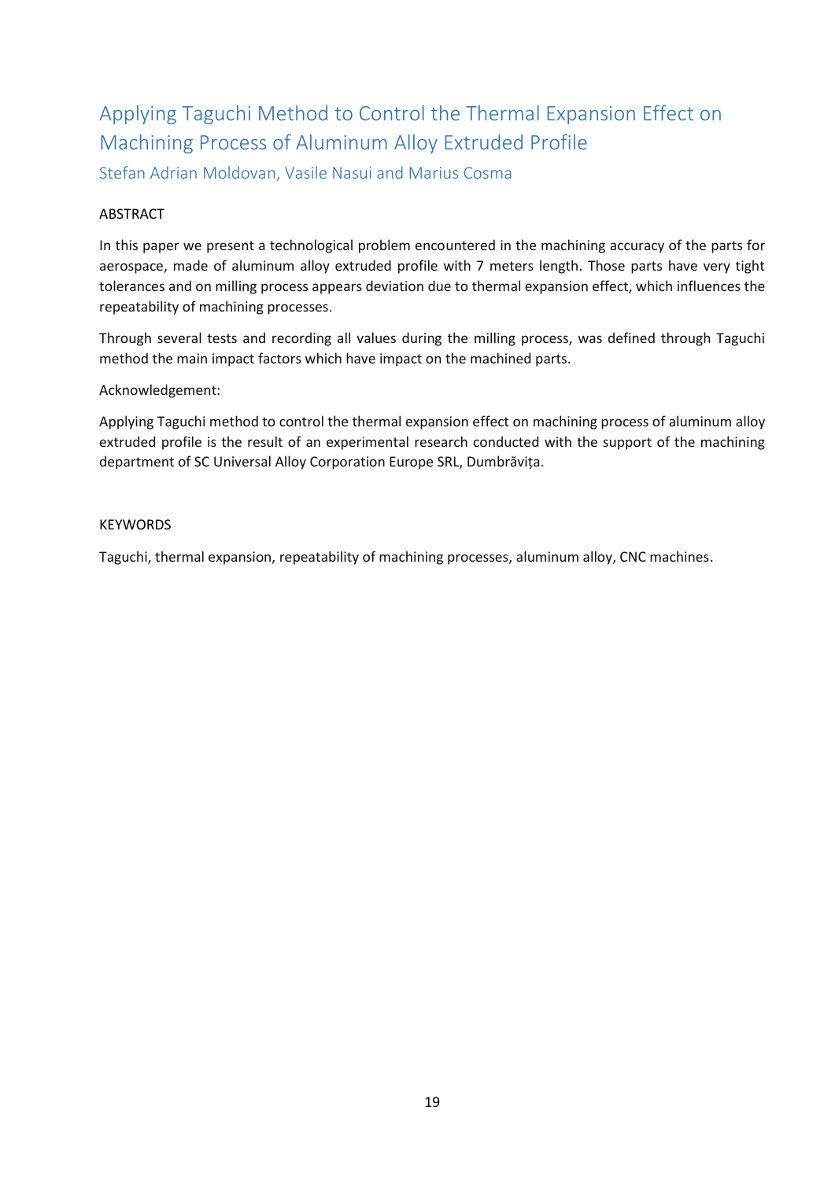# Applying Taguchi Method to Control the Thermal Expansion Effect on Machining Process of Aluminum Alloy Extruded Profile

Stefan Adrian Moldovan, Vasile Nasui and Marius Cosma

## ABSTRACT

In this paper we present a technological problem encountered in the machining accuracy of the parts for aerospace, made of aluminum alloy extruded profile with 7 meters length. Those parts have very tight tolerances and on milling process appears deviation due to thermal expansion effect, which influences the repeatability of machining processes.

Through several tests and recording all values during the milling process, was defined through Taguchi method the main impact factors which have impact on the machined parts.

Acknowledgement:

Applying Taguchi method to control the thermal expansion effect on machining process of aluminum alloy extruded profile is the result of an experimental research conducted with the support of the machining department of SC Universal Alloy Corporation Europe SRL, Dumbrăvița.

## KEYWORDS

Taguchi, thermal expansion, repeatability of machining processes, aluminum alloy, CNC machines.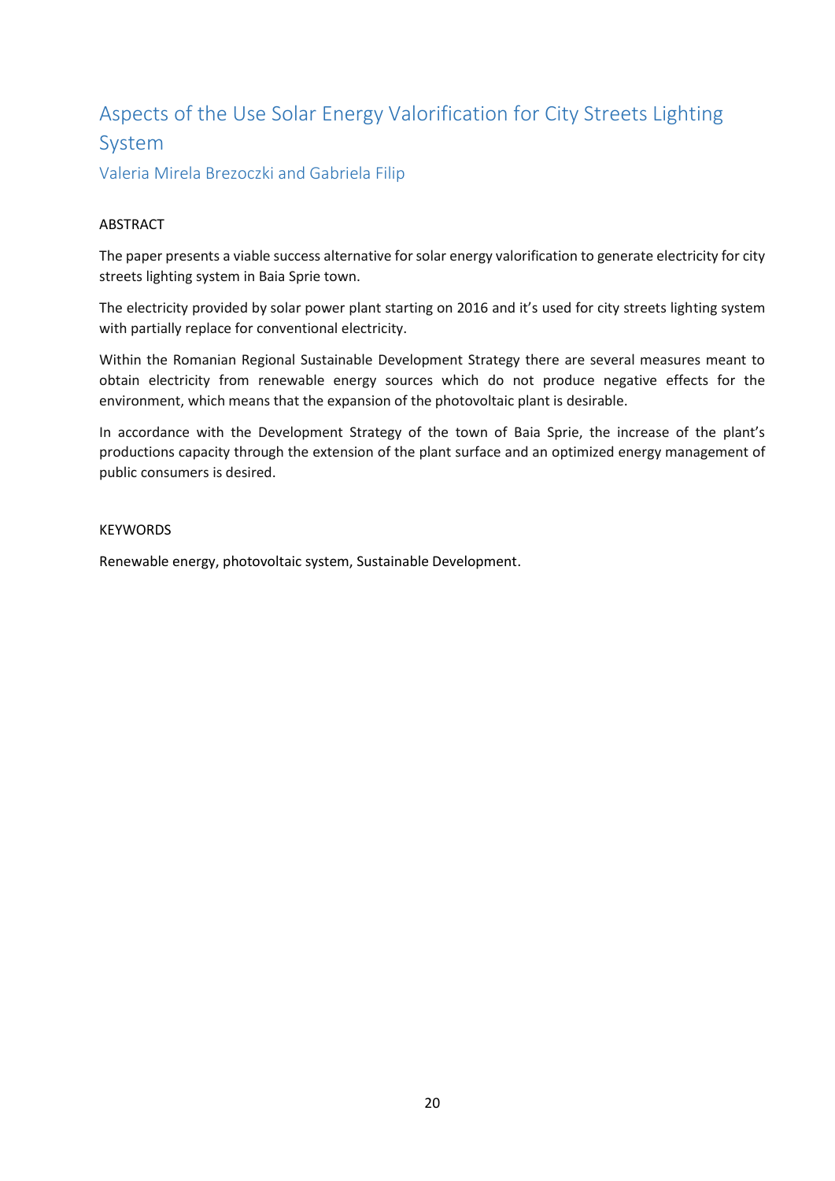# Aspects of the Use Solar Energy Valorification for City Streets Lighting System

Valeria Mirela Brezoczki and Gabriela Filip

## ABSTRACT

The paper presents a viable success alternative for solar energy valorification to generate electricity for city streets lighting system in Baia Sprie town.

The electricity provided by solar power plant starting on 2016 and it's used for city streets lighting system with partially replace for conventional electricity.

Within the Romanian Regional Sustainable Development Strategy there are several measures meant to obtain electricity from renewable energy sources which do not produce negative effects for the environment, which means that the expansion of the photovoltaic plant is desirable.

In accordance with the Development Strategy of the town of Baia Sprie, the increase of the plant's productions capacity through the extension of the plant surface and an optimized energy management of public consumers is desired.

## KEYWORDS

Renewable energy, photovoltaic system, Sustainable Development.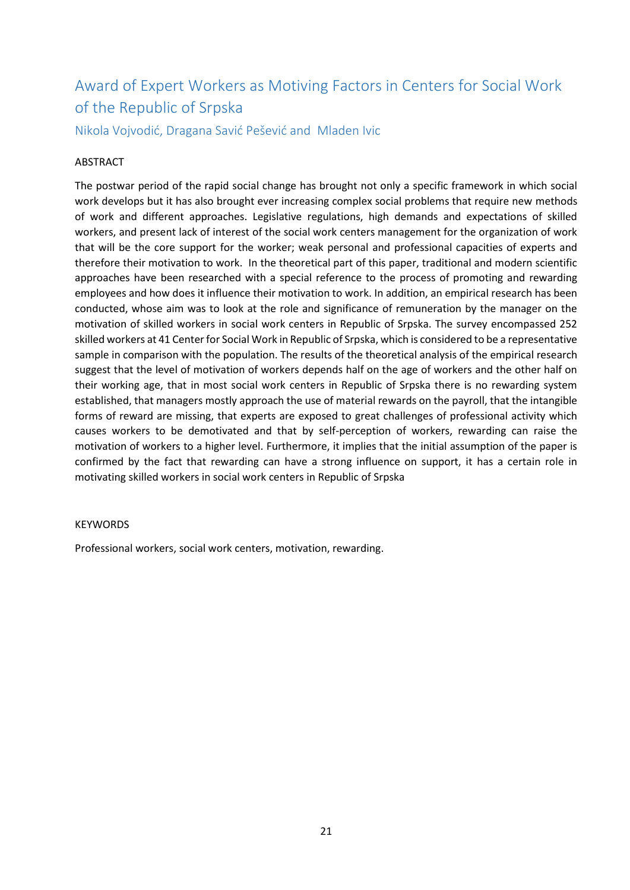# Award of Expert Workers as Motiving Factors in Centers for Social Work of the Republic of Srpska

Nikola Vojvodić, Dragana Savić Pešević and Mladen Ivic

ABSTRACT

The postwar period of the rapid social change has brought not only a specific framework in which social work develops but it has also brought ever increasing complex social problems that require new methods of work and different approaches. Legislative regulations, high demands and expectations of skilled workers, and present lack of interest of the social work centers management for the organization of work that will be the core support for the worker; weak personal and professional capacities of experts and therefore their motivation to work. In the theoretical part of this paper, traditional and modern scientific approaches have been researched with a special reference to the process of promoting and rewarding employees and how does it influence their motivation to work. In addition, an empirical research has been conducted, whose aim was to look at the role and significance of remuneration by the manager on the motivation of skilled workers in social work centers in Republic of Srpska. The survey encompassed 252 skilled workers at 41 Center for Social Work in Republic of Srpska, which is considered to be a representative sample in comparison with the population. The results of the theoretical analysis of the empirical research suggest that the level of motivation of workers depends half on the age of workers and the other half on their working age, that in most social work centers in Republic of Srpska there is no rewarding system established, that managers mostly approach the use of material rewards on the payroll, that the intangible forms of reward are missing, that experts are exposed to great challenges of professional activity which causes workers to be demotivated and that by self-perception of workers, rewarding can raise the motivation of workers to a higher level. Furthermore, it implies that the initial assumption of the paper is confirmed by the fact that rewarding can have a strong influence on support, it has a certain role in motivating skilled workers in social work centers in Republic of Srpska

KEYWORDS

Professional workers, social work centers, motivation, rewarding.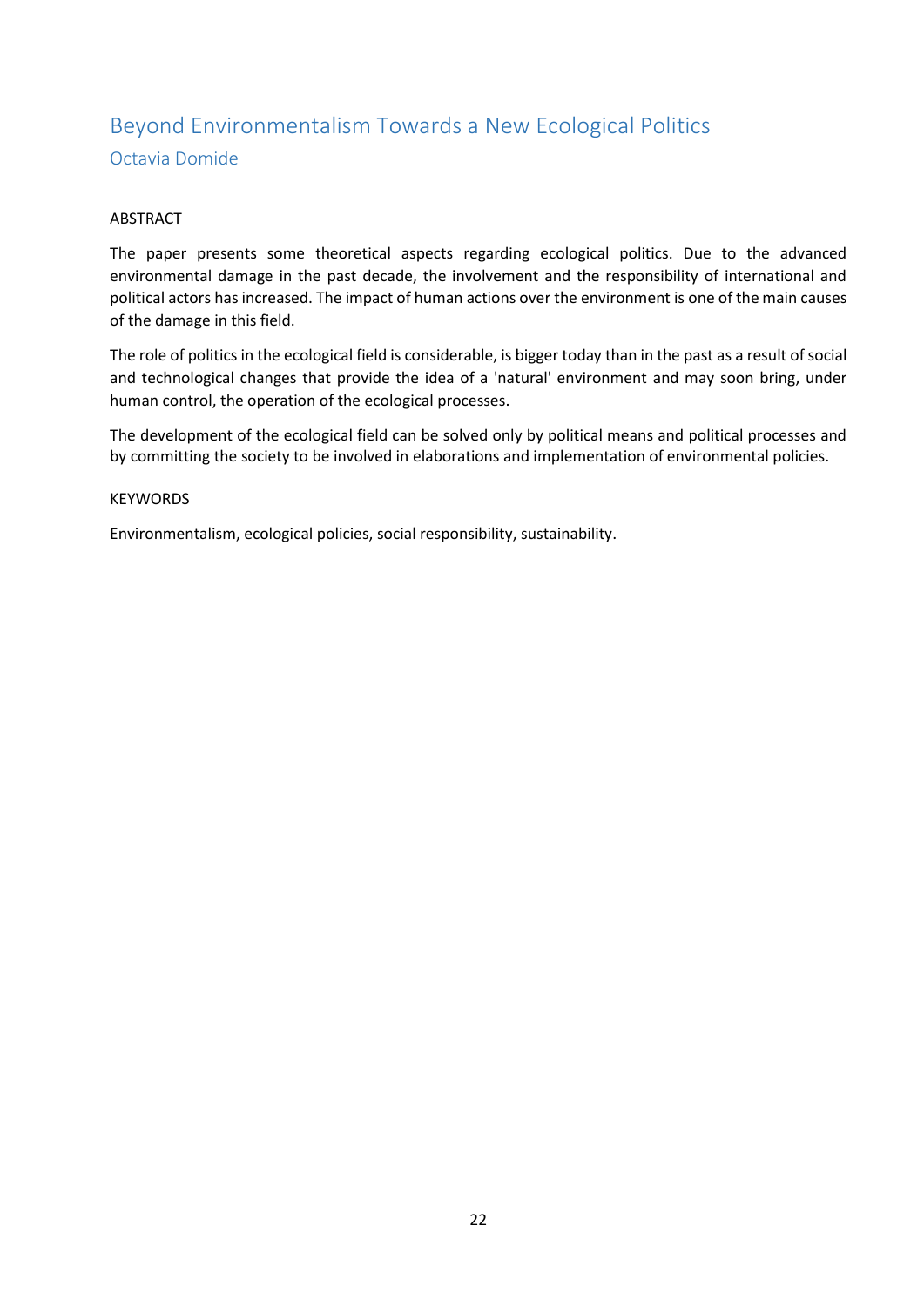# Beyond Environmentalism Towards a New Ecological Politics

Octavia Domide

## ABSTRACT

The paper presents some theoretical aspects regarding ecological politics. Due to the advanced environmental damage in the past decade, the involvement and the responsibility of international and political actors has increased. The impact of human actions over the environment is one of the main causes of the damage in this field.

The role of politics in the ecological field is considerable, is bigger today than in the past as a result of social and technological changes that provide the idea of a 'natural' environment and may soon bring, under human control, the operation of the ecological processes.

The development of the ecological field can be solved only by political means and political processes and by committing the society to be involved in elaborations and implementation of environmental policies.

## KEYWORDS

Environmentalism, ecological policies, social responsibility, sustainability.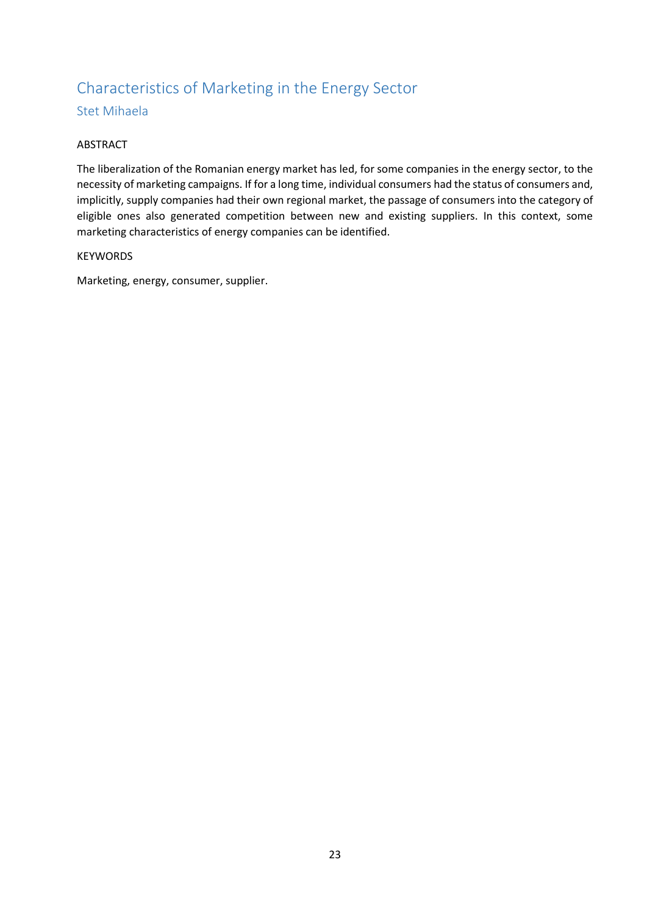# Characteristics of Marketing in the Energy Sector

## Stet Mihaela

ABSTRACT

The liberalization of the Romanian energy market has led, for some companies in the energy sector, to the necessity of marketing campaigns. If for a long time, individual consumers had the status of consumers and, implicitly, supply companies had their own regional market, the passage of consumers into the category of eligible ones also generated competition between new and existing suppliers. In this context, some marketing characteristics of energy companies can be identified.

KEYWORDS

Marketing, energy, consumer, supplier.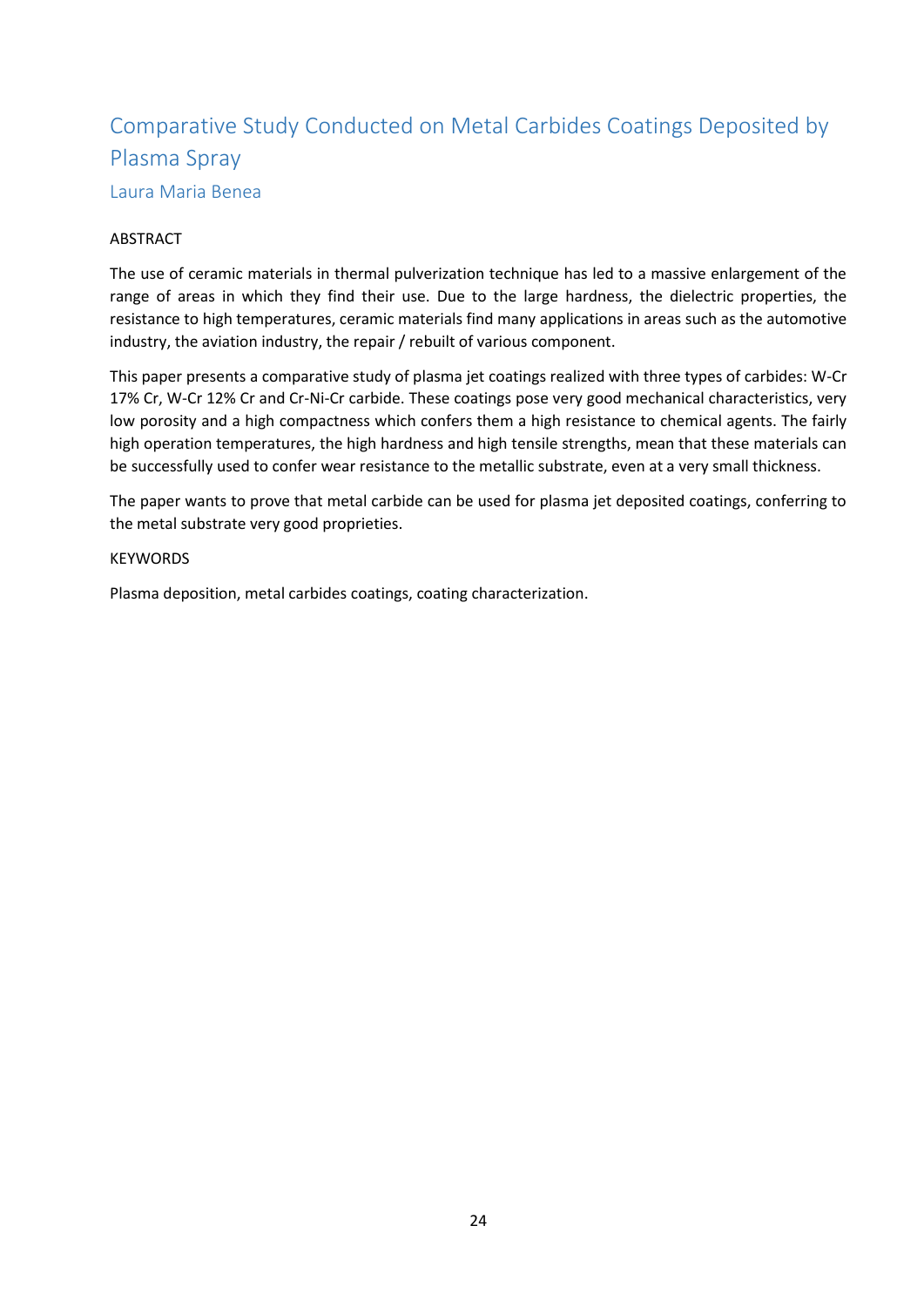# Comparative Study Conducted on Metal Carbides Coatings Deposited by Plasma Spray

Laura Maria Benea

ABSTRACT

The use of ceramic materials in thermal pulverization technique has led to a massive enlargement of the range of areas in which they find their use. Due to the large hardness, the dielectric properties, the resistance to high temperatures, ceramic materials find many applications in areas such as the automotive industry, the aviation industry, the repair / rebuilt of various component.

This paper presents a comparative study of plasma jet coatings realized with three types of carbides: W-Cr 17% Cr, W-Cr 12% Cr and Cr-Ni-Cr carbide. These coatings pose very good mechanical characteristics, very low porosity and a high compactness which confers them a high resistance to chemical agents. The fairly high operation temperatures, the high hardness and high tensile strengths, mean that these materials can be successfully used to confer wear resistance to the metallic substrate, even at a very small thickness.

The paper wants to prove that metal carbide can be used for plasma jet deposited coatings, conferring to the metal substrate very good proprieties.

KEYWORDS

Plasma deposition, metal carbides coatings, coating characterization.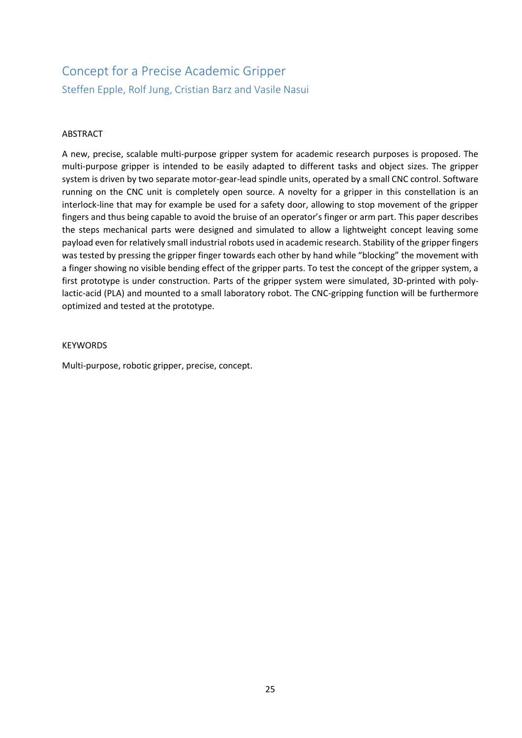# Concept for a Precise Academic Gripper

## Steffen Epple, Rolf Jung, Cristian Barz and Vasile Nasui

### ABSTRACT

A new, precise, scalable multi-purpose gripper system for academic research purposes is proposed. The multi-purpose gripper is intended to be easily adapted to different tasks and object sizes. The gripper system is driven by two separate motor-gear-lead spindle units, operated by a small CNC control. Software running on the CNC unit is completely open source. A novelty for a gripper in this constellation is an interlock-line that may for example be used for a safety door, allowing to stop movement of the gripper fingers and thus being capable to avoid the bruise of an operator's finger or arm part. This paper describes the steps mechanical parts were designed and simulated to allow a lightweight concept leaving some payload even for relatively small industrial robots used in academic research. Stability of the gripper fingers was tested by pressing the gripper finger towards each other by hand while "blocking" the movement with a finger showing no visible bending effect of the gripper parts. To test the concept of the gripper system, a first prototype is under construction. Parts of the gripper system were simulated, 3D-printed with poly-lactic-acid (PLA) and mounted to a small laboratory robot. The CNC-gripping function will be furthermore optimized and tested at the prototype.

### KEYWORDS

Multi-purpose, robotic gripper, precise, concept.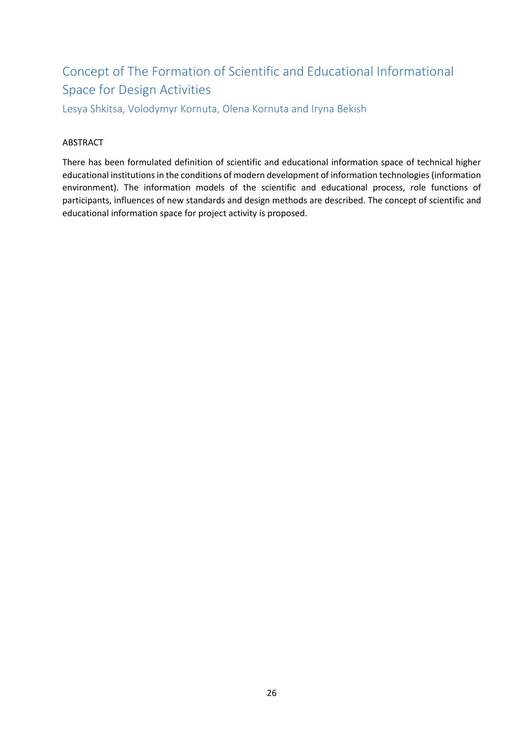## Concept of The Formation of Scientific and Educational Informational Space for Design Activities

Lesya Shkitsa, Volodymyr Kornuta, Olena Kornuta and Iryna Bekish

ABSTRACT

There has been formulated definition of scientific and educational information space of technical higher educational institutions in the conditions of modern development of information technologies (information environment). The information models of the scientific and educational process, role functions of participants, influences of new standards and design methods are described. The concept of scientific and educational information space for project activity is proposed.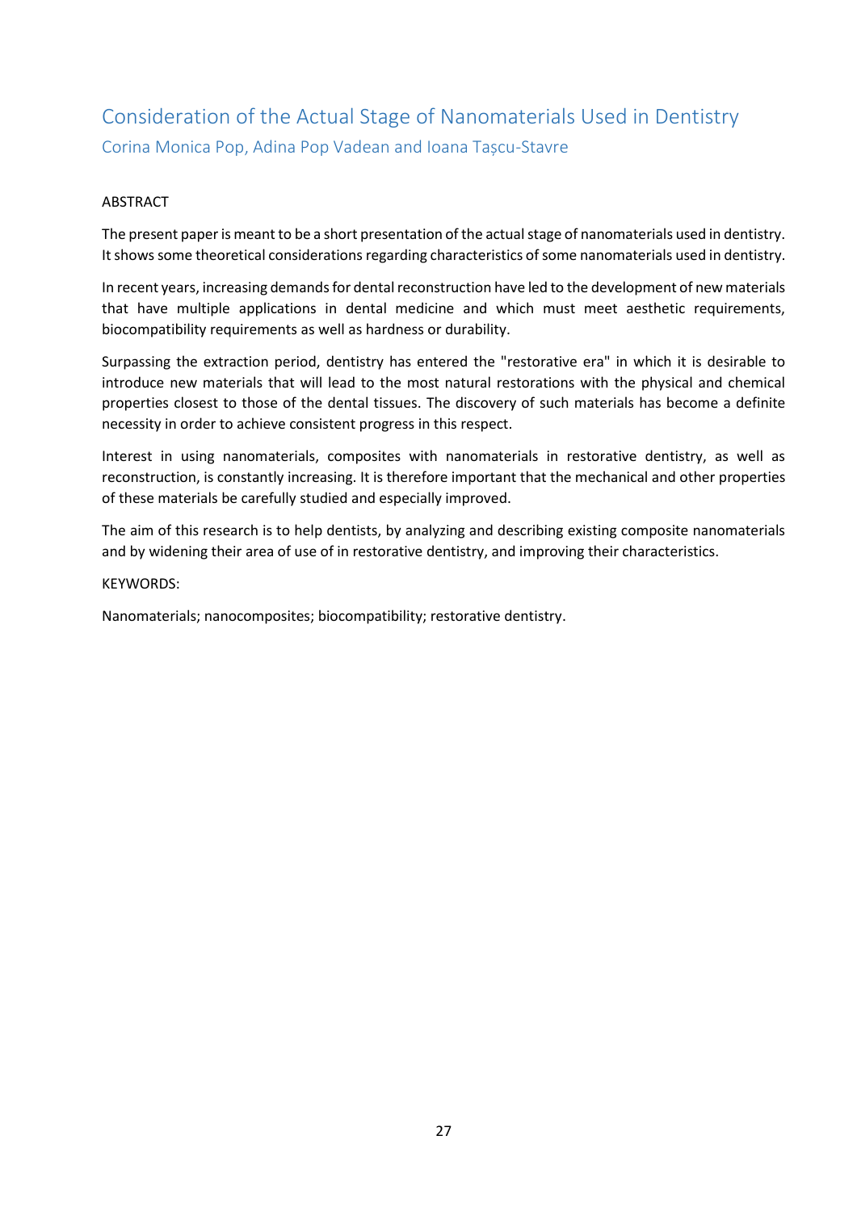# Consideration of the Actual Stage of Nanomaterials Used in Dentistry

Corina Monica Pop, Adina Pop Vadean and Ioana Tașcu-Stavre

ABSTRACT

The present paper is meant to be a short presentation of the actual stage of nanomaterials used in dentistry. It shows some theoretical considerations regarding characteristics of some nanomaterials used in dentistry.

In recent years, increasing demands for dental reconstruction have led to the development of new materials that have multiple applications in dental medicine and which must meet aesthetic requirements, biocompatibility requirements as well as hardness or durability.

Surpassing the extraction period, dentistry has entered the "restorative era" in which it is desirable to introduce new materials that will lead to the most natural restorations with the physical and chemical properties closest to those of the dental tissues. The discovery of such materials has become a definite necessity in order to achieve consistent progress in this respect.

Interest in using nanomaterials, composites with nanomaterials in restorative dentistry, as well as reconstruction, is constantly increasing. It is therefore important that the mechanical and other properties of these materials be carefully studied and especially improved.

The aim of this research is to help dentists, by analyzing and describing existing composite nanomaterials and by widening their area of use of in restorative dentistry, and improving their characteristics.

KEYWORDS:

Nanomaterials; nanocomposites; biocompatibility; restorative dentistry.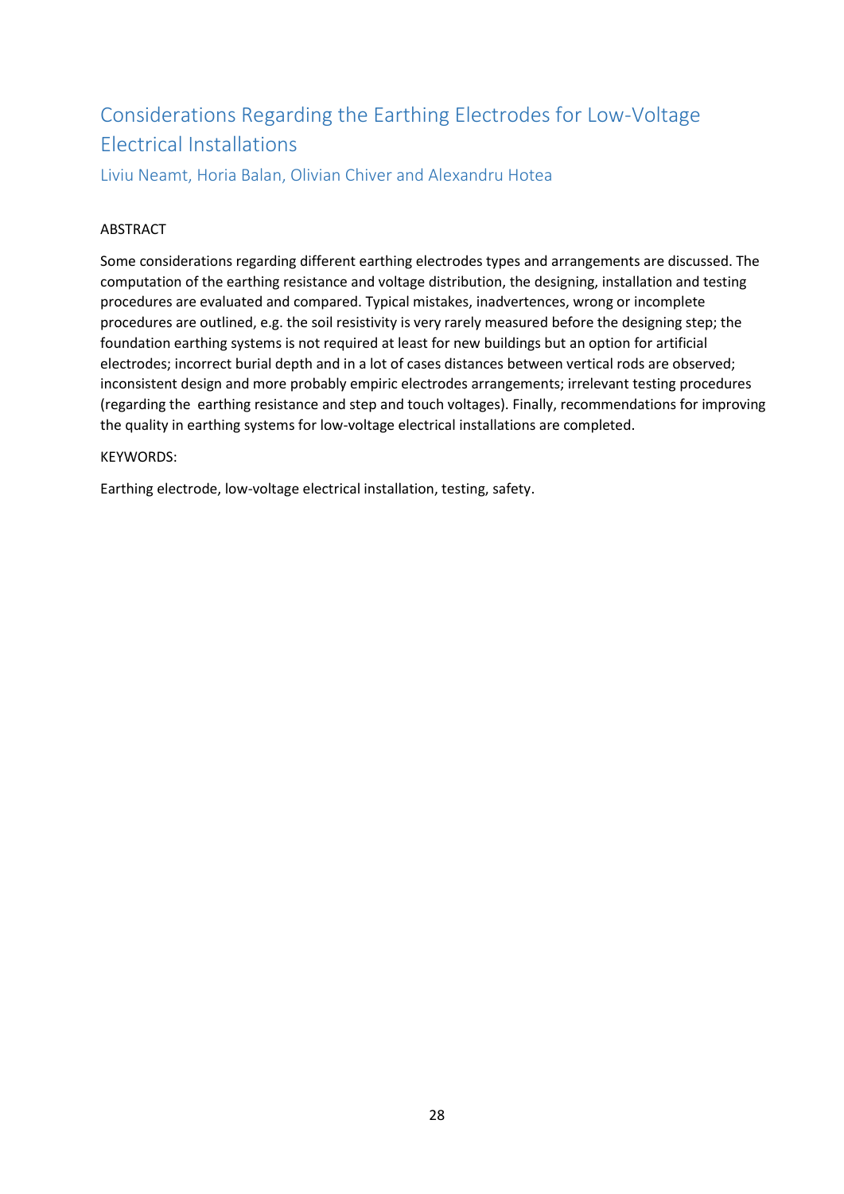# Considerations Regarding the Earthing Electrodes for Low-Voltage Electrical Installations

Liviu Neamt, Horia Balan, Olivian Chiver and Alexandru Hotea

ABSTRACT

Some considerations regarding different earthing electrodes types and arrangements are discussed. The computation of the earthing resistance and voltage distribution, the designing, installation and testing procedures are evaluated and compared. Typical mistakes, inadvertences, wrong or incomplete procedures are outlined, e.g. the soil resistivity is very rarely measured before the designing step; the foundation earthing systems is not required at least for new buildings but an option for artificial electrodes; incorrect burial depth and in a lot of cases distances between vertical rods are observed; inconsistent design and more probably empiric electrodes arrangements; irrelevant testing procedures (regarding the earthing resistance and step and touch voltages). Finally, recommendations for improving the quality in earthing systems for low-voltage electrical installations are completed.

KEYWORDS:

Earthing electrode, low-voltage electrical installation, testing, safety.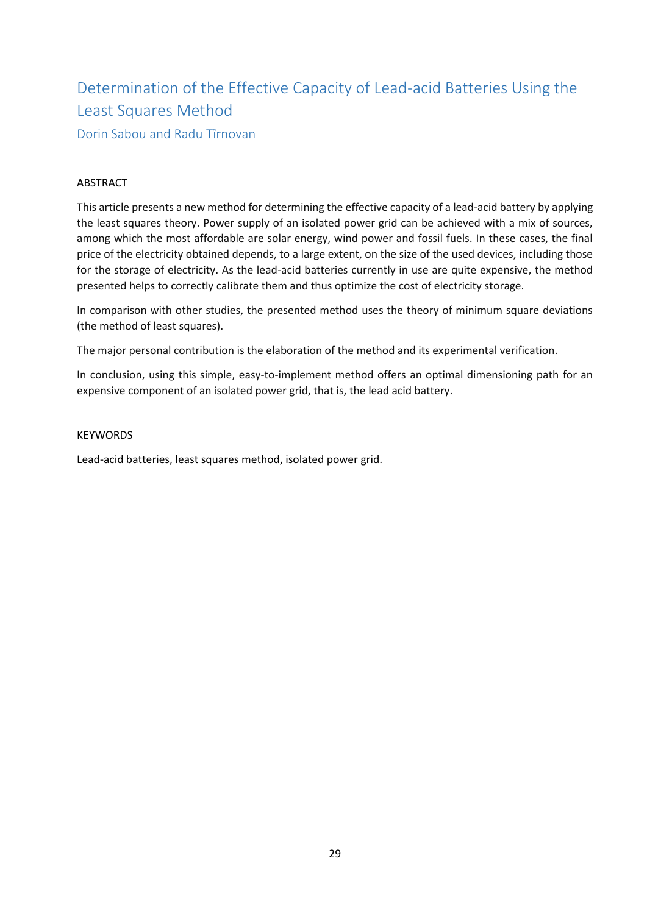# Determination of the Effective Capacity of Lead-acid Batteries Using the Least Squares Method

Dorin Sabou and Radu Tîrnovan

## ABSTRACT

This article presents a new method for determining the effective capacity of a lead-acid battery by applying the least squares theory. Power supply of an isolated power grid can be achieved with a mix of sources, among which the most affordable are solar energy, wind power and fossil fuels. In these cases, the final price of the electricity obtained depends, to a large extent, on the size of the used devices, including those for the storage of electricity. As the lead-acid batteries currently in use are quite expensive, the method presented helps to correctly calibrate them and thus optimize the cost of electricity storage.

In comparison with other studies, the presented method uses the theory of minimum square deviations (the method of least squares).

The major personal contribution is the elaboration of the method and its experimental verification.

In conclusion, using this simple, easy-to-implement method offers an optimal dimensioning path for an expensive component of an isolated power grid, that is, the lead acid battery.

## KEYWORDS

Lead-acid batteries, least squares method, isolated power grid.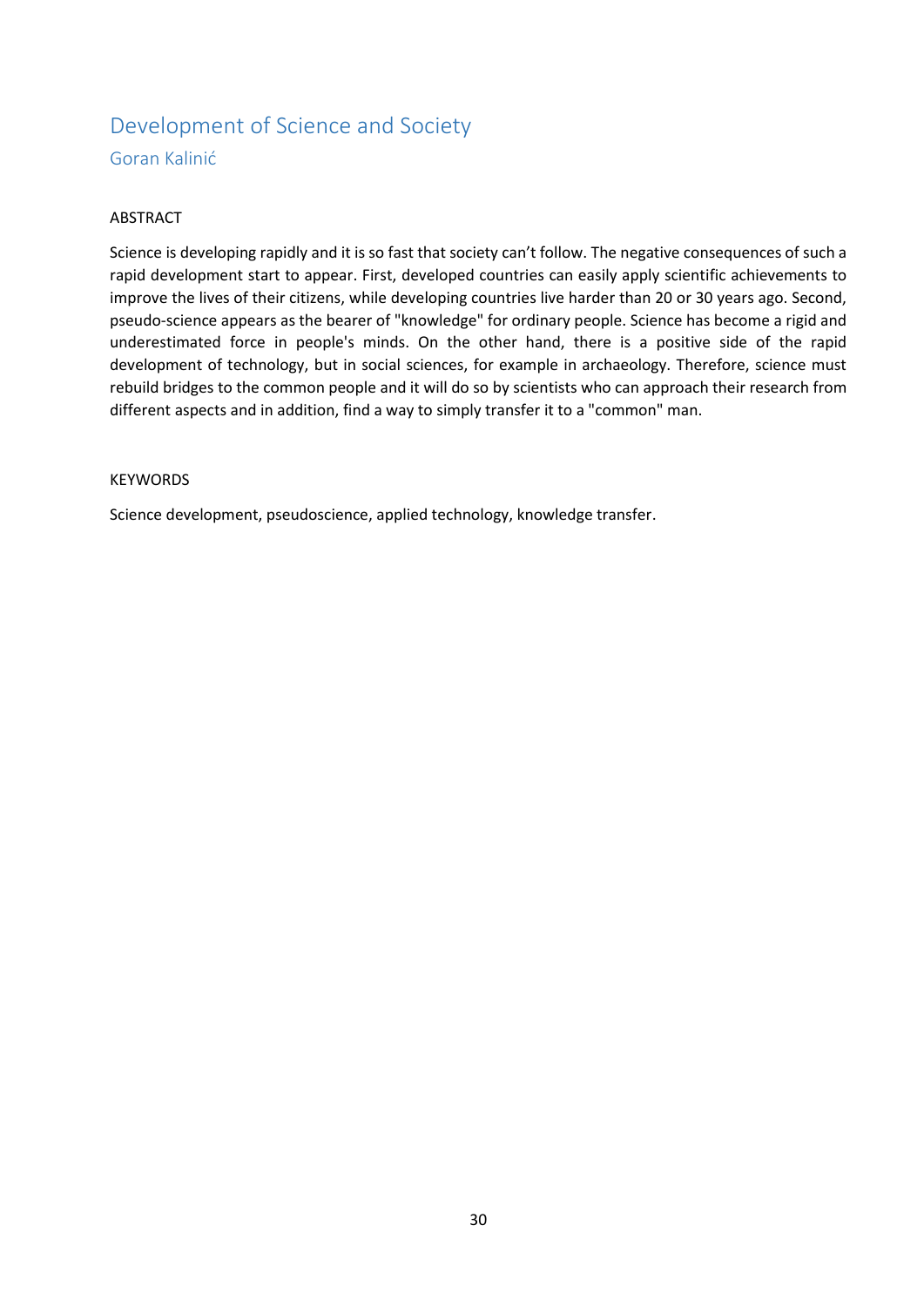# Development of Science and Society

## Goran Kalinić

### ABSTRACT

Science is developing rapidly and it is so fast that society can't follow. The negative consequences of such a rapid development start to appear. First, developed countries can easily apply scientific achievements to improve the lives of their citizens, while developing countries live harder than 20 or 30 years ago. Second, pseudo-science appears as the bearer of "knowledge" for ordinary people. Science has become a rigid and underestimated force in people's minds. On the other hand, there is a positive side of the rapid development of technology, but in social sciences, for example in archaeology. Therefore, science must rebuild bridges to the common people and it will do so by scientists who can approach their research from different aspects and in addition, find a way to simply transfer it to a "common" man.

### KEYWORDS

Science development, pseudoscience, applied technology, knowledge transfer.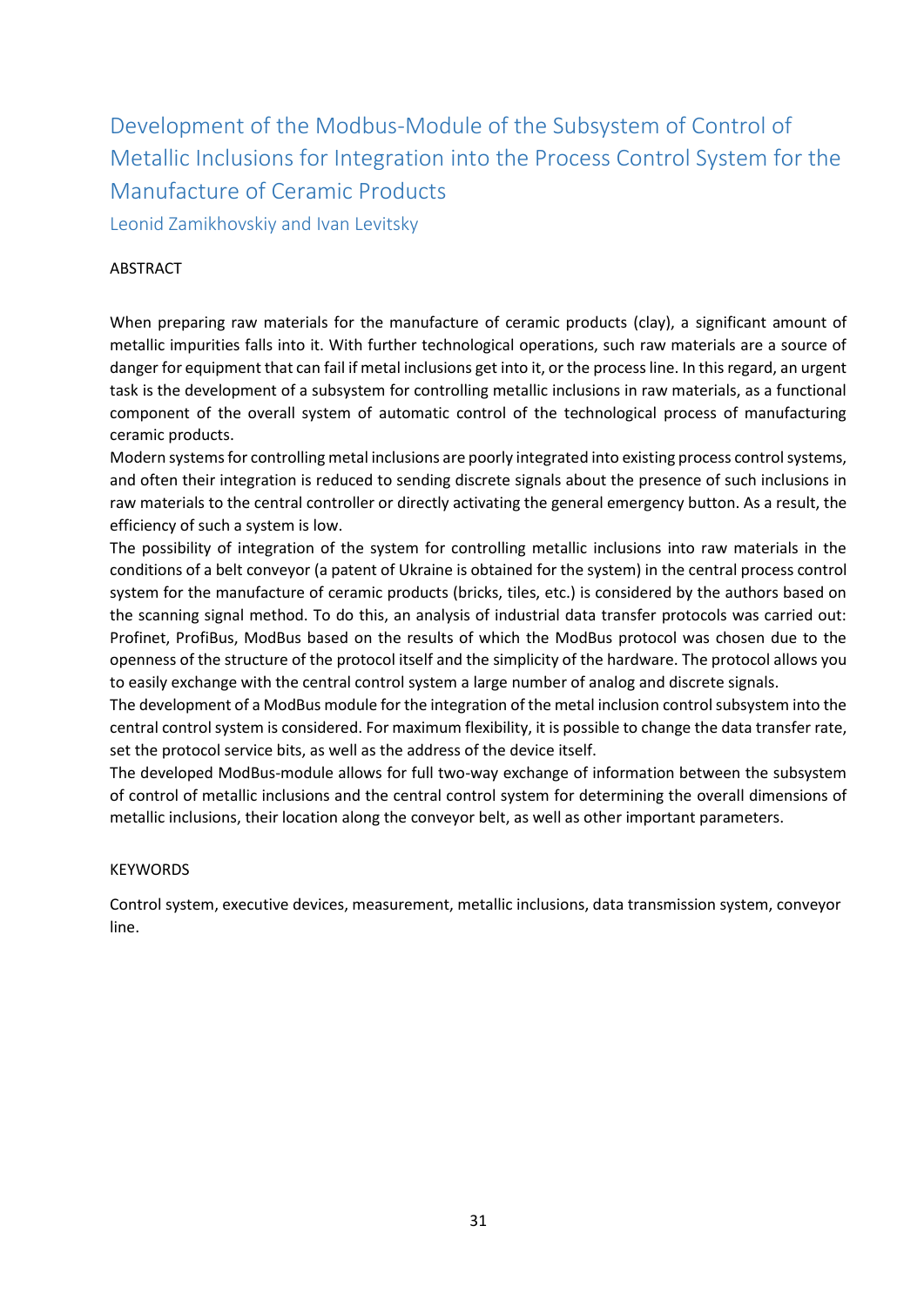# Development of the Modbus-Module of the Subsystem of Control of Metallic Inclusions for Integration into the Process Control System for the Manufacture of Ceramic Products

Leonid Zamikhovskiy and Ivan Levitsky

ABSTRACT

When preparing raw materials for the manufacture of ceramic products (clay), a significant amount of metallic impurities falls into it. With further technological operations, such raw materials are a source of danger for equipment that can fail if metal inclusions get into it, or the process line. In this regard, an urgent task is the development of a subsystem for controlling metallic inclusions in raw materials, as a functional component of the overall system of automatic control of the technological process of manufacturing ceramic products.

Modern systems for controlling metal inclusions are poorly integrated into existing process control systems, and often their integration is reduced to sending discrete signals about the presence of such inclusions in raw materials to the central controller or directly activating the general emergency button. As a result, the efficiency of such a system is low.

The possibility of integration of the system for controlling metallic inclusions into raw materials in the conditions of a belt conveyor (a patent of Ukraine is obtained for the system) in the central process control system for the manufacture of ceramic products (bricks, tiles, etc.) is considered by the authors based on the scanning signal method. To do this, an analysis of industrial data transfer protocols was carried out: Profinet, ProfiBus, ModBus based on the results of which the ModBus protocol was chosen due to the openness of the structure of the protocol itself and the simplicity of the hardware. The protocol allows you to easily exchange with the central control system a large number of analog and discrete signals.

The development of a ModBus module for the integration of the metal inclusion control subsystem into the central control system is considered. For maximum flexibility, it is possible to change the data transfer rate, set the protocol service bits, as well as the address of the device itself.

The developed ModBus-module allows for full two-way exchange of information between the subsystem of control of metallic inclusions and the central control system for determining the overall dimensions of metallic inclusions, their location along the conveyor belt, as well as other important parameters.

KEYWORDS

Control system, executive devices, measurement, metallic inclusions, data transmission system, conveyor line.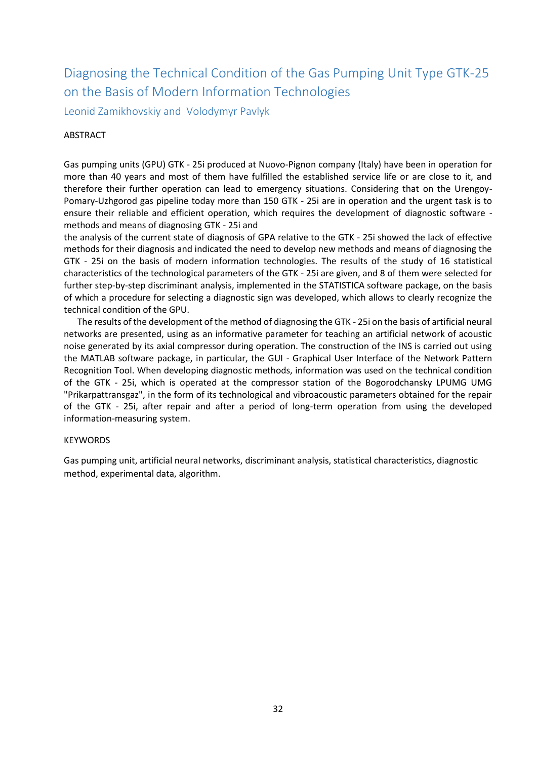## Diagnosing the Technical Condition of the Gas Pumping Unit Type GTK-25 on the Basis of Modern Information Technologies

Leonid Zamikhovskiy and Volodymyr Pavlyk

ABSTRACT

Gas pumping units (GPU) GTK - 25i produced at Nuovo-Pignon company (Italy) have been in operation for more than 40 years and most of them have fulfilled the established service life or are close to it, and therefore their further operation can lead to emergency situations. Considering that on the Urengoy-Pomary-Uzhgorod gas pipeline today more than 150 GTK - 25i are in operation and the urgent task is to ensure their reliable and efficient operation, which requires the development of diagnostic software - methods and means of diagnosing GTK - 25i and

the analysis of the current state of diagnosis of GPA relative to the GTK - 25i showed the lack of effective methods for their diagnosis and indicated the need to develop new methods and means of diagnosing the GTK - 25i on the basis of modern information technologies. The results of the study of 16 statistical characteristics of the technological parameters of the GTK - 25i are given, and 8 of them were selected for further step-by-step discriminant analysis, implemented in the STATISTICA software package, on the basis of which a procedure for selecting a diagnostic sign was developed, which allows to clearly recognize the technical condition of the GPU.

The results of the development of the method of diagnosing the GTK - 25i on the basis of artificial neural networks are presented, using as an informative parameter for teaching an artificial network of acoustic noise generated by its axial compressor during operation. The construction of the INS is carried out using the MATLAB software package, in particular, the GUI - Graphical User Interface of the Network Pattern Recognition Tool. When developing diagnostic methods, information was used on the technical condition of the GTK - 25i, which is operated at the compressor station of the Bogorodchansky LPUMG UMG "Prikarpattransgaz", in the form of its technological and vibroacoustic parameters obtained for the repair of the GTK - 25i, after repair and after a period of long-term operation from using the developed information-measuring system.

KEYWORDS

Gas pumping unit, artificial neural networks, discriminant analysis, statistical characteristics, diagnostic method, experimental data, algorithm.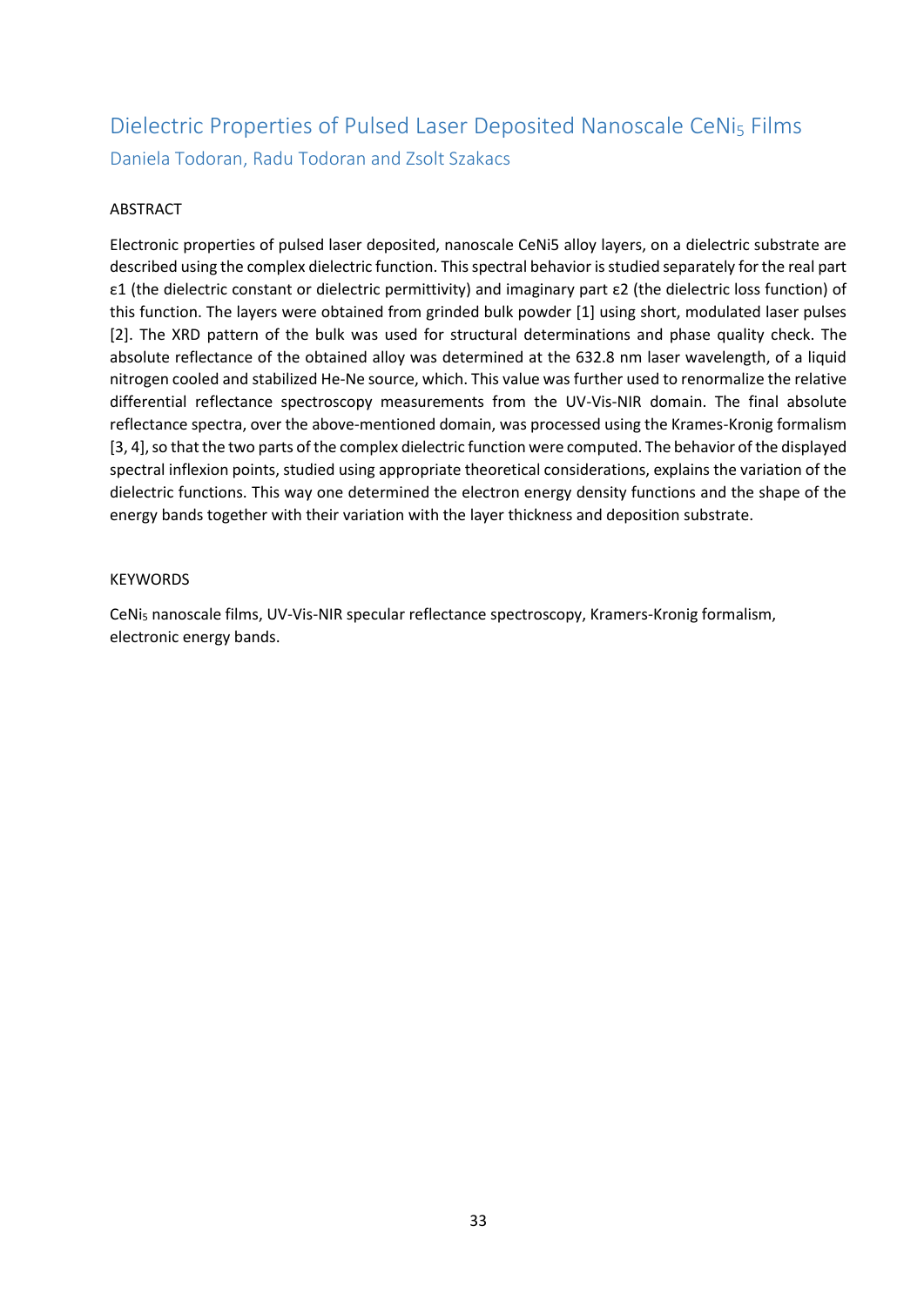# Dielectric Properties of Pulsed Laser Deposited Nanoscale $CeNi_5$ Films

Daniela Todoran, Radu Todoran and Zsolt Szakacs

ABSTRACT

Electronic properties of pulsed laser deposited, nanoscale CeNi5 alloy layers, on a dielectric substrate are described using the complex dielectric function. This spectral behavior is studied separately for the real part ε1 (the dielectric constant or dielectric permittivity) and imaginary part ε2 (the dielectric loss function) of this function. The layers were obtained from grinded bulk powder [1] using short, modulated laser pulses [2]. The XRD pattern of the bulk was used for structural determinations and phase quality check. The absolute reflectance of the obtained alloy was determined at the 632.8 nm laser wavelength, of a liquid nitrogen cooled and stabilized He-Ne source, which. This value was further used to renormalize the relative differential reflectance spectroscopy measurements from the UV-Vis-NIR domain. The final absolute reflectance spectra, over the above-mentioned domain, was processed using the Krames-Kronig formalism [3, 4], so that the two parts of the complex dielectric function were computed. The behavior of the displayed spectral inflexion points, studied using appropriate theoretical considerations, explains the variation of the dielectric functions. This way one determined the electron energy density functions and the shape of the energy bands together with their variation with the layer thickness and deposition substrate.

KEYWORDS

$CeNi_5$ nanoscale films, UV-Vis-NIR specular reflectance spectroscopy, Kramers-Kronig formalism, electronic energy bands.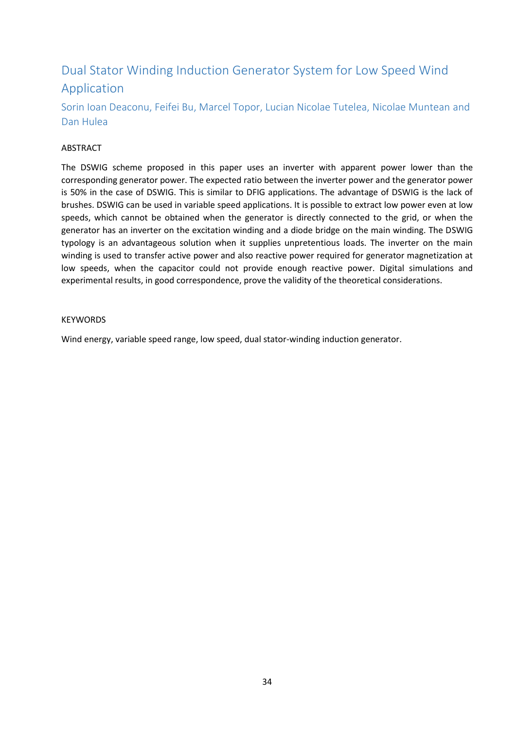# Dual Stator Winding Induction Generator System for Low Speed Wind Application

Sorin Ioan Deaconu, Feifei Bu, Marcel Topor, Lucian Nicolae Tutelea, Nicolae Muntean and Dan Hulea

## ABSTRACT

The DSWIG scheme proposed in this paper uses an inverter with apparent power lower than the corresponding generator power. The expected ratio between the inverter power and the generator power is 50% in the case of DSWIG. This is similar to DFIG applications. The advantage of DSWIG is the lack of brushes. DSWIG can be used in variable speed applications. It is possible to extract low power even at low speeds, which cannot be obtained when the generator is directly connected to the grid, or when the generator has an inverter on the excitation winding and a diode bridge on the main winding. The DSWIG typology is an advantageous solution when it supplies unpretentious loads. The inverter on the main winding is used to transfer active power and also reactive power required for generator magnetization at low speeds, when the capacitor could not provide enough reactive power. Digital simulations and experimental results, in good correspondence, prove the validity of the theoretical considerations.

## KEYWORDS

Wind energy, variable speed range, low speed, dual stator-winding induction generator.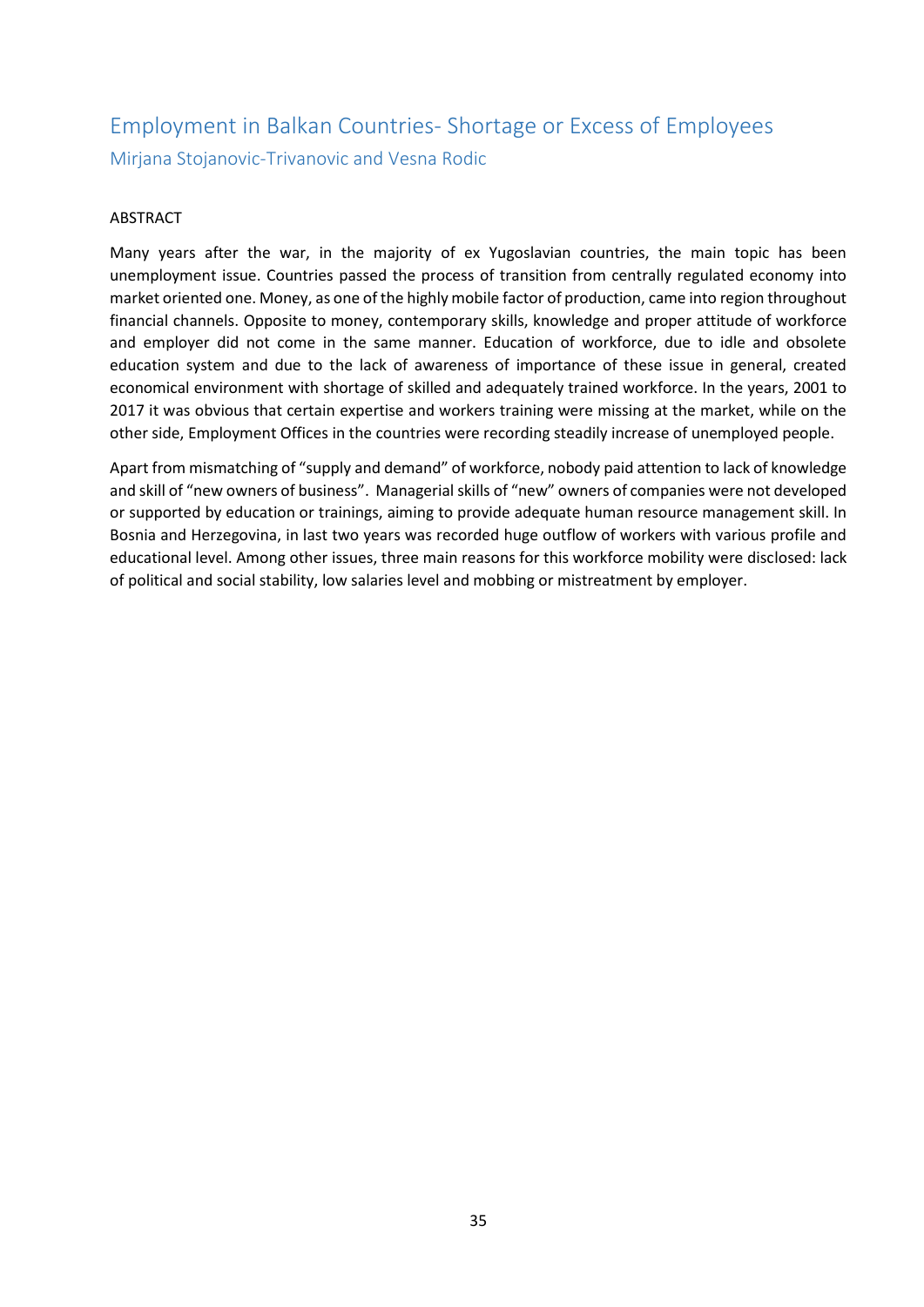## Employment in Balkan Countries- Shortage or Excess of Employees

### Mirjana Stojanovic-Trivanovic and Vesna Rodic

ABSTRACT

Many years after the war, in the majority of ex Yugoslavian countries, the main topic has been unemployment issue. Countries passed the process of transition from centrally regulated economy into market oriented one. Money, as one of the highly mobile factor of production, came into region throughout financial channels. Opposite to money, contemporary skills, knowledge and proper attitude of workforce and employer did not come in the same manner. Education of workforce, due to idle and obsolete education system and due to the lack of awareness of importance of these issue in general, created economical environment with shortage of skilled and adequately trained workforce. In the years, 2001 to 2017 it was obvious that certain expertise and workers training were missing at the market, while on the other side, Employment Offices in the countries were recording steadily increase of unemployed people.

Apart from mismatching of "supply and demand" of workforce, nobody paid attention to lack of knowledge and skill of "new owners of business". Managerial skills of "new" owners of companies were not developed or supported by education or trainings, aiming to provide adequate human resource management skill. In Bosnia and Herzegovina, in last two years was recorded huge outflow of workers with various profile and educational level. Among other issues, three main reasons for this workforce mobility were disclosed: lack of political and social stability, low salaries level and mobbing or mistreatment by employer.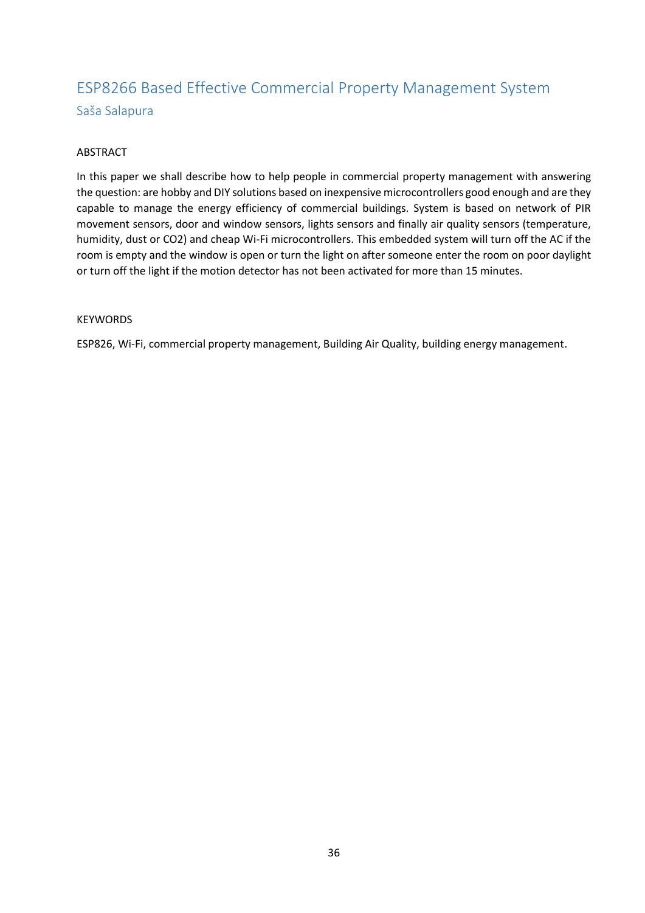# ESP8266 Based Effective Commercial Property Management System

## Saša Salapura

### ABSTRACT

In this paper we shall describe how to help people in commercial property management with answering the question: are hobby and DIY solutions based on inexpensive microcontrollers good enough and are they capable to manage the energy efficiency of commercial buildings. System is based on network of PIR movement sensors, door and window sensors, lights sensors and finally air quality sensors (temperature, humidity, dust or CO2) and cheap Wi-Fi microcontrollers. This embedded system will turn off the AC if the room is empty and the window is open or turn the light on after someone enter the room on poor daylight or turn off the light if the motion detector has not been activated for more than 15 minutes.

### KEYWORDS

ESP826, Wi-Fi, commercial property management, Building Air Quality, building energy management.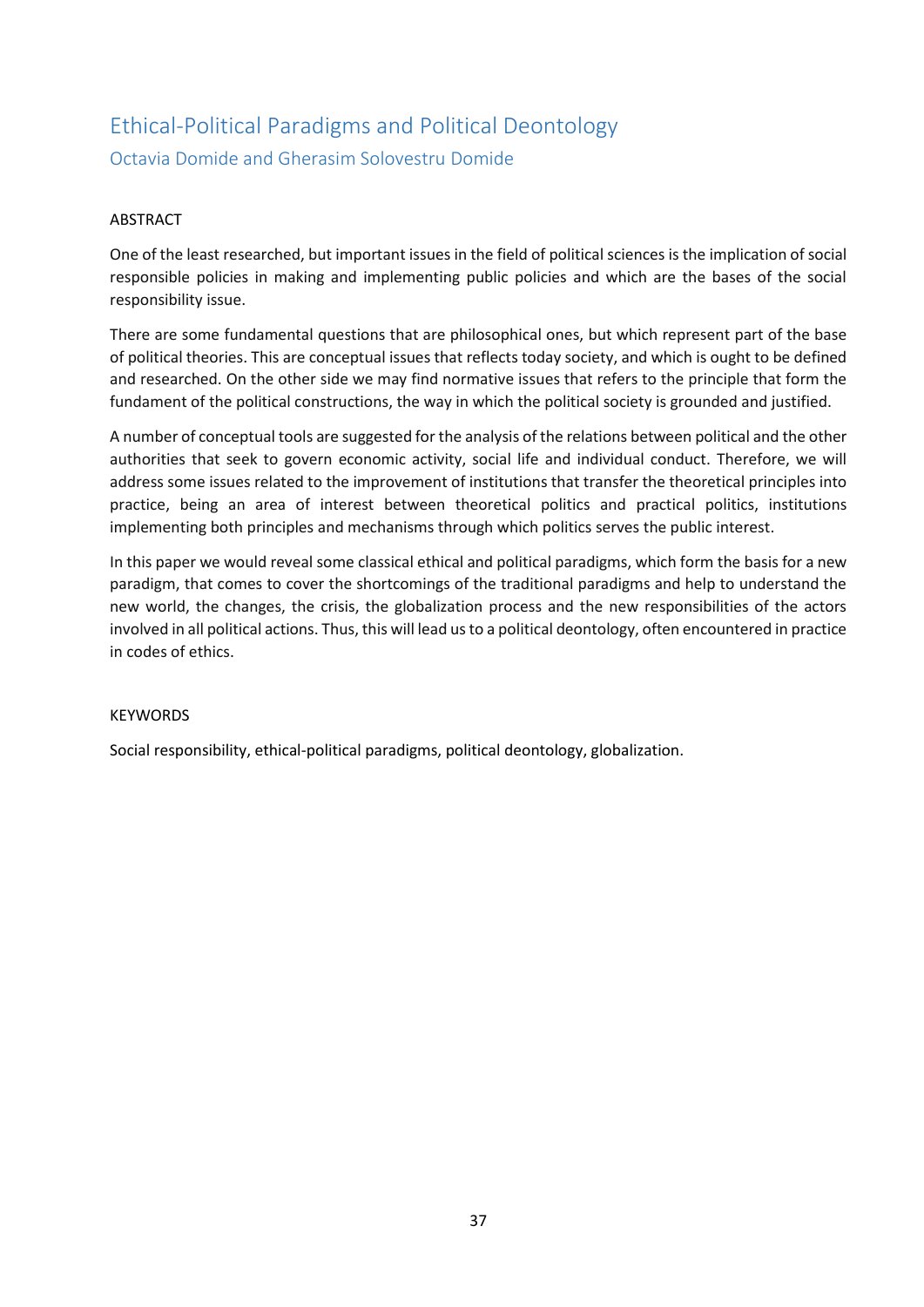# Ethical-Political Paradigms and Political Deontology

## Octavia Domide and Gherasim Solovestru Domide

ABSTRACT

One of the least researched, but important issues in the field of political sciences is the implication of social responsible policies in making and implementing public policies and which are the bases of the social responsibility issue.

There are some fundamental questions that are philosophical ones, but which represent part of the base of political theories. This are conceptual issues that reflects today society, and which is ought to be defined and researched. On the other side we may find normative issues that refers to the principle that form the fundament of the political constructions, the way in which the political society is grounded and justified.

A number of conceptual tools are suggested for the analysis of the relations between political and the other authorities that seek to govern economic activity, social life and individual conduct. Therefore, we will address some issues related to the improvement of institutions that transfer the theoretical principles into practice, being an area of interest between theoretical politics and practical politics, institutions implementing both principles and mechanisms through which politics serves the public interest.

In this paper we would reveal some classical ethical and political paradigms, which form the basis for a new paradigm, that comes to cover the shortcomings of the traditional paradigms and help to understand the new world, the changes, the crisis, the globalization process and the new responsibilities of the actors involved in all political actions. Thus, this will lead us to a political deontology, often encountered in practice in codes of ethics.

KEYWORDS

Social responsibility, ethical-political paradigms, political deontology, globalization.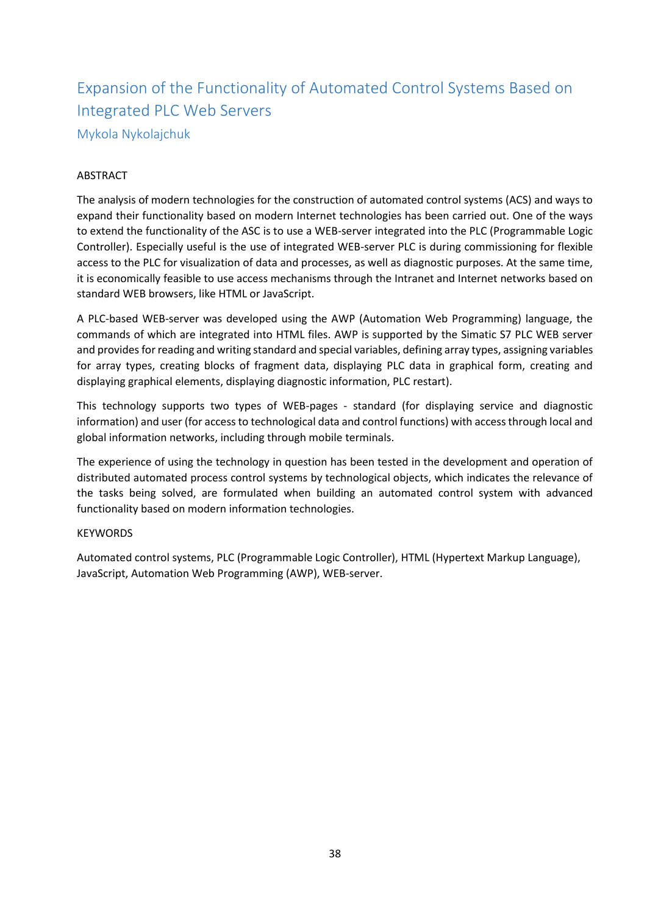# Expansion of the Functionality of Automated Control Systems Based on Integrated PLC Web Servers

Mykola Nykolajchuk

ABSTRACT

The analysis of modern technologies for the construction of automated control systems (ACS) and ways to expand their functionality based on modern Internet technologies has been carried out. One of the ways to extend the functionality of the ASC is to use a WEB-server integrated into the PLC (Programmable Logic Controller). Especially useful is the use of integrated WEB-server PLC is during commissioning for flexible access to the PLC for visualization of data and processes, as well as diagnostic purposes. At the same time, it is economically feasible to use access mechanisms through the Intranet and Internet networks based on standard WEB browsers, like HTML or JavaScript.

A PLC-based WEB-server was developed using the AWP (Automation Web Programming) language, the commands of which are integrated into HTML files. AWP is supported by the Simatic S7 PLC WEB server and provides for reading and writing standard and special variables, defining array types, assigning variables for array types, creating blocks of fragment data, displaying PLC data in graphical form, creating and displaying graphical elements, displaying diagnostic information, PLC restart).

This technology supports two types of WEB-pages - standard (for displaying service and diagnostic information) and user (for access to technological data and control functions) with access through local and global information networks, including through mobile terminals.

The experience of using the technology in question has been tested in the development and operation of distributed automated process control systems by technological objects, which indicates the relevance of the tasks being solved, are formulated when building an automated control system with advanced functionality based on modern information technologies.

KEYWORDS

Automated control systems, PLC (Programmable Logic Controller), HTML (Hypertext Markup Language), JavaScript, Automation Web Programming (AWP), WEB-server.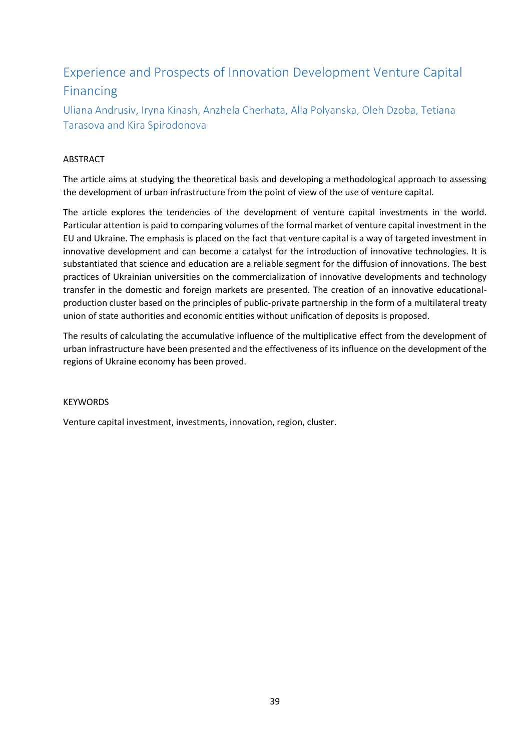# Experience and Prospects of Innovation Development Venture Capital Financing

Uliana Andrusiv, Iryna Kinash, Anzhela Cherhata, Alla Polyanska, Oleh Dzoba, Tetiana Tarasova and Kira Spirodonova

ABSTRACT

The article aims at studying the theoretical basis and developing a methodological approach to assessing the development of urban infrastructure from the point of view of the use of venture capital.

The article explores the tendencies of the development of venture capital investments in the world. Particular attention is paid to comparing volumes of the formal market of venture capital investment in the EU and Ukraine. The emphasis is placed on the fact that venture capital is a way of targeted investment in innovative development and can become a catalyst for the introduction of innovative technologies. It is substantiated that science and education are a reliable segment for the diffusion of innovations. The best practices of Ukrainian universities on the commercialization of innovative developments and technology transfer in the domestic and foreign markets are presented. The creation of an innovative educational-production cluster based on the principles of public-private partnership in the form of a multilateral treaty union of state authorities and economic entities without unification of deposits is proposed.

The results of calculating the accumulative influence of the multiplicative effect from the development of urban infrastructure have been presented and the effectiveness of its influence on the development of the regions of Ukraine economy has been proved.

KEYWORDS

Venture capital investment, investments, innovation, region, cluster.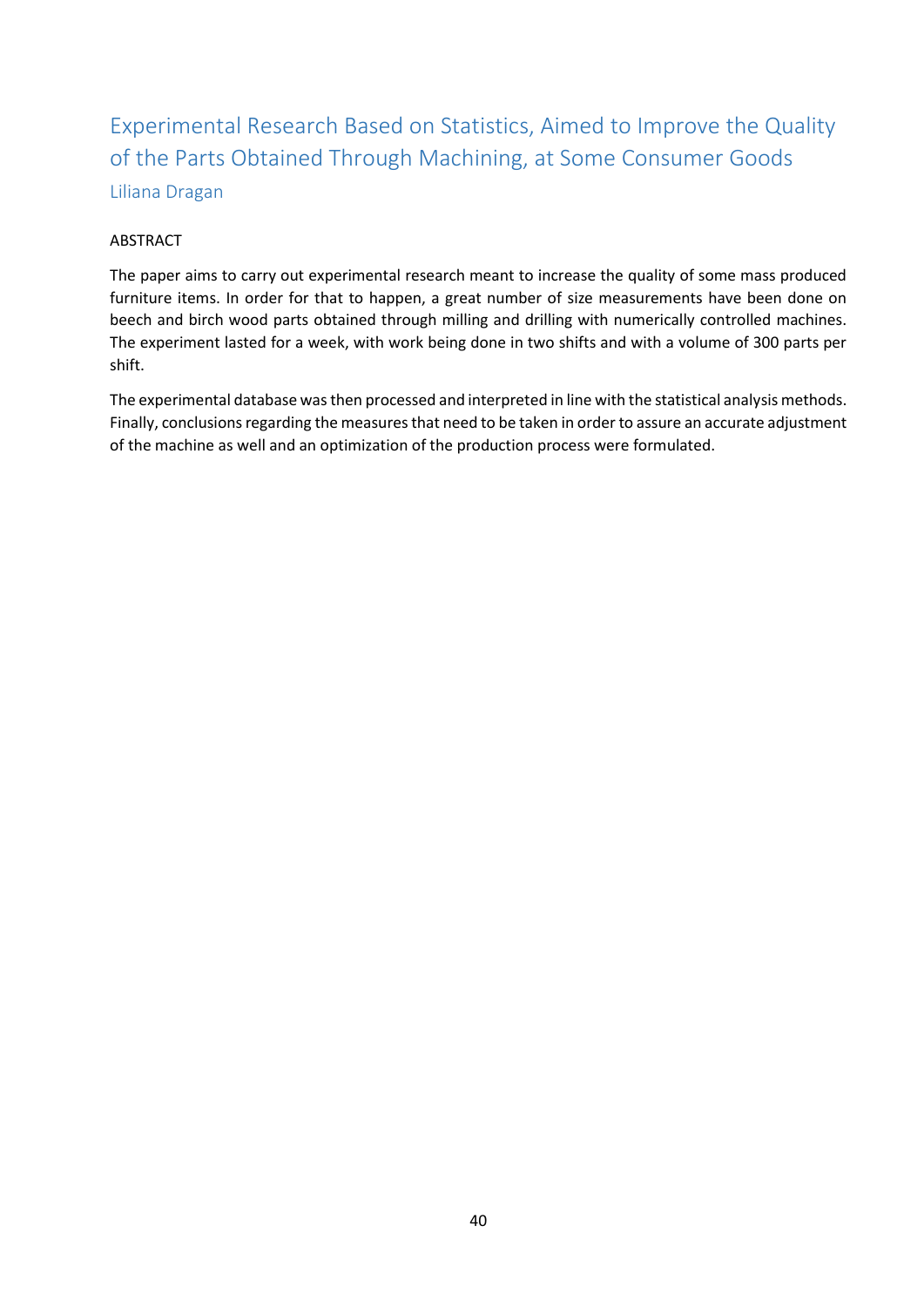# Experimental Research Based on Statistics, Aimed to Improve the Quality of the Parts Obtained Through Machining, at Some Consumer Goods

Liliana Dragan

ABSTRACT

The paper aims to carry out experimental research meant to increase the quality of some mass produced furniture items. In order for that to happen, a great number of size measurements have been done on beech and birch wood parts obtained through milling and drilling with numerically controlled machines. The experiment lasted for a week, with work being done in two shifts and with a volume of 300 parts per shift.

The experimental database was then processed and interpreted in line with the statistical analysis methods. Finally, conclusions regarding the measures that need to be taken in order to assure an accurate adjustment of the machine as well and an optimization of the production process were formulated.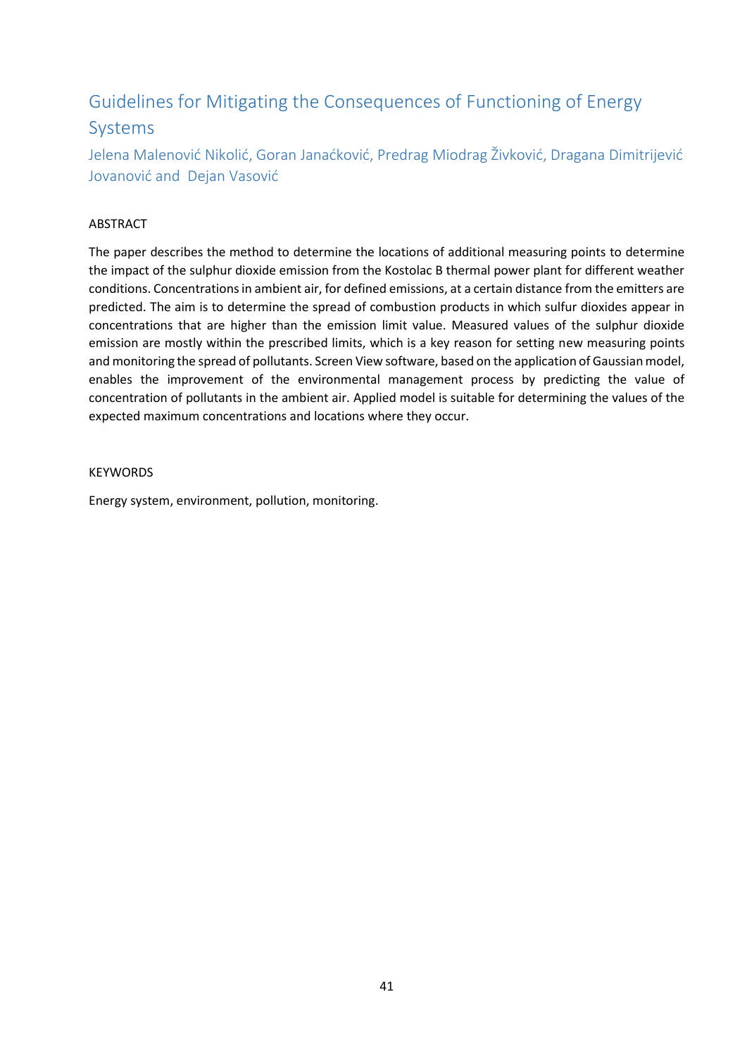# Guidelines for Mitigating the Consequences of Functioning of Energy Systems

Jelena Malenović Nikolić, Goran Janaćković, Predrag Miodrag Živković, Dragana Dimitrijević Jovanović and Dejan Vasović

## ABSTRACT

The paper describes the method to determine the locations of additional measuring points to determine the impact of the sulphur dioxide emission from the Kostolac B thermal power plant for different weather conditions. Concentrations in ambient air, for defined emissions, at a certain distance from the emitters are predicted. The aim is to determine the spread of combustion products in which sulfur dioxides appear in concentrations that are higher than the emission limit value. Measured values of the sulphur dioxide emission are mostly within the prescribed limits, which is a key reason for setting new measuring points and monitoring the spread of pollutants. Screen View software, based on the application of Gaussian model, enables the improvement of the environmental management process by predicting the value of concentration of pollutants in the ambient air. Applied model is suitable for determining the values of the expected maximum concentrations and locations where they occur.

## KEYWORDS

Energy system, environment, pollution, monitoring.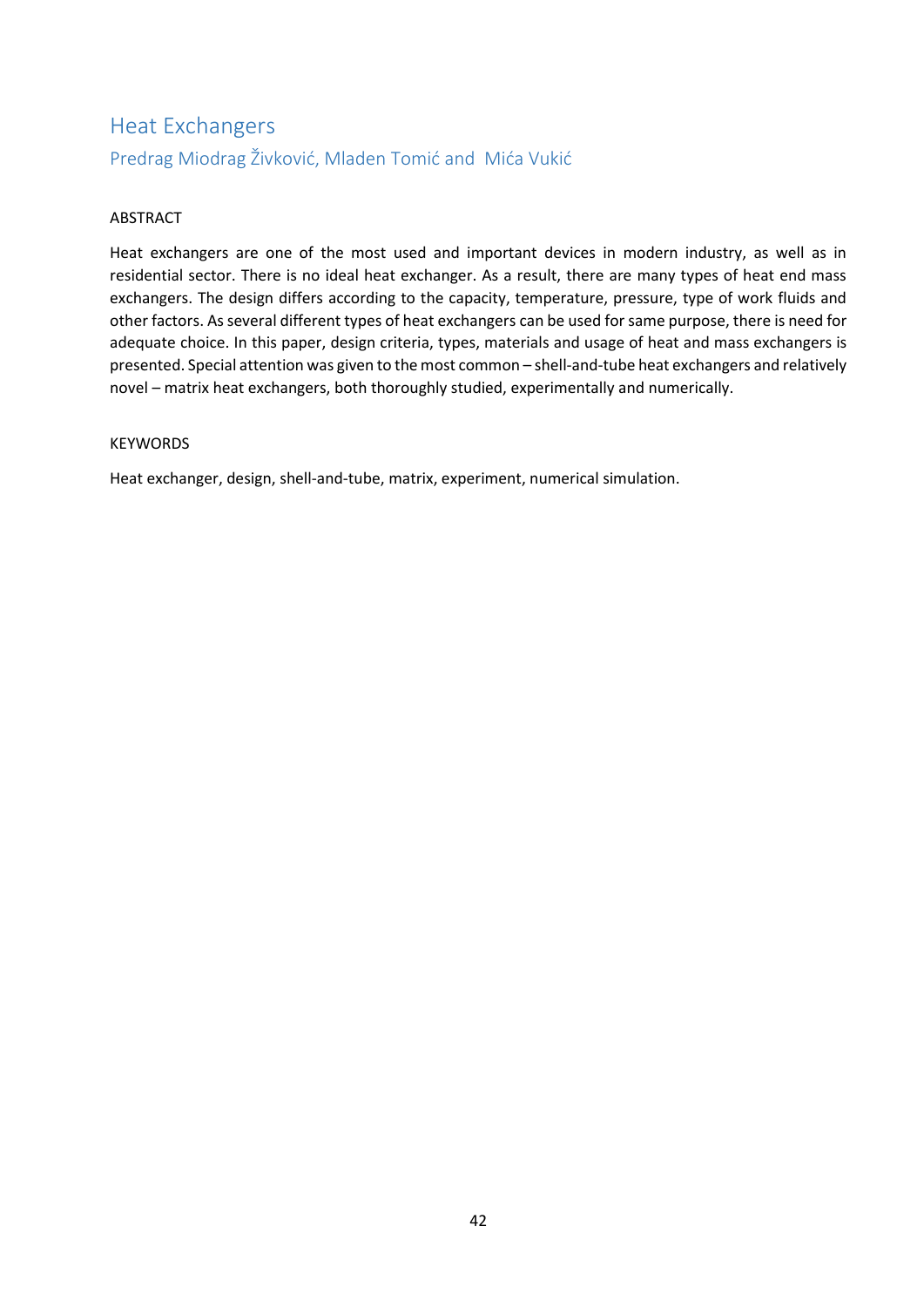# Heat Exchangers

## Predrag Miodrag Živković, Mladen Tomić and Mića Vukić

### ABSTRACT

Heat exchangers are one of the most used and important devices in modern industry, as well as in residential sector. There is no ideal heat exchanger. As a result, there are many types of heat end mass exchangers. The design differs according to the capacity, temperature, pressure, type of work fluids and other factors. As several different types of heat exchangers can be used for same purpose, there is need for adequate choice. In this paper, design criteria, types, materials and usage of heat and mass exchangers is presented. Special attention was given to the most common – shell-and-tube heat exchangers and relatively novel – matrix heat exchangers, both thoroughly studied, experimentally and numerically.

### KEYWORDS

Heat exchanger, design, shell-and-tube, matrix, experiment, numerical simulation.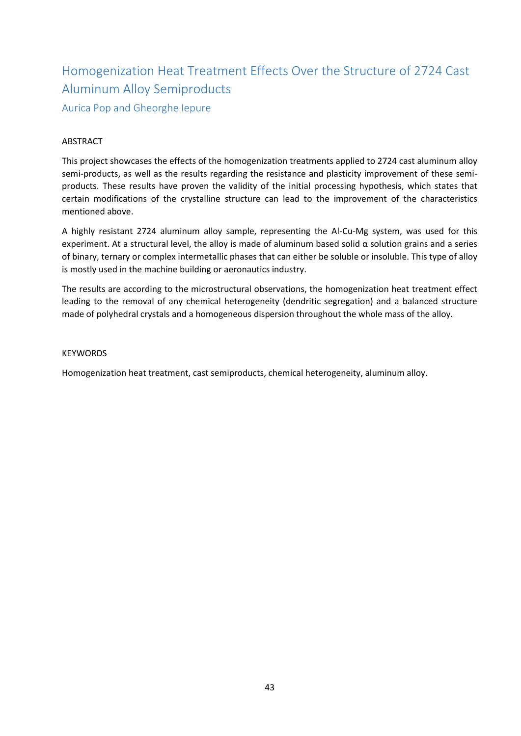# Homogenization Heat Treatment Effects Over the Structure of 2724 Cast Aluminum Alloy Semiproducts

Aurica Pop and Gheorghe Iepure

## ABSTRACT

This project showcases the effects of the homogenization treatments applied to 2724 cast aluminum alloy semi-products, as well as the results regarding the resistance and plasticity improvement of these semi-products. These results have proven the validity of the initial processing hypothesis, which states that certain modifications of the crystalline structure can lead to the improvement of the characteristics mentioned above.

A highly resistant 2724 aluminum alloy sample, representing the Al-Cu-Mg system, was used for this experiment. At a structural level, the alloy is made of aluminum based solid α solution grains and a series of binary, ternary or complex intermetallic phases that can either be soluble or insoluble. This type of alloy is mostly used in the machine building or aeronautics industry.

The results are according to the microstructural observations, the homogenization heat treatment effect leading to the removal of any chemical heterogeneity (dendritic segregation) and a balanced structure made of polyhedral crystals and a homogeneous dispersion throughout the whole mass of the alloy.

## KEYWORDS

Homogenization heat treatment, cast semiproducts, chemical heterogeneity, aluminum alloy.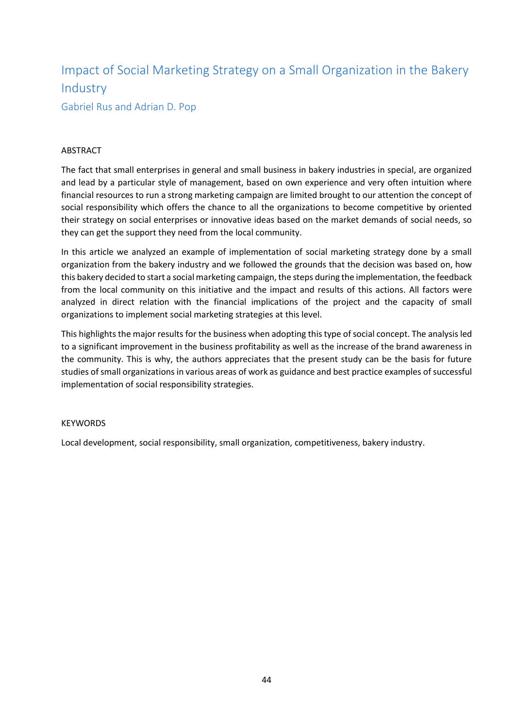# Impact of Social Marketing Strategy on a Small Organization in the Bakery Industry

Gabriel Rus and Adrian D. Pop

## ABSTRACT

The fact that small enterprises in general and small business in bakery industries in special, are organized and lead by a particular style of management, based on own experience and very often intuition where financial resources to run a strong marketing campaign are limited brought to our attention the concept of social responsibility which offers the chance to all the organizations to become competitive by oriented their strategy on social enterprises or innovative ideas based on the market demands of social needs, so they can get the support they need from the local community.

In this article we analyzed an example of implementation of social marketing strategy done by a small organization from the bakery industry and we followed the grounds that the decision was based on, how this bakery decided to start a social marketing campaign, the steps during the implementation, the feedback from the local community on this initiative and the impact and results of this actions. All factors were analyzed in direct relation with the financial implications of the project and the capacity of small organizations to implement social marketing strategies at this level.

This highlights the major results for the business when adopting this type of social concept. The analysis led to a significant improvement in the business profitability as well as the increase of the brand awareness in the community. This is why, the authors appreciates that the present study can be the basis for future studies of small organizations in various areas of work as guidance and best practice examples of successful implementation of social responsibility strategies.

## KEYWORDS

Local development, social responsibility, small organization, competitiveness, bakery industry.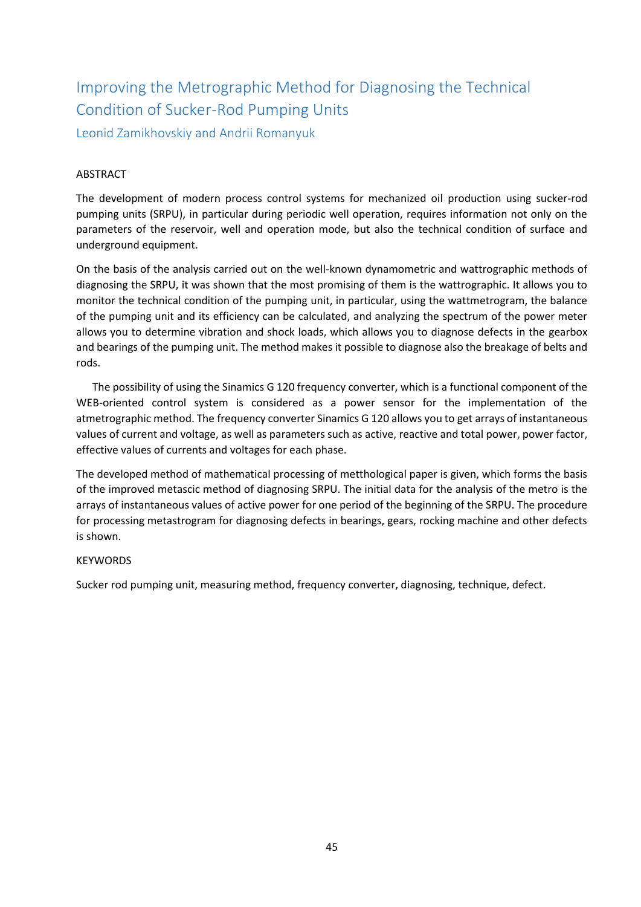# Improving the Metrographic Method for Diagnosing the Technical Condition of Sucker-Rod Pumping Units

Leonid Zamikhovskiy and Andrii Romanyuk

## ABSTRACT

The development of modern process control systems for mechanized oil production using sucker-rod pumping units (SRPU), in particular during periodic well operation, requires information not only on the parameters of the reservoir, well and operation mode, but also the technical condition of surface and underground equipment.

On the basis of the analysis carried out on the well-known dynamometric and wattrographic methods of diagnosing the SRPU, it was shown that the most promising of them is the wattrographic. It allows you to monitor the technical condition of the pumping unit, in particular, using the wattmetrogram, the balance of the pumping unit and its efficiency can be calculated, and analyzing the spectrum of the power meter allows you to determine vibration and shock loads, which allows you to diagnose defects in the gearbox and bearings of the pumping unit. The method makes it possible to diagnose also the breakage of belts and rods.

The possibility of using the Sinamics G 120 frequency converter, which is a functional component of the WEB-oriented control system is considered as a power sensor for the implementation of the atmetrographic method. The frequency converter Sinamics G 120 allows you to get arrays of instantaneous values of current and voltage, as well as parameters such as active, reactive and total power, power factor, effective values of currents and voltages for each phase.

The developed method of mathematical processing of metthological paper is given, which forms the basis of the improved metascic method of diagnosing SRPU. The initial data for the analysis of the metro is the arrays of instantaneous values of active power for one period of the beginning of the SRPU. The procedure for processing metastrogram for diagnosing defects in bearings, gears, rocking machine and other defects is shown.

## KEYWORDS

Sucker rod pumping unit, measuring method, frequency converter, diagnosing, technique, defect.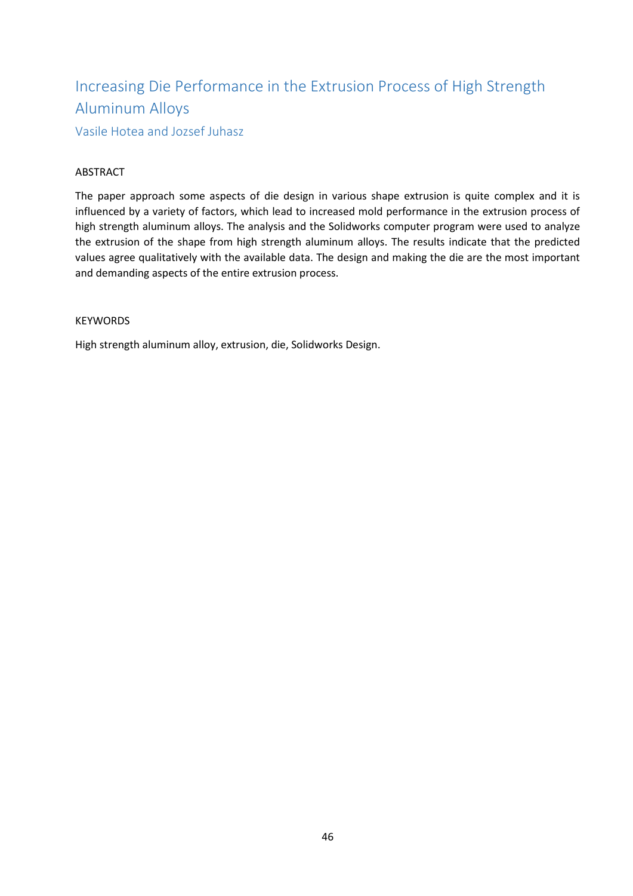# Increasing Die Performance in the Extrusion Process of High Strength Aluminum Alloys

Vasile Hotea and Jozsef Juhasz

## ABSTRACT

The paper approach some aspects of die design in various shape extrusion is quite complex and it is influenced by a variety of factors, which lead to increased mold performance in the extrusion process of high strength aluminum alloys. The analysis and the Solidworks computer program were used to analyze the extrusion of the shape from high strength aluminum alloys. The results indicate that the predicted values agree qualitatively with the available data. The design and making the die are the most important and demanding aspects of the entire extrusion process.

## KEYWORDS

High strength aluminum alloy, extrusion, die, Solidworks Design.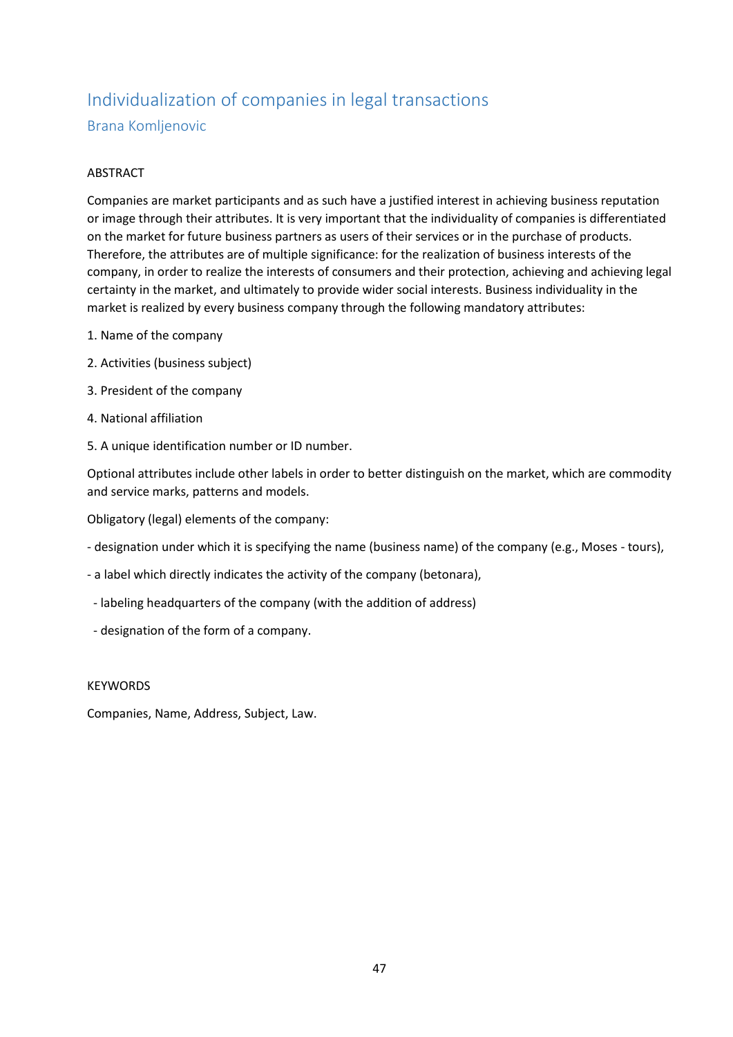# Individualization of companies in legal transactions

## Brana Komljenovic

ABSTRACT

Companies are market participants and as such have a justified interest in achieving business reputation or image through their attributes. It is very important that the individuality of companies is differentiated on the market for future business partners as users of their services or in the purchase of products. Therefore, the attributes are of multiple significance: for the realization of business interests of the company, in order to realize the interests of consumers and their protection, achieving and achieving legal certainty in the market, and ultimately to provide wider social interests. Business individuality in the market is realized by every business company through the following mandatory attributes:

1. Name of the company
2. Activities (business subject)
3. President of the company
4. National affiliation
5. A unique identification number or ID number.

Optional attributes include other labels in order to better distinguish on the market, which are commodity and service marks, patterns and models.

Obligatory (legal) elements of the company:

- designation under which it is specifying the name (business name) of the company (e.g., Moses - tours),
- a label which directly indicates the activity of the company (betonara),
- labeling headquarters of the company (with the addition of address)
- designation of the form of a company.

KEYWORDS

Companies, Name, Address, Subject, Law.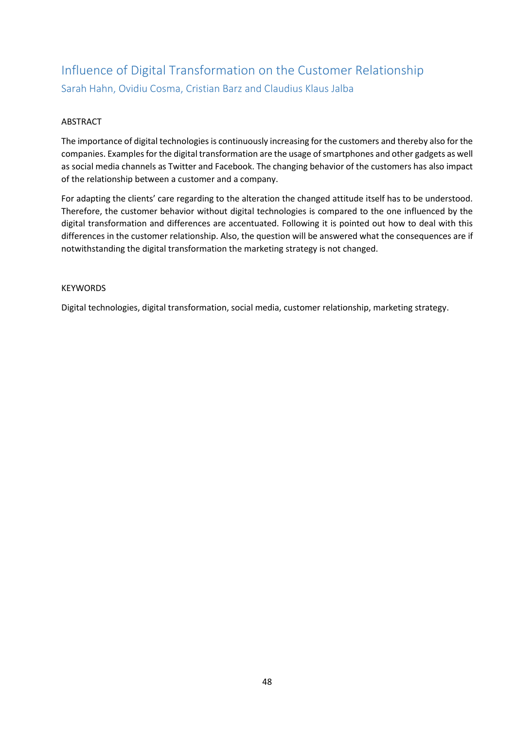# Influence of Digital Transformation on the Customer Relationship

Sarah Hahn, Ovidiu Cosma, Cristian Barz and Claudius Klaus Jalba

## ABSTRACT

The importance of digital technologies is continuously increasing for the customers and thereby also for the companies. Examples for the digital transformation are the usage of smartphones and other gadgets as well as social media channels as Twitter and Facebook. The changing behavior of the customers has also impact of the relationship between a customer and a company.

For adapting the clients' care regarding to the alteration the changed attitude itself has to be understood. Therefore, the customer behavior without digital technologies is compared to the one influenced by the digital transformation and differences are accentuated. Following it is pointed out how to deal with this differences in the customer relationship. Also, the question will be answered what the consequences are if notwithstanding the digital transformation the marketing strategy is not changed.

## KEYWORDS

Digital technologies, digital transformation, social media, customer relationship, marketing strategy.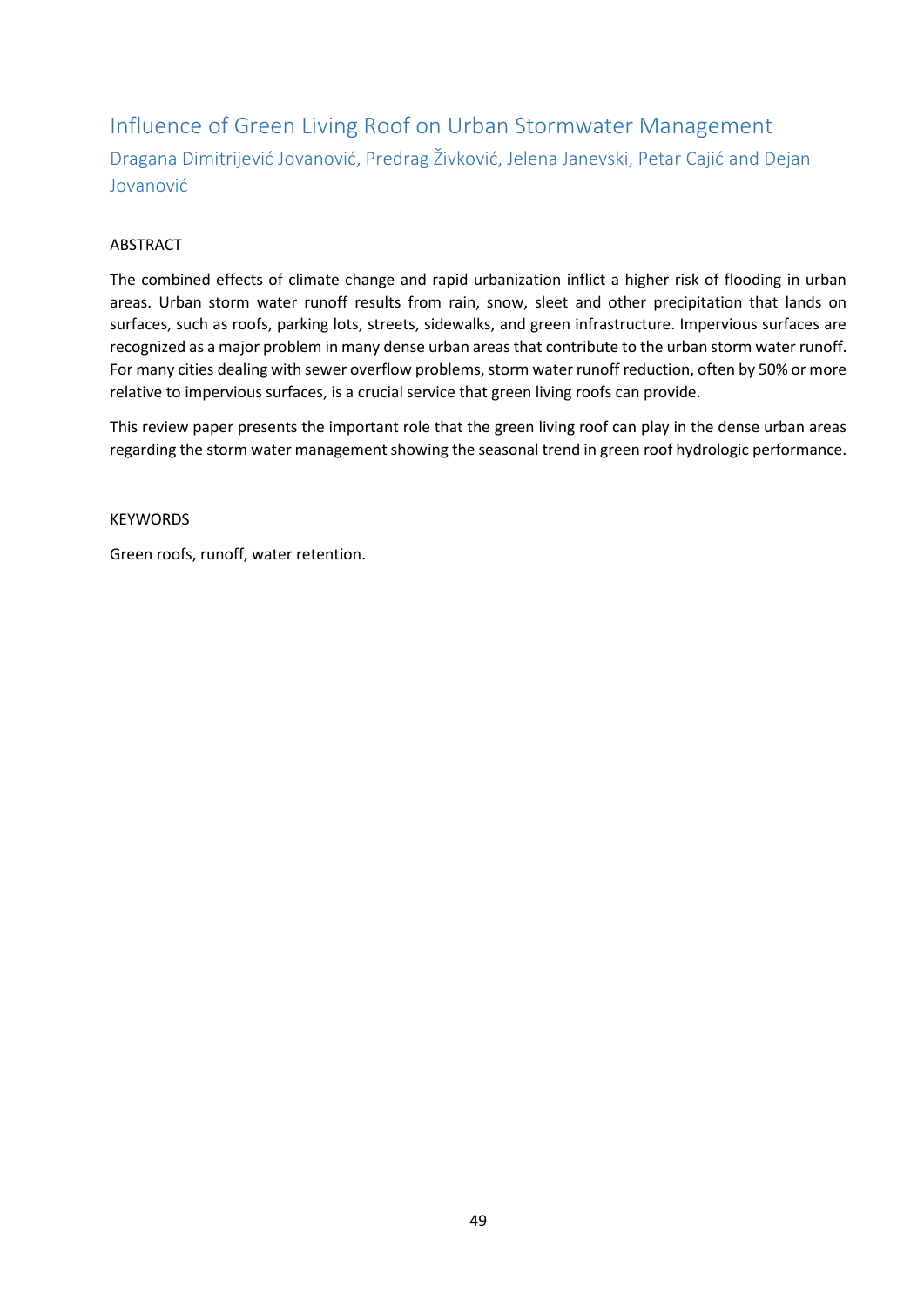# Influence of Green Living Roof on Urban Stormwater Management

Dragana Dimitrijević Jovanović, Predrag Živković, Jelena Janevski, Petar Cajić and Dejan Jovanović

## ABSTRACT

The combined effects of climate change and rapid urbanization inflict a higher risk of flooding in urban areas. Urban storm water runoff results from rain, snow, sleet and other precipitation that lands on surfaces, such as roofs, parking lots, streets, sidewalks, and green infrastructure. Impervious surfaces are recognized as a major problem in many dense urban areas that contribute to the urban storm water runoff. For many cities dealing with sewer overflow problems, storm water runoff reduction, often by 50% or more relative to impervious surfaces, is a crucial service that green living roofs can provide.

This review paper presents the important role that the green living roof can play in the dense urban areas regarding the storm water management showing the seasonal trend in green roof hydrologic performance.

## KEYWORDS

Green roofs, runoff, water retention.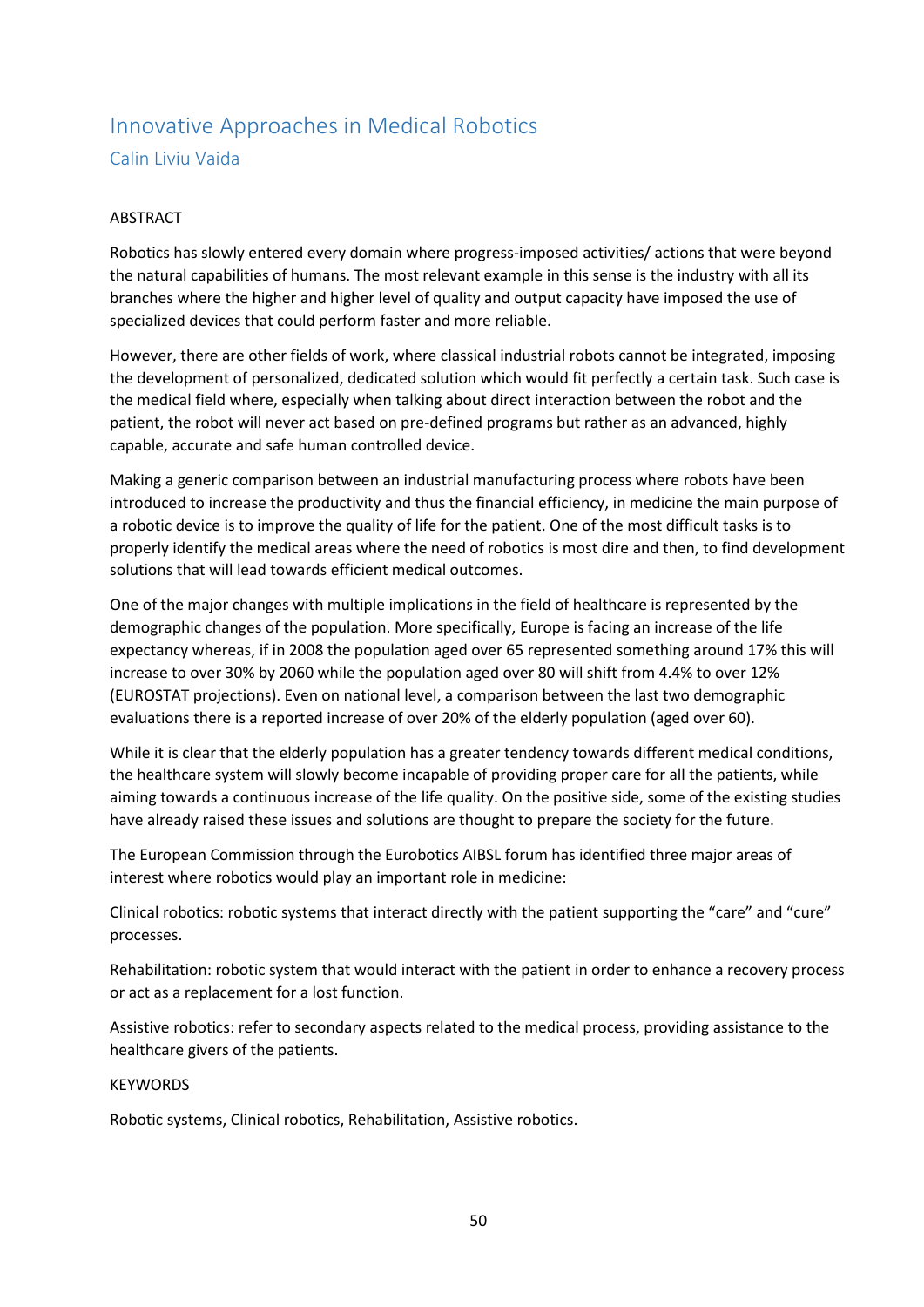# Innovative Approaches in Medical Robotics

## Calin Liviu Vaida

ABSTRACT

Robotics has slowly entered every domain where progress-imposed activities/ actions that were beyond the natural capabilities of humans. The most relevant example in this sense is the industry with all its branches where the higher and higher level of quality and output capacity have imposed the use of specialized devices that could perform faster and more reliable.

However, there are other fields of work, where classical industrial robots cannot be integrated, imposing the development of personalized, dedicated solution which would fit perfectly a certain task. Such case is the medical field where, especially when talking about direct interaction between the robot and the patient, the robot will never act based on pre-defined programs but rather as an advanced, highly capable, accurate and safe human controlled device.

Making a generic comparison between an industrial manufacturing process where robots have been introduced to increase the productivity and thus the financial efficiency, in medicine the main purpose of a robotic device is to improve the quality of life for the patient. One of the most difficult tasks is to properly identify the medical areas where the need of robotics is most dire and then, to find development solutions that will lead towards efficient medical outcomes.

One of the major changes with multiple implications in the field of healthcare is represented by the demographic changes of the population. More specifically, Europe is facing an increase of the life expectancy whereas, if in 2008 the population aged over 65 represented something around 17% this will increase to over 30% by 2060 while the population aged over 80 will shift from 4.4% to over 12% (EUROSTAT projections). Even on national level, a comparison between the last two demographic evaluations there is a reported increase of over 20% of the elderly population (aged over 60).

While it is clear that the elderly population has a greater tendency towards different medical conditions, the healthcare system will slowly become incapable of providing proper care for all the patients, while aiming towards a continuous increase of the life quality. On the positive side, some of the existing studies have already raised these issues and solutions are thought to prepare the society for the future.

The European Commission through the Eurobotics AIBSL forum has identified three major areas of interest where robotics would play an important role in medicine:

Clinical robotics: robotic systems that interact directly with the patient supporting the "care" and "cure" processes.

Rehabilitation: robotic system that would interact with the patient in order to enhance a recovery process or act as a replacement for a lost function.

Assistive robotics: refer to secondary aspects related to the medical process, providing assistance to the healthcare givers of the patients.

KEYWORDS

Robotic systems, Clinical robotics, Rehabilitation, Assistive robotics.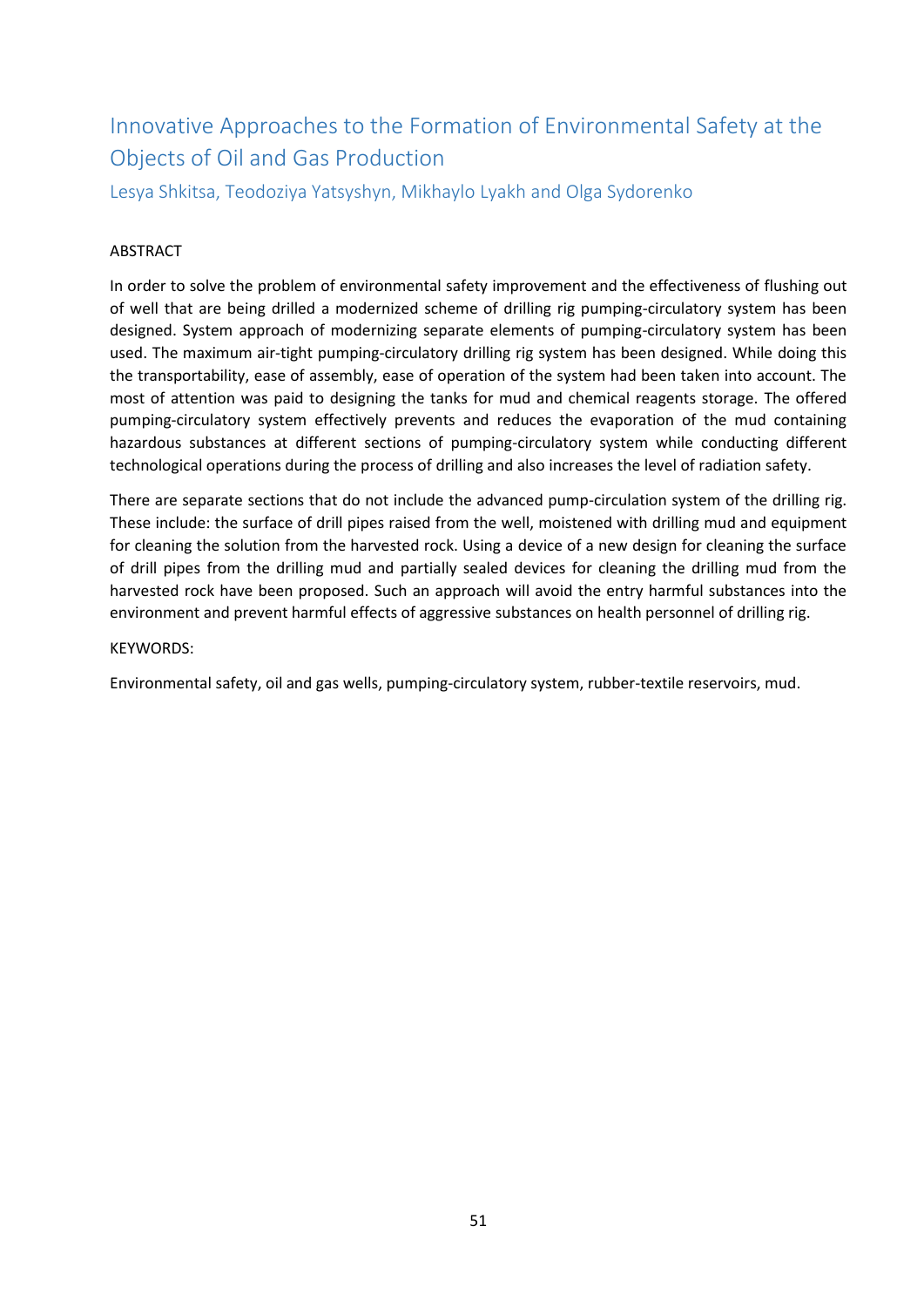# Innovative Approaches to the Formation of Environmental Safety at the Objects of Oil and Gas Production

Lesya Shkitsa, Teodoziya Yatsyshyn, Mikhaylo Lyakh and Olga Sydorenko

## ABSTRACT

In order to solve the problem of environmental safety improvement and the effectiveness of flushing out of well that are being drilled a modernized scheme of drilling rig pumping-circulatory system has been designed. System approach of modernizing separate elements of pumping-circulatory system has been used. The maximum air-tight pumping-circulatory drilling rig system has been designed. While doing this the transportability, ease of assembly, ease of operation of the system had been taken into account. The most of attention was paid to designing the tanks for mud and chemical reagents storage. The offered pumping-circulatory system effectively prevents and reduces the evaporation of the mud containing hazardous substances at different sections of pumping-circulatory system while conducting different technological operations during the process of drilling and also increases the level of radiation safety.

There are separate sections that do not include the advanced pump-circulation system of the drilling rig. These include: the surface of drill pipes raised from the well, moistened with drilling mud and equipment for cleaning the solution from the harvested rock. Using a device of a new design for cleaning the surface of drill pipes from the drilling mud and partially sealed devices for cleaning the drilling mud from the harvested rock have been proposed. Such an approach will avoid the entry harmful substances into the environment and prevent harmful effects of aggressive substances on health personnel of drilling rig.

KEYWORDS:

Environmental safety, oil and gas wells, pumping-circulatory system, rubber-textile reservoirs, mud.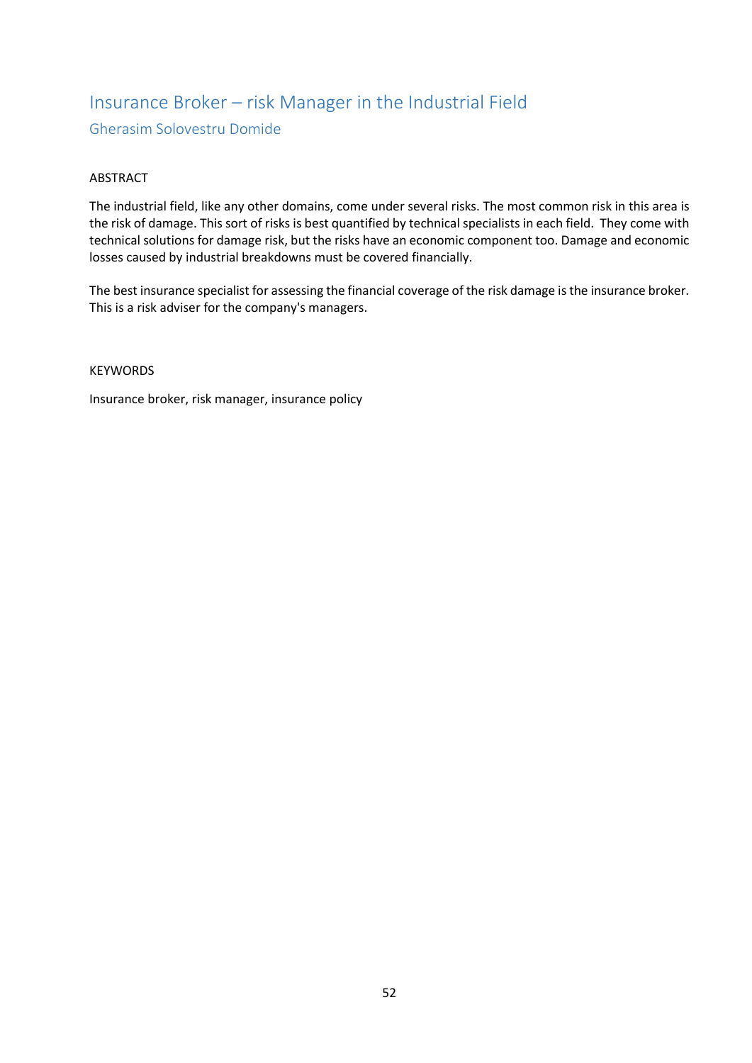# Insurance Broker – risk Manager in the Industrial Field

## Gherasim Solovestru Domide

ABSTRACT

The industrial field, like any other domains, come under several risks. The most common risk in this area is the risk of damage. This sort of risks is best quantified by technical specialists in each field. They come with technical solutions for damage risk, but the risks have an economic component too. Damage and economic losses caused by industrial breakdowns must be covered financially.

The best insurance specialist for assessing the financial coverage of the risk damage is the insurance broker. This is a risk adviser for the company's managers.

KEYWORDS

Insurance broker, risk manager, insurance policy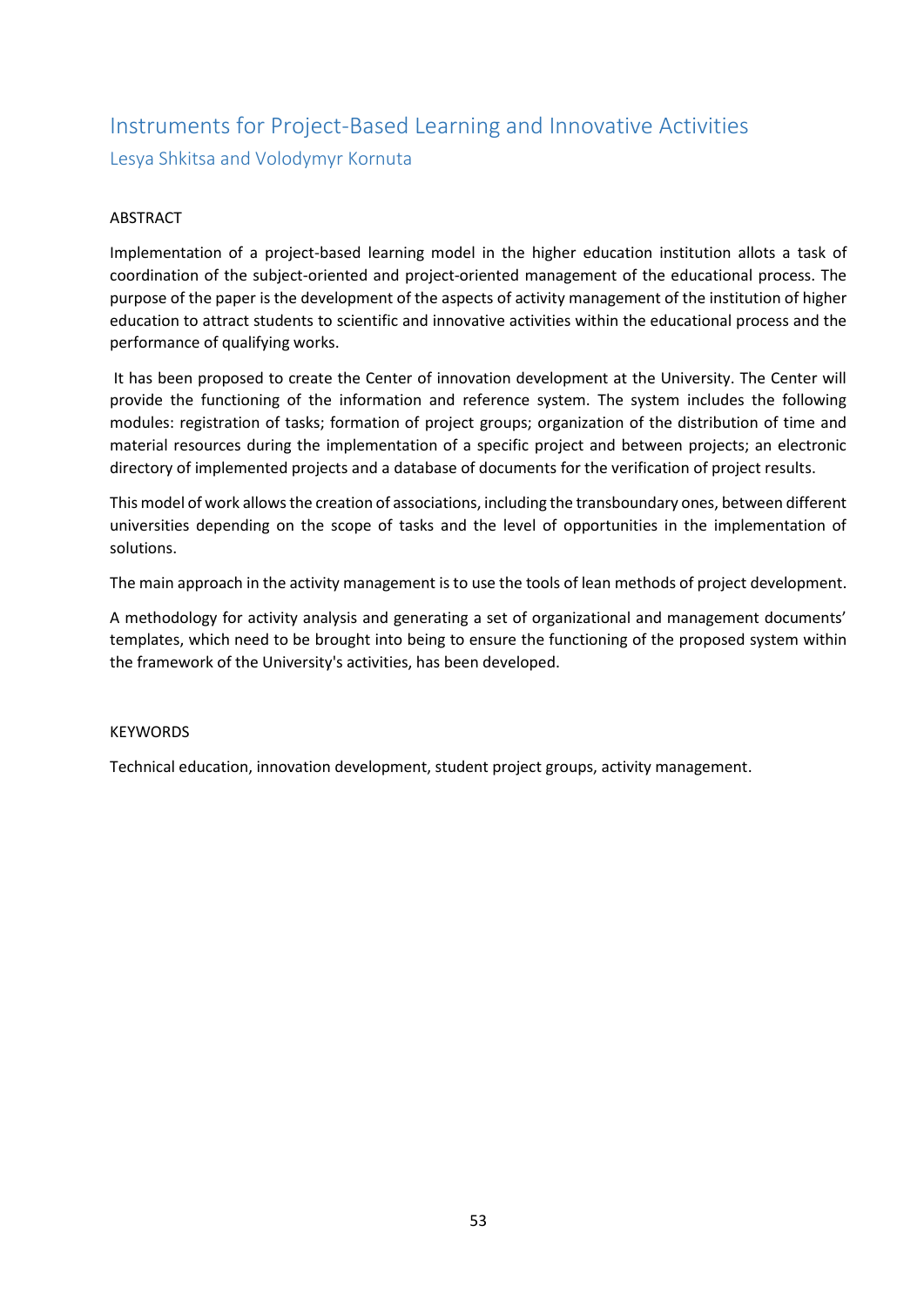# Instruments for Project-Based Learning and Innovative Activities

## Lesya Shkitsa and Volodymyr Kornuta

ABSTRACT

Implementation of a project-based learning model in the higher education institution allots a task of coordination of the subject-oriented and project-oriented management of the educational process. The purpose of the paper is the development of the aspects of activity management of the institution of higher education to attract students to scientific and innovative activities within the educational process and the performance of qualifying works.

It has been proposed to create the Center of innovation development at the University. The Center will provide the functioning of the information and reference system. The system includes the following modules: registration of tasks; formation of project groups; organization of the distribution of time and material resources during the implementation of a specific project and between projects; an electronic directory of implemented projects and a database of documents for the verification of project results.

This model of work allows the creation of associations, including the transboundary ones, between different universities depending on the scope of tasks and the level of opportunities in the implementation of solutions.

The main approach in the activity management is to use the tools of lean methods of project development.

A methodology for activity analysis and generating a set of organizational and management documents' templates, which need to be brought into being to ensure the functioning of the proposed system within the framework of the University's activities, has been developed.

KEYWORDS

Technical education, innovation development, student project groups, activity management.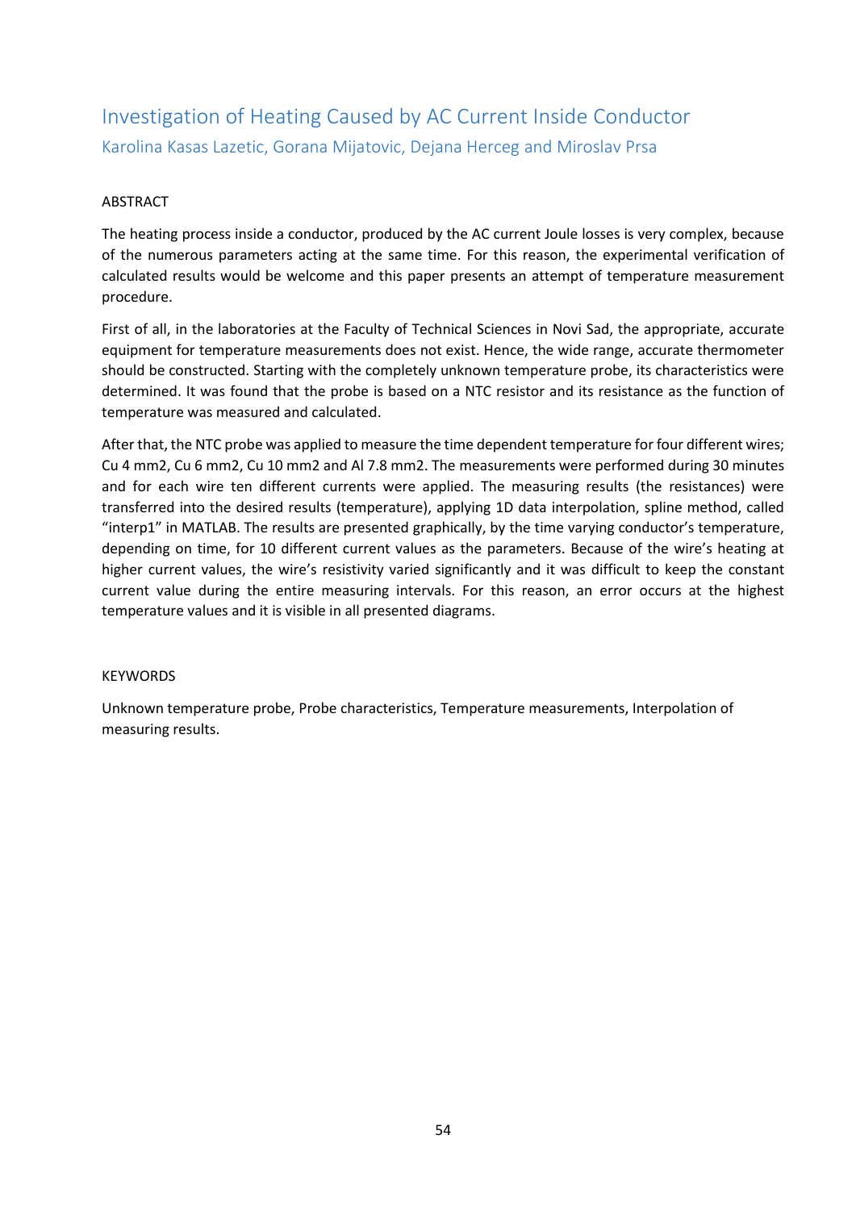# Investigation of Heating Caused by AC Current Inside Conductor

Karolina Kasas Lazetic, Gorana Mijatovic, Dejana Herceg and Miroslav Prsa

## ABSTRACT

The heating process inside a conductor, produced by the AC current Joule losses is very complex, because of the numerous parameters acting at the same time. For this reason, the experimental verification of calculated results would be welcome and this paper presents an attempt of temperature measurement procedure.

First of all, in the laboratories at the Faculty of Technical Sciences in Novi Sad, the appropriate, accurate equipment for temperature measurements does not exist. Hence, the wide range, accurate thermometer should be constructed. Starting with the completely unknown temperature probe, its characteristics were determined. It was found that the probe is based on a NTC resistor and its resistance as the function of temperature was measured and calculated.

After that, the NTC probe was applied to measure the time dependent temperature for four different wires; Cu 4 mm2, Cu 6 mm2, Cu 10 mm2 and Al 7.8 mm2. The measurements were performed during 30 minutes and for each wire ten different currents were applied. The measuring results (the resistances) were transferred into the desired results (temperature), applying 1D data interpolation, spline method, called "interp1" in MATLAB. The results are presented graphically, by the time varying conductor's temperature, depending on time, for 10 different current values as the parameters. Because of the wire's heating at higher current values, the wire's resistivity varied significantly and it was difficult to keep the constant current value during the entire measuring intervals. For this reason, an error occurs at the highest temperature values and it is visible in all presented diagrams.

## KEYWORDS

Unknown temperature probe, Probe characteristics, Temperature measurements, Interpolation of measuring results.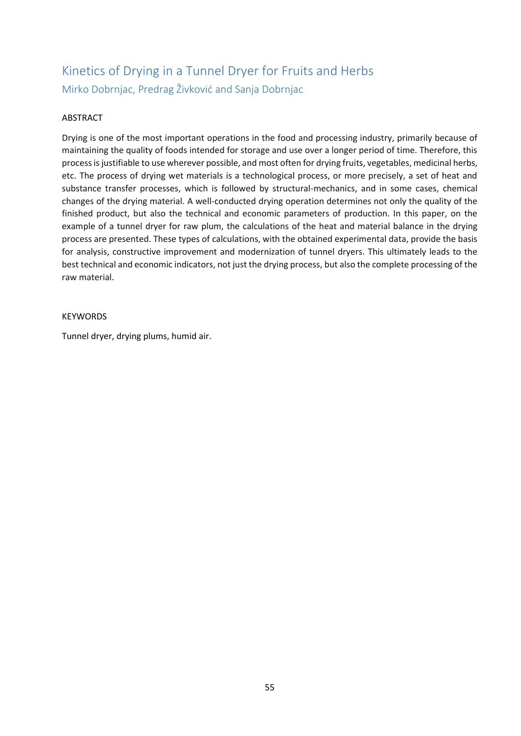# Kinetics of Drying in a Tunnel Dryer for Fruits and Herbs

Mirko Dobrnjac, Predrag Živković and Sanja Dobrnjac

## ABSTRACT

Drying is one of the most important operations in the food and processing industry, primarily because of maintaining the quality of foods intended for storage and use over a longer period of time. Therefore, this process is justifiable to use wherever possible, and most often for drying fruits, vegetables, medicinal herbs, etc. The process of drying wet materials is a technological process, or more precisely, a set of heat and substance transfer processes, which is followed by structural-mechanics, and in some cases, chemical changes of the drying material. A well-conducted drying operation determines not only the quality of the finished product, but also the technical and economic parameters of production. In this paper, on the example of a tunnel dryer for raw plum, the calculations of the heat and material balance in the drying process are presented. These types of calculations, with the obtained experimental data, provide the basis for analysis, constructive improvement and modernization of tunnel dryers. This ultimately leads to the best technical and economic indicators, not just the drying process, but also the complete processing of the raw material.

## KEYWORDS

Tunnel dryer, drying plums, humid air.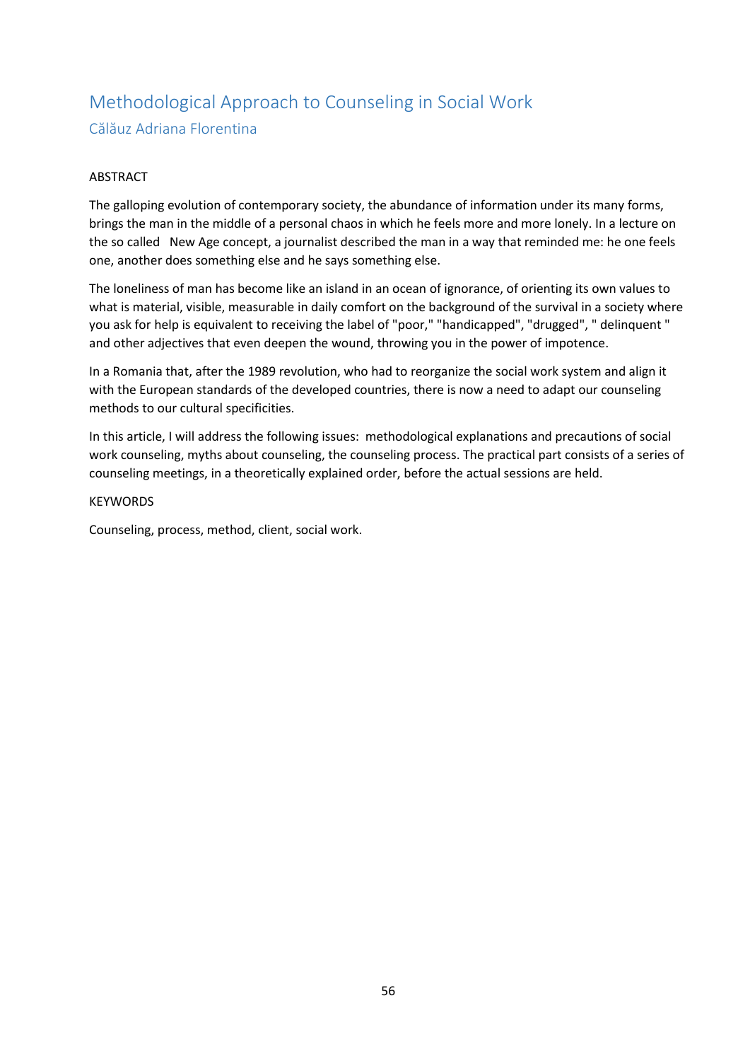# Methodological Approach to Counseling in Social Work

## Călăuz Adriana Florentina

ABSTRACT

The galloping evolution of contemporary society, the abundance of information under its many forms, brings the man in the middle of a personal chaos in which he feels more and more lonely. In a lecture on the so called New Age concept, a journalist described the man in a way that reminded me: he one feels one, another does something else and he says something else.

The loneliness of man has become like an island in an ocean of ignorance, of orienting its own values to what is material, visible, measurable in daily comfort on the background of the survival in a society where you ask for help is equivalent to receiving the label of "poor," "handicapped", "drugged", " delinquent " and other adjectives that even deepen the wound, throwing you in the power of impotence.

In a Romania that, after the 1989 revolution, who had to reorganize the social work system and align it with the European standards of the developed countries, there is now a need to adapt our counseling methods to our cultural specificities.

In this article, I will address the following issues: methodological explanations and precautions of social work counseling, myths about counseling, the counseling process. The practical part consists of a series of counseling meetings, in a theoretically explained order, before the actual sessions are held.

KEYWORDS

Counseling, process, method, client, social work.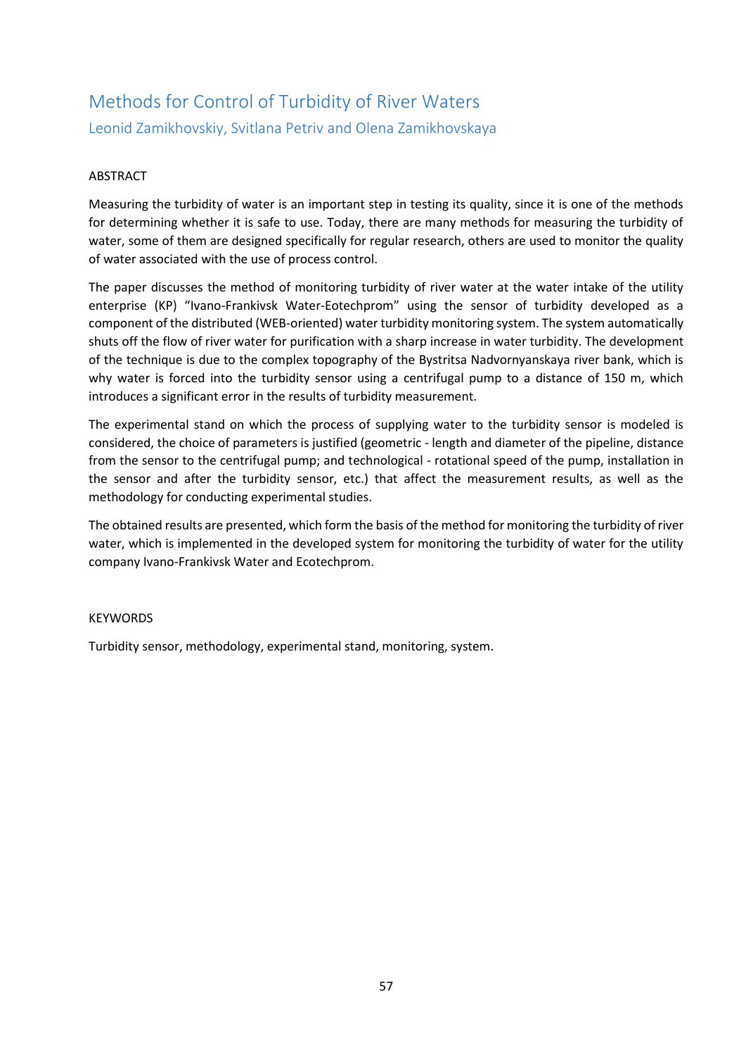# Methods for Control of Turbidity of River Waters

## Leonid Zamikhovskiy, Svitlana Petriv and Olena Zamikhovskaya

ABSTRACT

Measuring the turbidity of water is an important step in testing its quality, since it is one of the methods for determining whether it is safe to use. Today, there are many methods for measuring the turbidity of water, some of them are designed specifically for regular research, others are used to monitor the quality of water associated with the use of process control.

The paper discusses the method of monitoring turbidity of river water at the water intake of the utility enterprise (KP) "Ivano-Frankivsk Water-Eotechprom" using the sensor of turbidity developed as a component of the distributed (WEB-oriented) water turbidity monitoring system. The system automatically shuts off the flow of river water for purification with a sharp increase in water turbidity. The development of the technique is due to the complex topography of the Bystritsa Nadvornyanskaya river bank, which is why water is forced into the turbidity sensor using a centrifugal pump to a distance of 150 m, which introduces a significant error in the results of turbidity measurement.

The experimental stand on which the process of supplying water to the turbidity sensor is modeled is considered, the choice of parameters is justified (geometric - length and diameter of the pipeline, distance from the sensor to the centrifugal pump; and technological - rotational speed of the pump, installation in the sensor and after the turbidity sensor, etc.) that affect the measurement results, as well as the methodology for conducting experimental studies.

The obtained results are presented, which form the basis of the method for monitoring the turbidity of river water, which is implemented in the developed system for monitoring the turbidity of water for the utility company Ivano-Frankivsk Water and Ecotechprom.

KEYWORDS

Turbidity sensor, methodology, experimental stand, monitoring, system.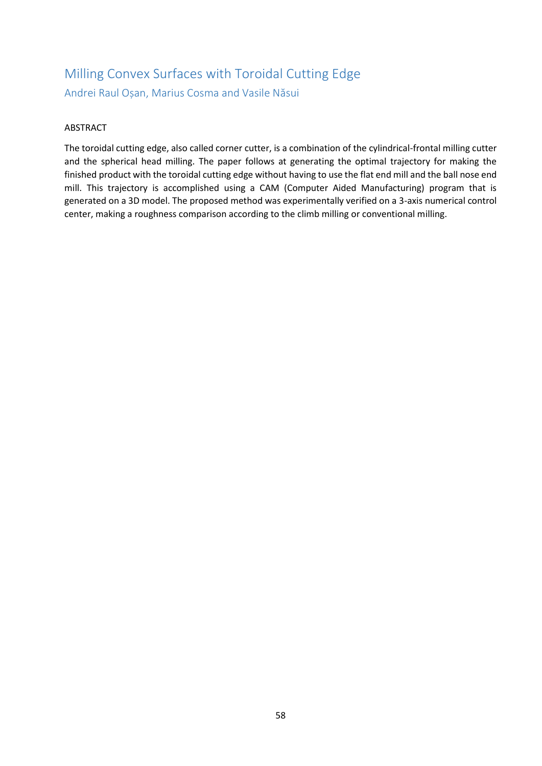# Milling Convex Surfaces with Toroidal Cutting Edge

Andrei Raul Oșan, Marius Cosma and Vasile Năsui

## ABSTRACT

The toroidal cutting edge, also called corner cutter, is a combination of the cylindrical-frontal milling cutter and the spherical head milling. The paper follows at generating the optimal trajectory for making the finished product with the toroidal cutting edge without having to use the flat end mill and the ball nose end mill. This trajectory is accomplished using a CAM (Computer Aided Manufacturing) program that is generated on a 3D model. The proposed method was experimentally verified on a 3-axis numerical control center, making a roughness comparison according to the climb milling or conventional milling.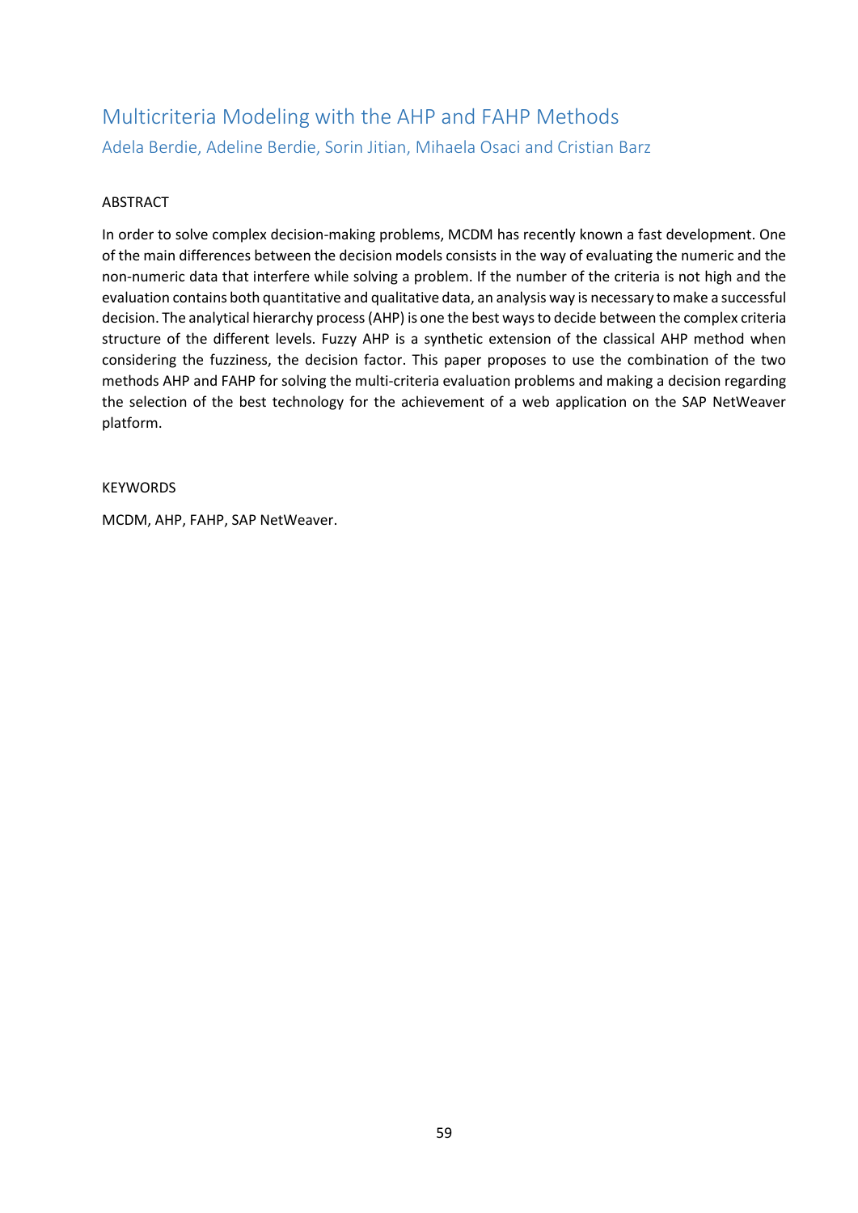# Multicriteria Modeling with the AHP and FAHP Methods

Adela Berdie, Adeline Berdie, Sorin Jitian, Mihaela Osaci and Cristian Barz

ABSTRACT

In order to solve complex decision-making problems, MCDM has recently known a fast development. One of the main differences between the decision models consists in the way of evaluating the numeric and the non-numeric data that interfere while solving a problem. If the number of the criteria is not high and the evaluation contains both quantitative and qualitative data, an analysis way is necessary to make a successful decision. The analytical hierarchy process (AHP) is one the best ways to decide between the complex criteria structure of the different levels. Fuzzy AHP is a synthetic extension of the classical AHP method when considering the fuzziness, the decision factor. This paper proposes to use the combination of the two methods AHP and FAHP for solving the multi-criteria evaluation problems and making a decision regarding the selection of the best technology for the achievement of a web application on the SAP NetWeaver platform.

KEYWORDS

MCDM, AHP, FAHP, SAP NetWeaver.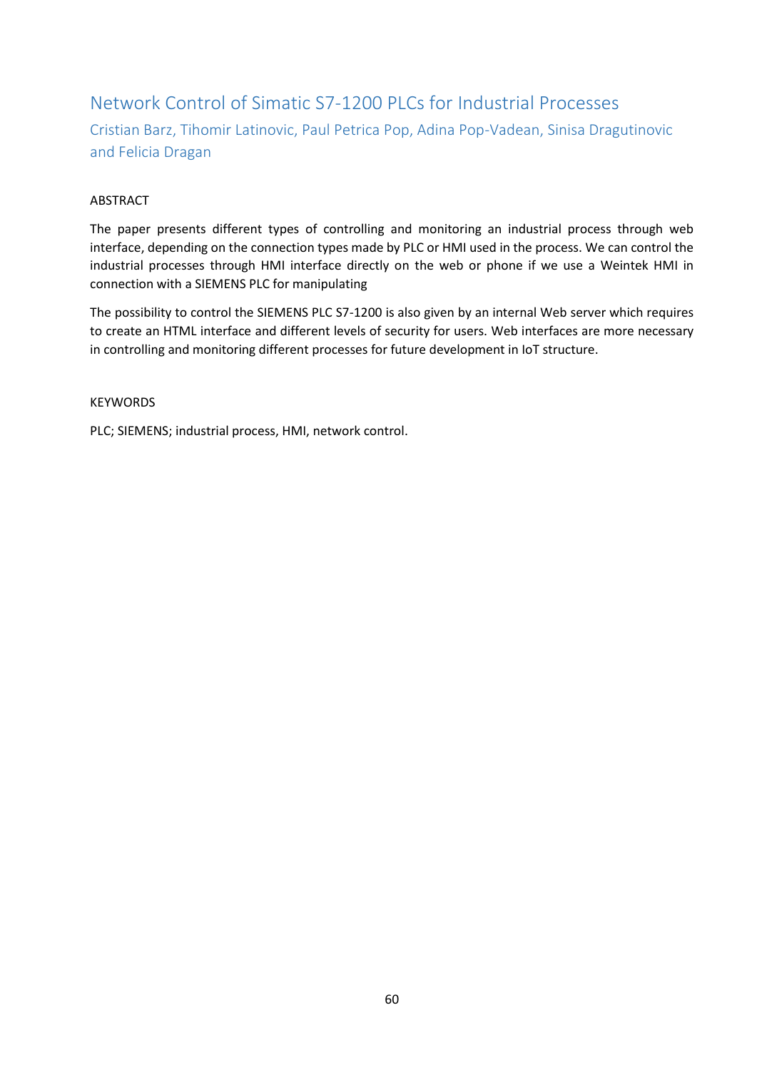# Network Control of Simatic S7-1200 PLCs for Industrial Processes

Cristian Barz, Tihomir Latinovic, Paul Petrica Pop, Adina Pop-Vadean, Sinisa Dragutinovic and Felicia Dragan

ABSTRACT

The paper presents different types of controlling and monitoring an industrial process through web interface, depending on the connection types made by PLC or HMI used in the process. We can control the industrial processes through HMI interface directly on the web or phone if we use a Weintek HMI in connection with a SIEMENS PLC for manipulating

The possibility to control the SIEMENS PLC S7-1200 is also given by an internal Web server which requires to create an HTML interface and different levels of security for users. Web interfaces are more necessary in controlling and monitoring different processes for future development in IoT structure.

KEYWORDS

PLC; SIEMENS; industrial process, HMI, network control.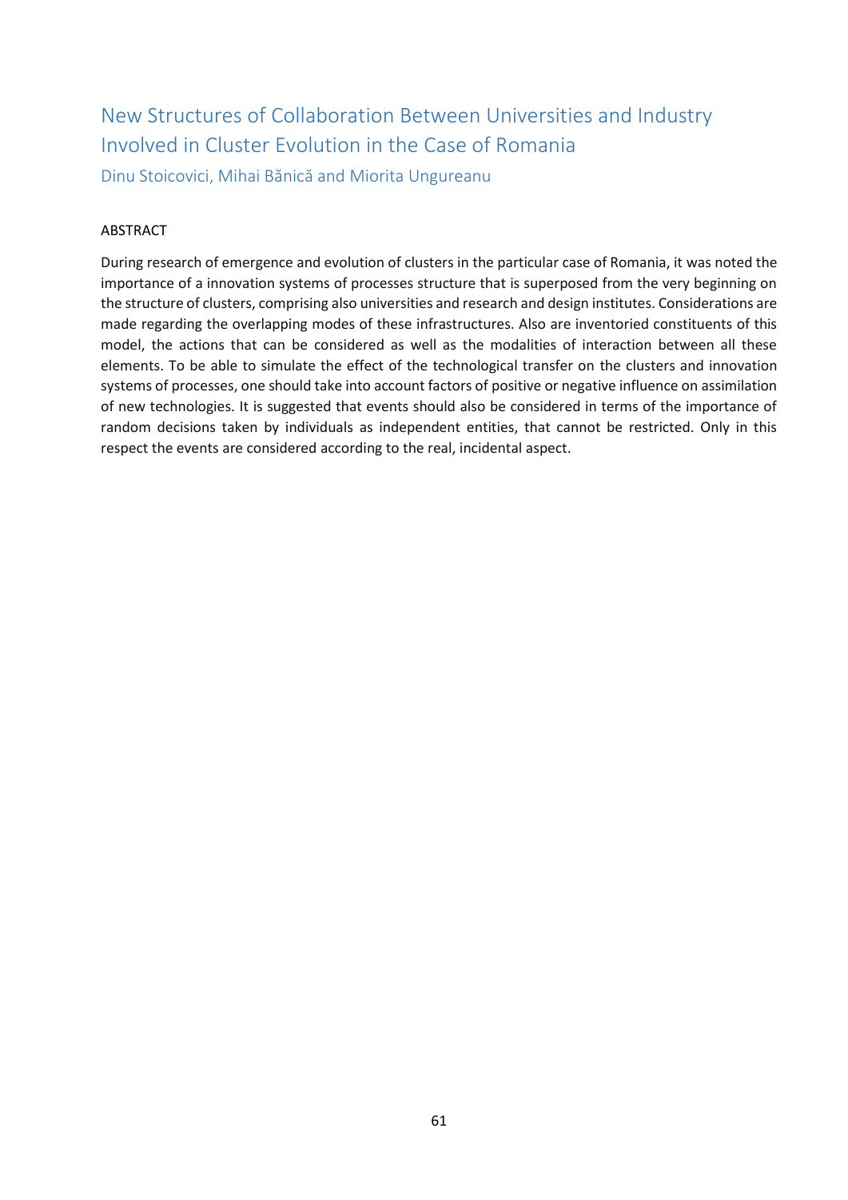# New Structures of Collaboration Between Universities and Industry Involved in Cluster Evolution in the Case of Romania

Dinu Stoicovici, Mihai Bănică and Miorita Ungureanu

## ABSTRACT

During research of emergence and evolution of clusters in the particular case of Romania, it was noted the importance of a innovation systems of processes structure that is superposed from the very beginning on the structure of clusters, comprising also universities and research and design institutes. Considerations are made regarding the overlapping modes of these infrastructures. Also are inventoried constituents of this model, the actions that can be considered as well as the modalities of interaction between all these elements. To be able to simulate the effect of the technological transfer on the clusters and innovation systems of processes, one should take into account factors of positive or negative influence on assimilation of new technologies. It is suggested that events should also be considered in terms of the importance of random decisions taken by individuals as independent entities, that cannot be restricted. Only in this respect the events are considered according to the real, incidental aspect.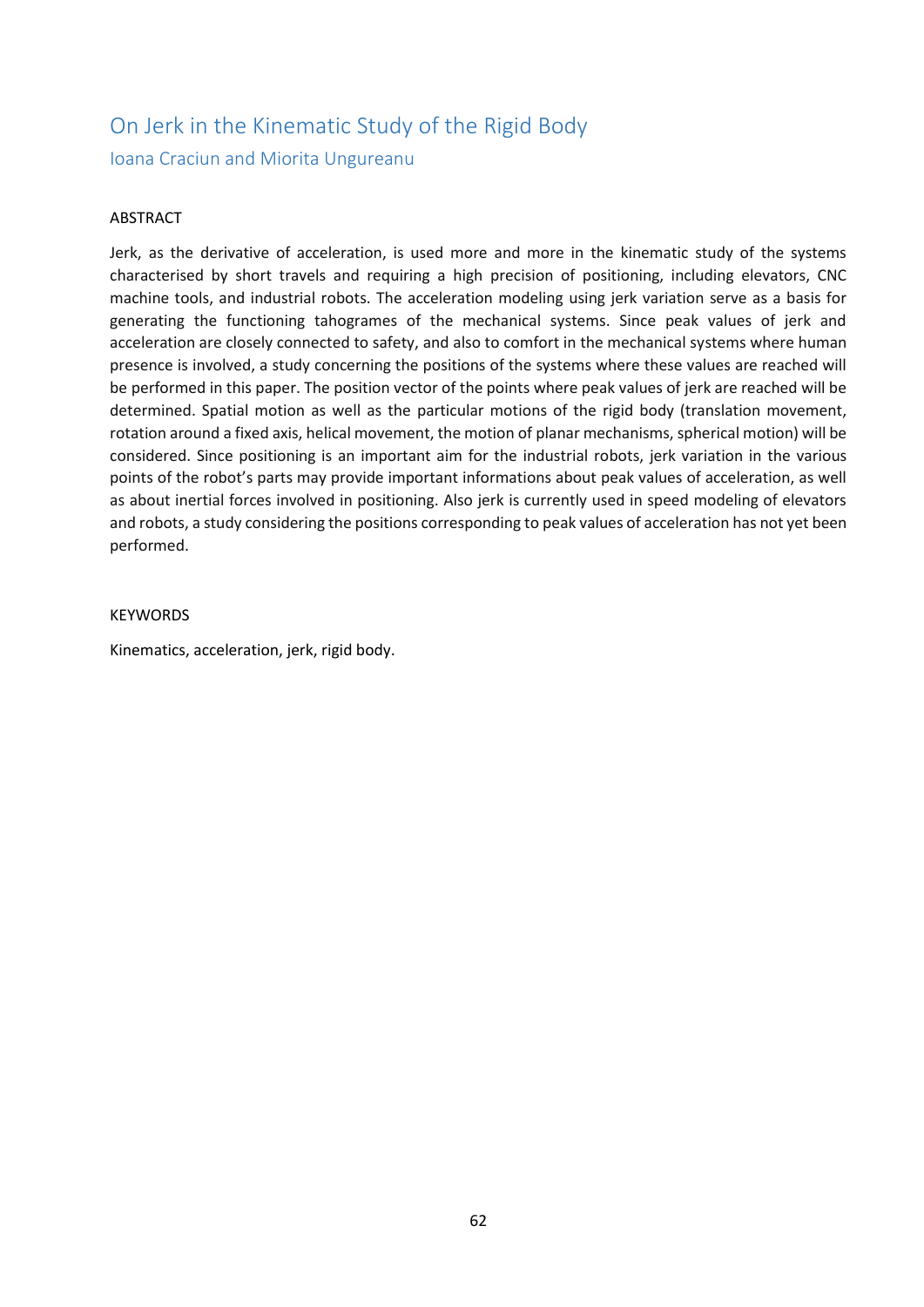# On Jerk in the Kinematic Study of the Rigid Body

Ioana Craciun and Miorita Ungureanu

## ABSTRACT

Jerk, as the derivative of acceleration, is used more and more in the kinematic study of the systems characterised by short travels and requiring a high precision of positioning, including elevators, CNC machine tools, and industrial robots. The acceleration modeling using jerk variation serve as a basis for generating the functioning tahogrames of the mechanical systems. Since peak values of jerk and acceleration are closely connected to safety, and also to comfort in the mechanical systems where human presence is involved, a study concerning the positions of the systems where these values are reached will be performed in this paper. The position vector of the points where peak values of jerk are reached will be determined. Spatial motion as well as the particular motions of the rigid body (translation movement, rotation around a fixed axis, helical movement, the motion of planar mechanisms, spherical motion) will be considered. Since positioning is an important aim for the industrial robots, jerk variation in the various points of the robot's parts may provide important informations about peak values of acceleration, as well as about inertial forces involved in positioning. Also jerk is currently used in speed modeling of elevators and robots, a study considering the positions corresponding to peak values of acceleration has not yet been performed.

## KEYWORDS

Kinematics, acceleration, jerk, rigid body.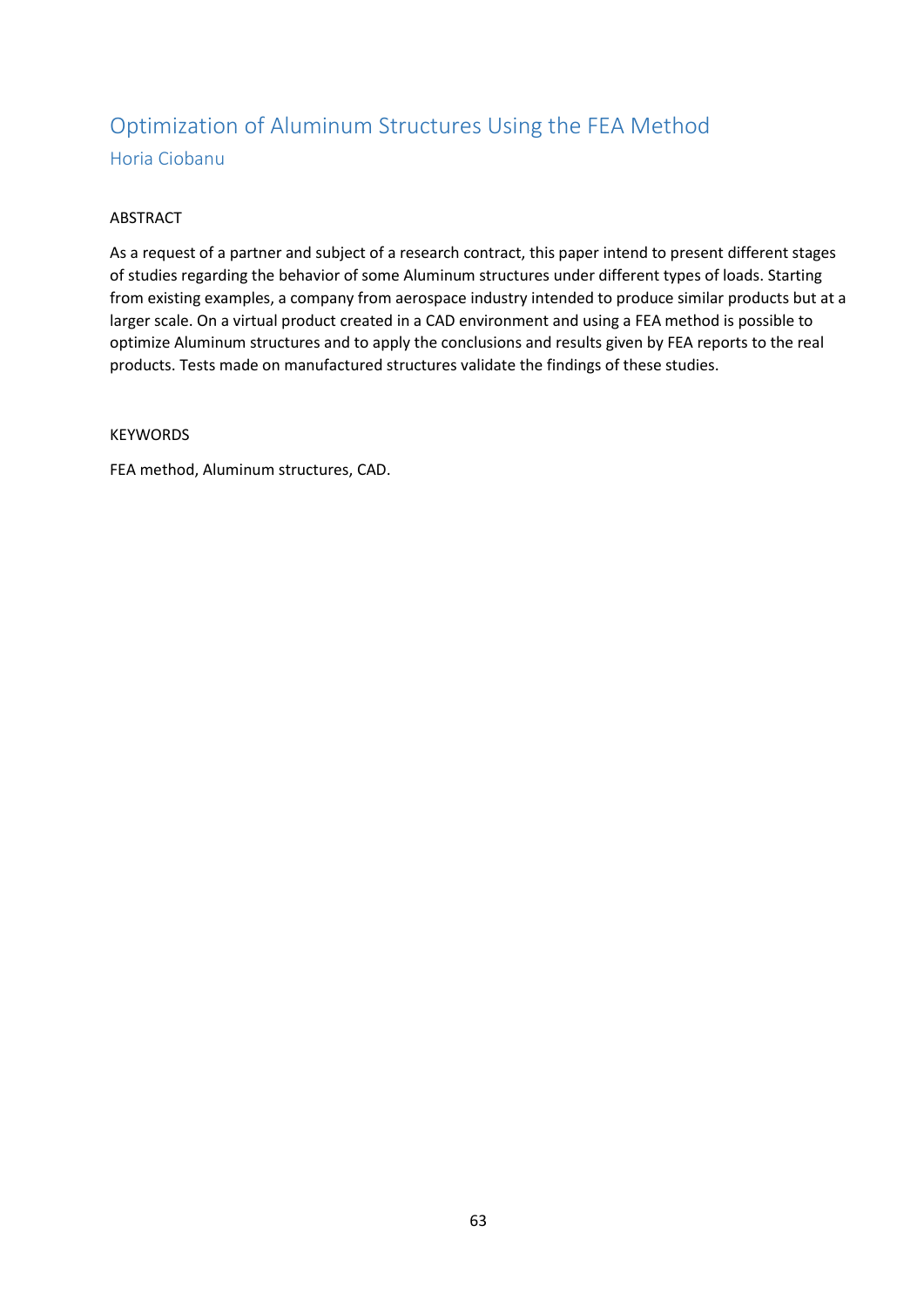# Optimization of Aluminum Structures Using the FEA Method

## Horia Ciobanu

ABSTRACT

As a request of a partner and subject of a research contract, this paper intend to present different stages of studies regarding the behavior of some Aluminum structures under different types of loads. Starting from existing examples, a company from aerospace industry intended to produce similar products but at a larger scale. On a virtual product created in a CAD environment and using a FEA method is possible to optimize Aluminum structures and to apply the conclusions and results given by FEA reports to the real products. Tests made on manufactured structures validate the findings of these studies.

KEYWORDS

FEA method, Aluminum structures, CAD.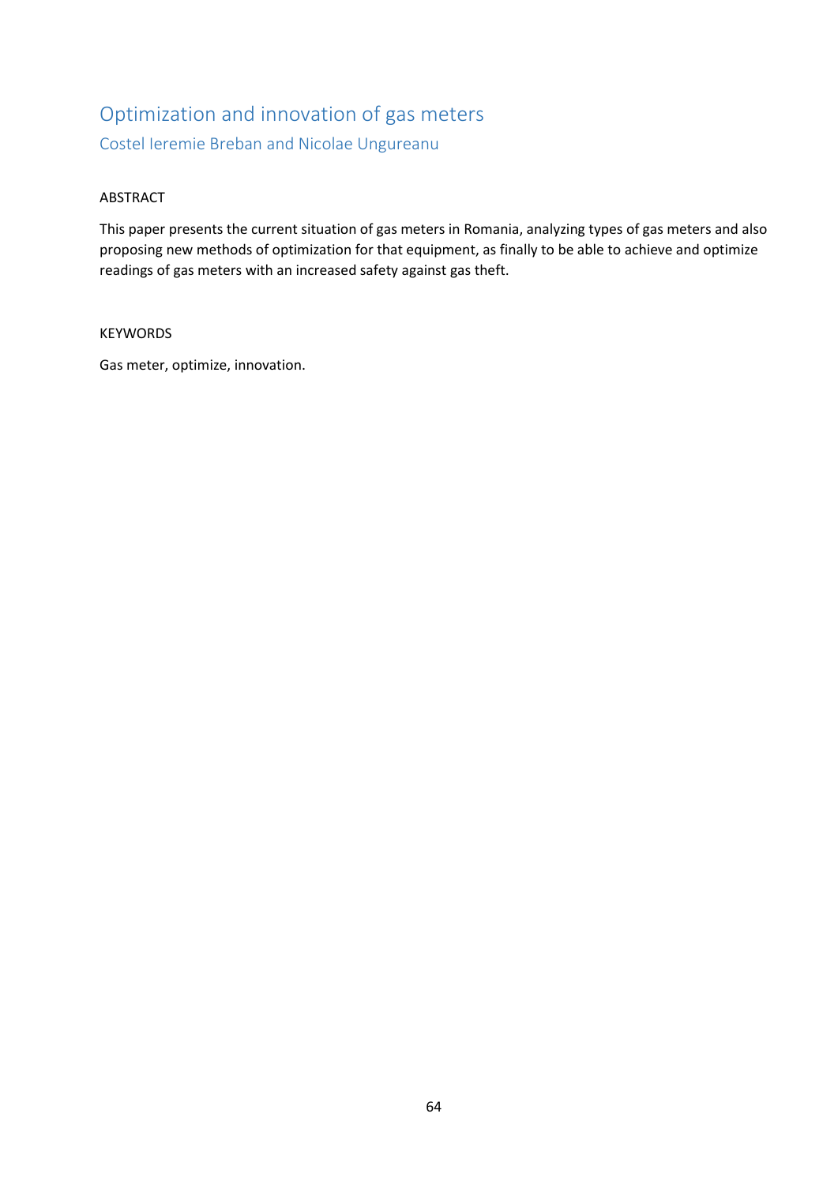# Optimization and innovation of gas meters

## Costel Ieremie Breban and Nicolae Ungureanu

ABSTRACT

This paper presents the current situation of gas meters in Romania, analyzing types of gas meters and also proposing new methods of optimization for that equipment, as finally to be able to achieve and optimize readings of gas meters with an increased safety against gas theft.

KEYWORDS

Gas meter, optimize, innovation.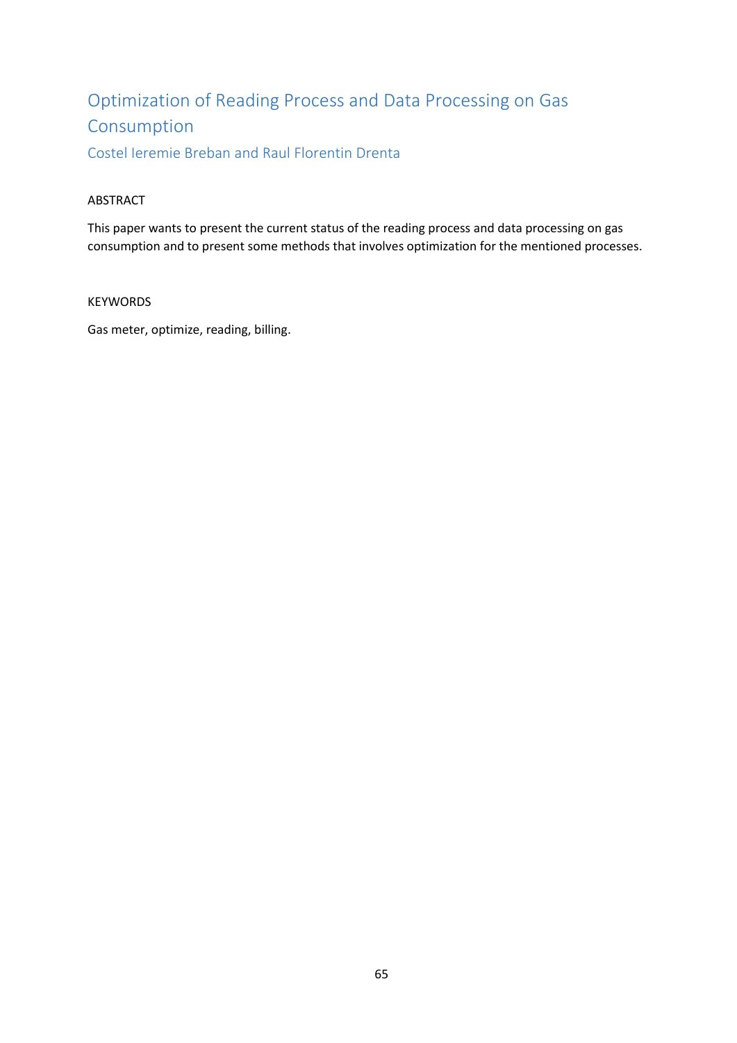# Optimization of Reading Process and Data Processing on Gas Consumption

Costel Ieremie Breban and Raul Florentin Drenta

ABSTRACT

This paper wants to present the current status of the reading process and data processing on gas consumption and to present some methods that involves optimization for the mentioned processes.

KEYWORDS

Gas meter, optimize, reading, billing.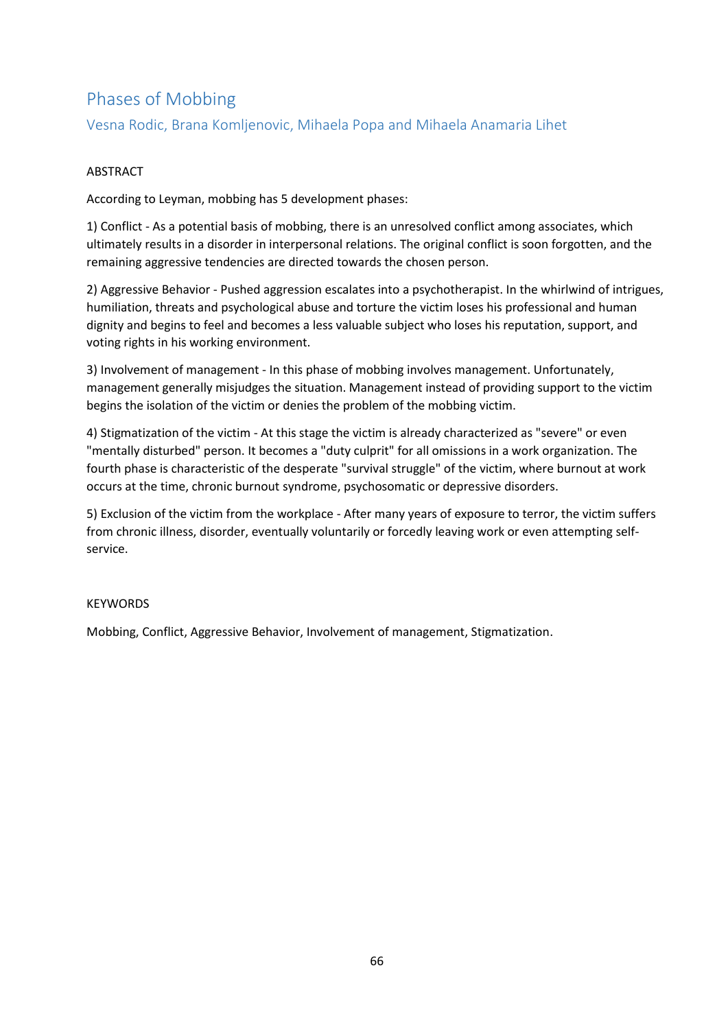# Phases of Mobbing

## Vesna Rodic, Brana Komljenovic, Mihaela Popa and Mihaela Anamaria Lihet

ABSTRACT

According to Leyman, mobbing has 5 development phases:

1) Conflict - As a potential basis of mobbing, there is an unresolved conflict among associates, which ultimately results in a disorder in interpersonal relations. The original conflict is soon forgotten, and the remaining aggressive tendencies are directed towards the chosen person.

2) Aggressive Behavior - Pushed aggression escalates into a psychotherapist. In the whirlwind of intrigues, humiliation, threats and psychological abuse and torture the victim loses his professional and human dignity and begins to feel and becomes a less valuable subject who loses his reputation, support, and voting rights in his working environment.

3) Involvement of management - In this phase of mobbing involves management. Unfortunately, management generally misjudges the situation. Management instead of providing support to the victim begins the isolation of the victim or denies the problem of the mobbing victim.

4) Stigmatization of the victim - At this stage the victim is already characterized as "severe" or even "mentally disturbed" person. It becomes a "duty culprit" for all omissions in a work organization. The fourth phase is characteristic of the desperate "survival struggle" of the victim, where burnout at work occurs at the time, chronic burnout syndrome, psychosomatic or depressive disorders.

5) Exclusion of the victim from the workplace - After many years of exposure to terror, the victim suffers from chronic illness, disorder, eventually voluntarily or forcedly leaving work or even attempting self-service.

KEYWORDS

Mobbing, Conflict, Aggressive Behavior, Involvement of management, Stigmatization.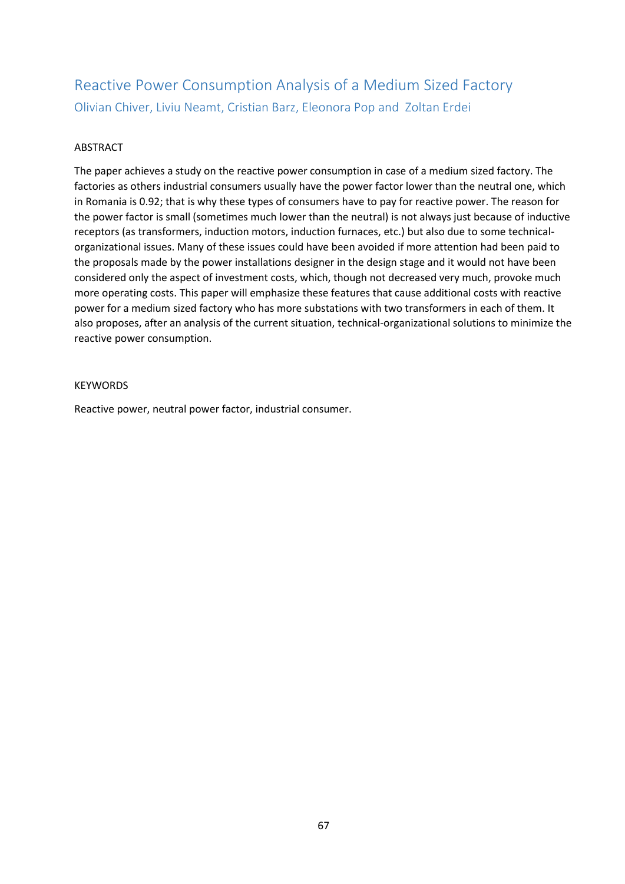# Reactive Power Consumption Analysis of a Medium Sized Factory

Olivian Chiver, Liviu Neamt, Cristian Barz, Eleonora Pop and Zoltan Erdei

## ABSTRACT

The paper achieves a study on the reactive power consumption in case of a medium sized factory. The factories as others industrial consumers usually have the power factor lower than the neutral one, which in Romania is 0.92; that is why these types of consumers have to pay for reactive power. The reason for the power factor is small (sometimes much lower than the neutral) is not always just because of inductive receptors (as transformers, induction motors, induction furnaces, etc.) but also due to some technical-organizational issues. Many of these issues could have been avoided if more attention had been paid to the proposals made by the power installations designer in the design stage and it would not have been considered only the aspect of investment costs, which, though not decreased very much, provoke much more operating costs. This paper will emphasize these features that cause additional costs with reactive power for a medium sized factory who has more substations with two transformers in each of them. It also proposes, after an analysis of the current situation, technical-organizational solutions to minimize the reactive power consumption.

## KEYWORDS

Reactive power, neutral power factor, industrial consumer.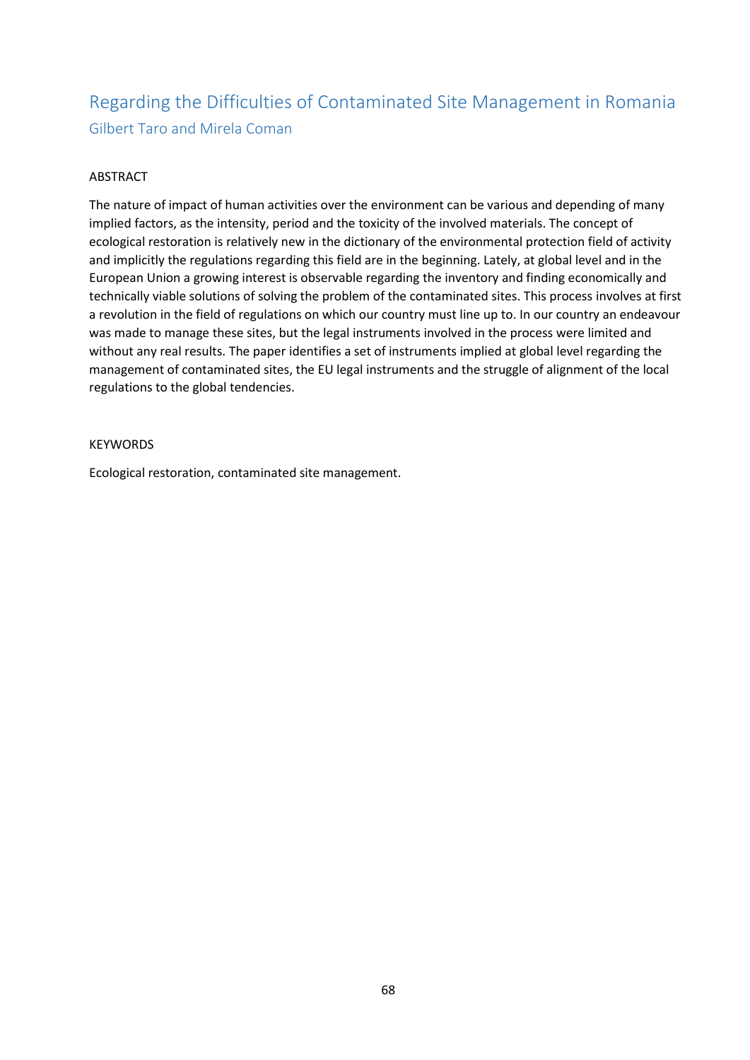# Regarding the Difficulties of Contaminated Site Management in Romania

Gilbert Taro and Mirela Coman

## ABSTRACT

The nature of impact of human activities over the environment can be various and depending of many implied factors, as the intensity, period and the toxicity of the involved materials. The concept of ecological restoration is relatively new in the dictionary of the environmental protection field of activity and implicitly the regulations regarding this field are in the beginning. Lately, at global level and in the European Union a growing interest is observable regarding the inventory and finding economically and technically viable solutions of solving the problem of the contaminated sites. This process involves at first a revolution in the field of regulations on which our country must line up to. In our country an endeavour was made to manage these sites, but the legal instruments involved in the process were limited and without any real results. The paper identifies a set of instruments implied at global level regarding the management of contaminated sites, the EU legal instruments and the struggle of alignment of the local regulations to the global tendencies.

## KEYWORDS

Ecological restoration, contaminated site management.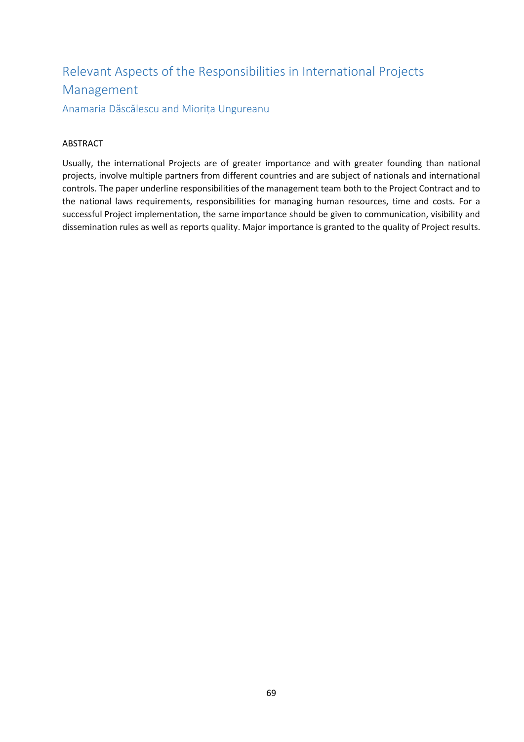# Relevant Aspects of the Responsibilities in International Projects Management

Anamaria Dăscălescu and Miorița Ungureanu

## ABSTRACT

Usually, the international Projects are of greater importance and with greater founding than national projects, involve multiple partners from different countries and are subject of nationals and international controls. The paper underline responsibilities of the management team both to the Project Contract and to the national laws requirements, responsibilities for managing human resources, time and costs. For a successful Project implementation, the same importance should be given to communication, visibility and dissemination rules as well as reports quality. Major importance is granted to the quality of Project results.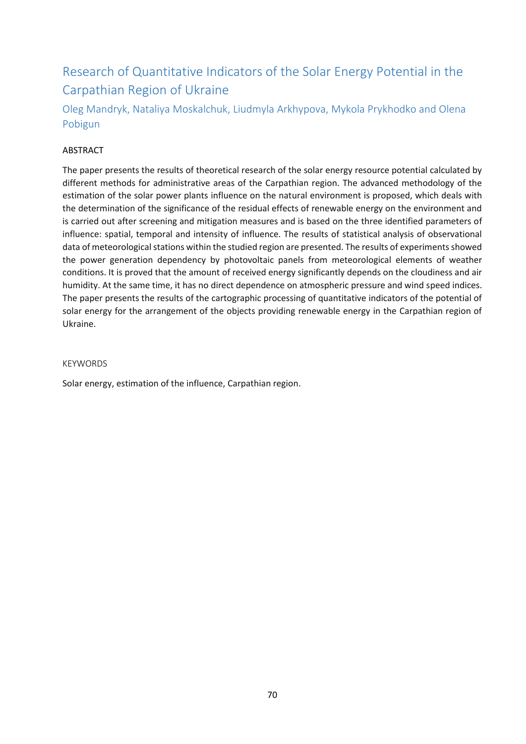# Research of Quantitative Indicators of the Solar Energy Potential in the Carpathian Region of Ukraine

Oleg Mandryk, Nataliya Moskalchuk, Liudmyla Arkhypova, Mykola Prykhodko and Olena Pobigun

## ABSTRACT

The paper presents the results of theoretical research of the solar energy resource potential calculated by different methods for administrative areas of the Carpathian region. The advanced methodology of the estimation of the solar power plants influence on the natural environment is proposed, which deals with the determination of the significance of the residual effects of renewable energy on the environment and is carried out after screening and mitigation measures and is based on the three identified parameters of influence: spatial, temporal and intensity of influence. The results of statistical analysis of observational data of meteorological stations within the studied region are presented. The results of experiments showed the power generation dependency by photovoltaic panels from meteorological elements of weather conditions. It is proved that the amount of received energy significantly depends on the cloudiness and air humidity. At the same time, it has no direct dependence on atmospheric pressure and wind speed indices. The paper presents the results of the cartographic processing of quantitative indicators of the potential of solar energy for the arrangement of the objects providing renewable energy in the Carpathian region of Ukraine.

## KEYWORDS

Solar energy, estimation of the influence, Carpathian region.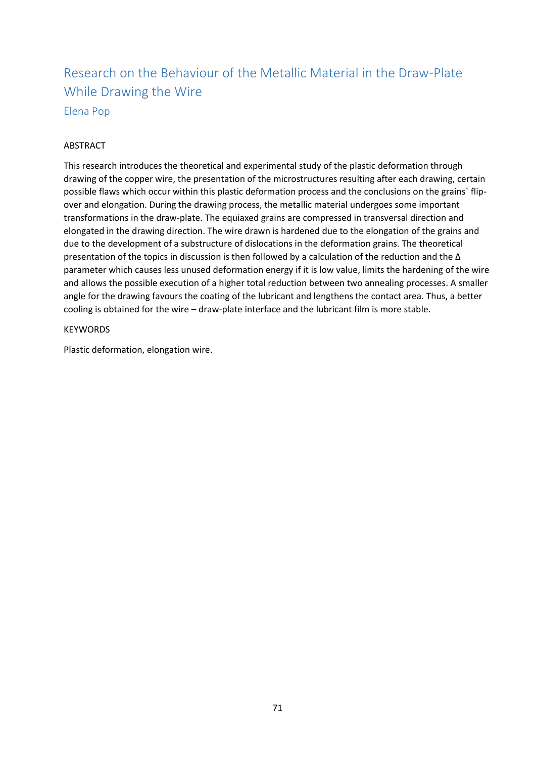# Research on the Behaviour of the Metallic Material in the Draw-Plate While Drawing the Wire

Elena Pop

ABSTRACT

This research introduces the theoretical and experimental study of the plastic deformation through drawing of the copper wire, the presentation of the microstructures resulting after each drawing, certain possible flaws which occur within this plastic deformation process and the conclusions on the grains` flip-over and elongation. During the drawing process, the metallic material undergoes some important transformations in the draw-plate. The equiaxed grains are compressed in transversal direction and elongated in the drawing direction. The wire drawn is hardened due to the elongation of the grains and due to the development of a substructure of dislocations in the deformation grains. The theoretical presentation of the topics in discussion is then followed by a calculation of the reduction and the $\Delta$ parameter which causes less unused deformation energy if it is low value, limits the hardening of the wire and allows the possible execution of a higher total reduction between two annealing processes. A smaller angle for the drawing favours the coating of the lubricant and lengthens the contact area. Thus, a better cooling is obtained for the wire – draw-plate interface and the lubricant film is more stable.

KEYWORDS

Plastic deformation, elongation wire.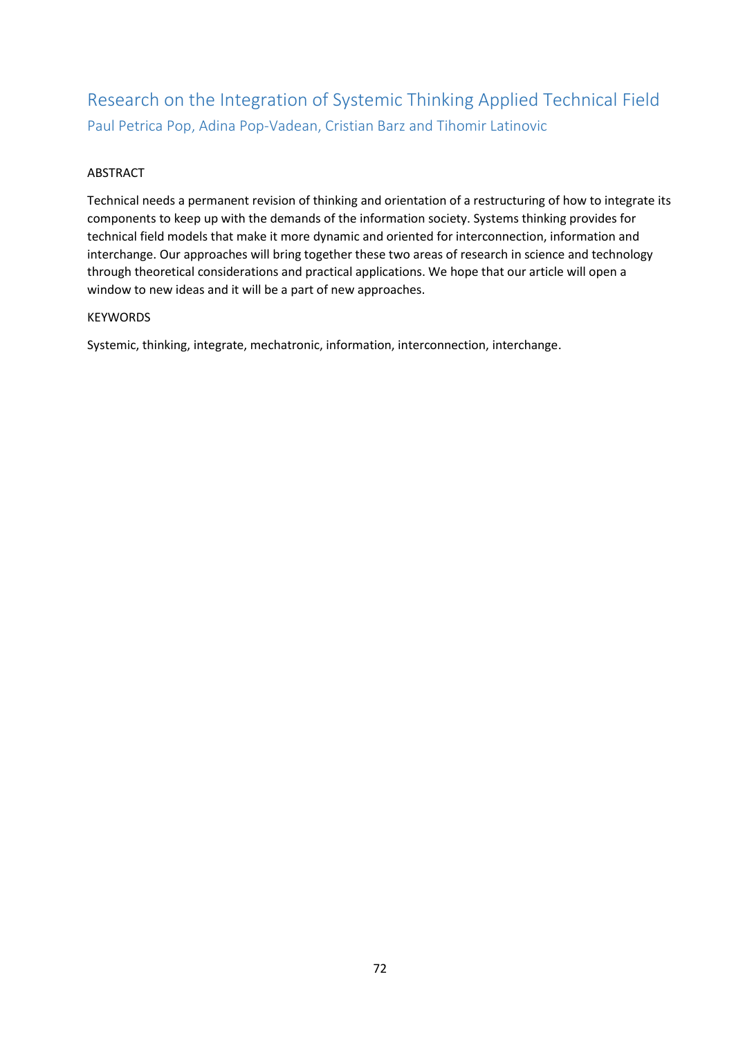# Research on the Integration of Systemic Thinking Applied Technical Field

Paul Petrica Pop, Adina Pop-Vadean, Cristian Barz and Tihomir Latinovic

ABSTRACT

Technical needs a permanent revision of thinking and orientation of a restructuring of how to integrate its components to keep up with the demands of the information society. Systems thinking provides for technical field models that make it more dynamic and oriented for interconnection, information and interchange. Our approaches will bring together these two areas of research in science and technology through theoretical considerations and practical applications. We hope that our article will open a window to new ideas and it will be a part of new approaches.

KEYWORDS

Systemic, thinking, integrate, mechatronic, information, interconnection, interchange.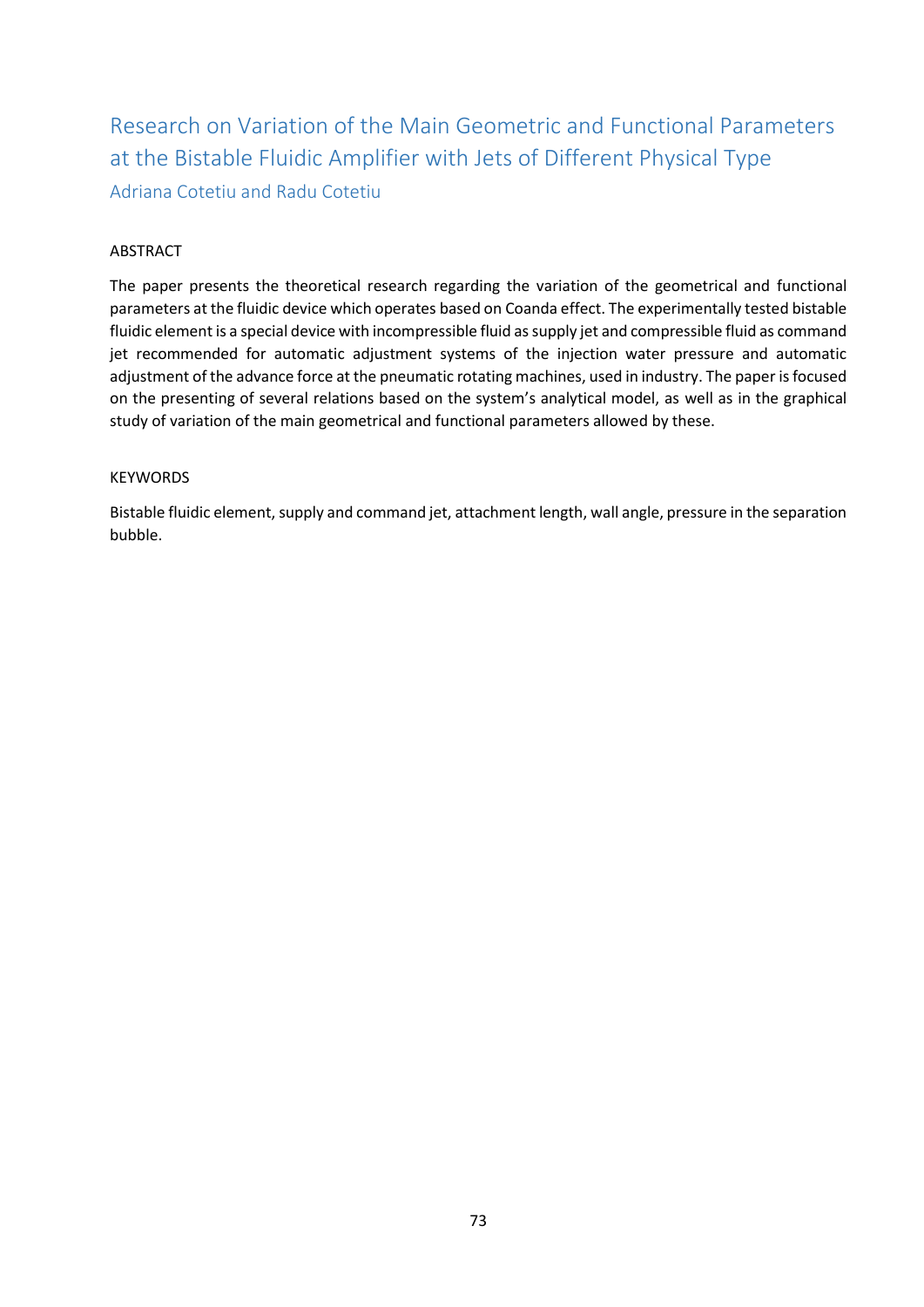# Research on Variation of the Main Geometric and Functional Parameters at the Bistable Fluidic Amplifier with Jets of Different Physical Type

Adriana Cotetiu and Radu Cotetiu

## ABSTRACT

The paper presents the theoretical research regarding the variation of the geometrical and functional parameters at the fluidic device which operates based on Coanda effect. The experimentally tested bistable fluidic element is a special device with incompressible fluid as supply jet and compressible fluid as command jet recommended for automatic adjustment systems of the injection water pressure and automatic adjustment of the advance force at the pneumatic rotating machines, used in industry. The paper is focused on the presenting of several relations based on the system's analytical model, as well as in the graphical study of variation of the main geometrical and functional parameters allowed by these.

## KEYWORDS

Bistable fluidic element, supply and command jet, attachment length, wall angle, pressure in the separation bubble.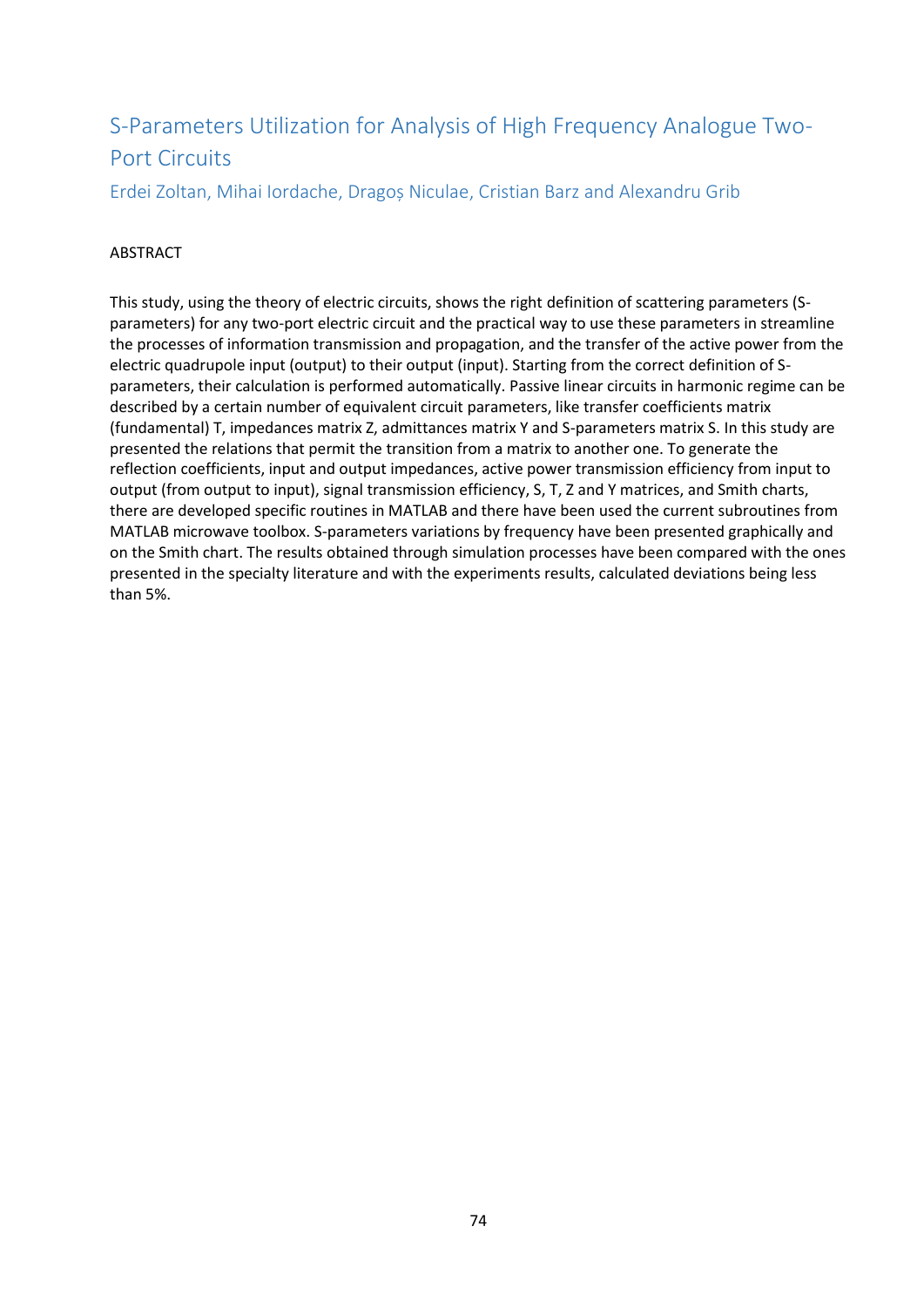# S-Parameters Utilization for Analysis of High Frequency Analogue Two-Port Circuits

Erdei Zoltan, Mihai Iordache, Dragoș Niculae, Cristian Barz and Alexandru Grib

ABSTRACT

This study, using the theory of electric circuits, shows the right definition of scattering parameters (S-parameters) for any two-port electric circuit and the practical way to use these parameters in streamline the processes of information transmission and propagation, and the transfer of the active power from the electric quadrupole input (output) to their output (input). Starting from the correct definition of S-parameters, their calculation is performed automatically. Passive linear circuits in harmonic regime can be described by a certain number of equivalent circuit parameters, like transfer coefficients matrix (fundamental) T, impedances matrix Z, admittances matrix Y and S-parameters matrix S. In this study are presented the relations that permit the transition from a matrix to another one. To generate the reflection coefficients, input and output impedances, active power transmission efficiency from input to output (from output to input), signal transmission efficiency, S, T, Z and Y matrices, and Smith charts, there are developed specific routines in MATLAB and there have been used the current subroutines from MATLAB microwave toolbox. S-parameters variations by frequency have been presented graphically and on the Smith chart. The results obtained through simulation processes have been compared with the ones presented in the specialty literature and with the experiments results, calculated deviations being less than 5%.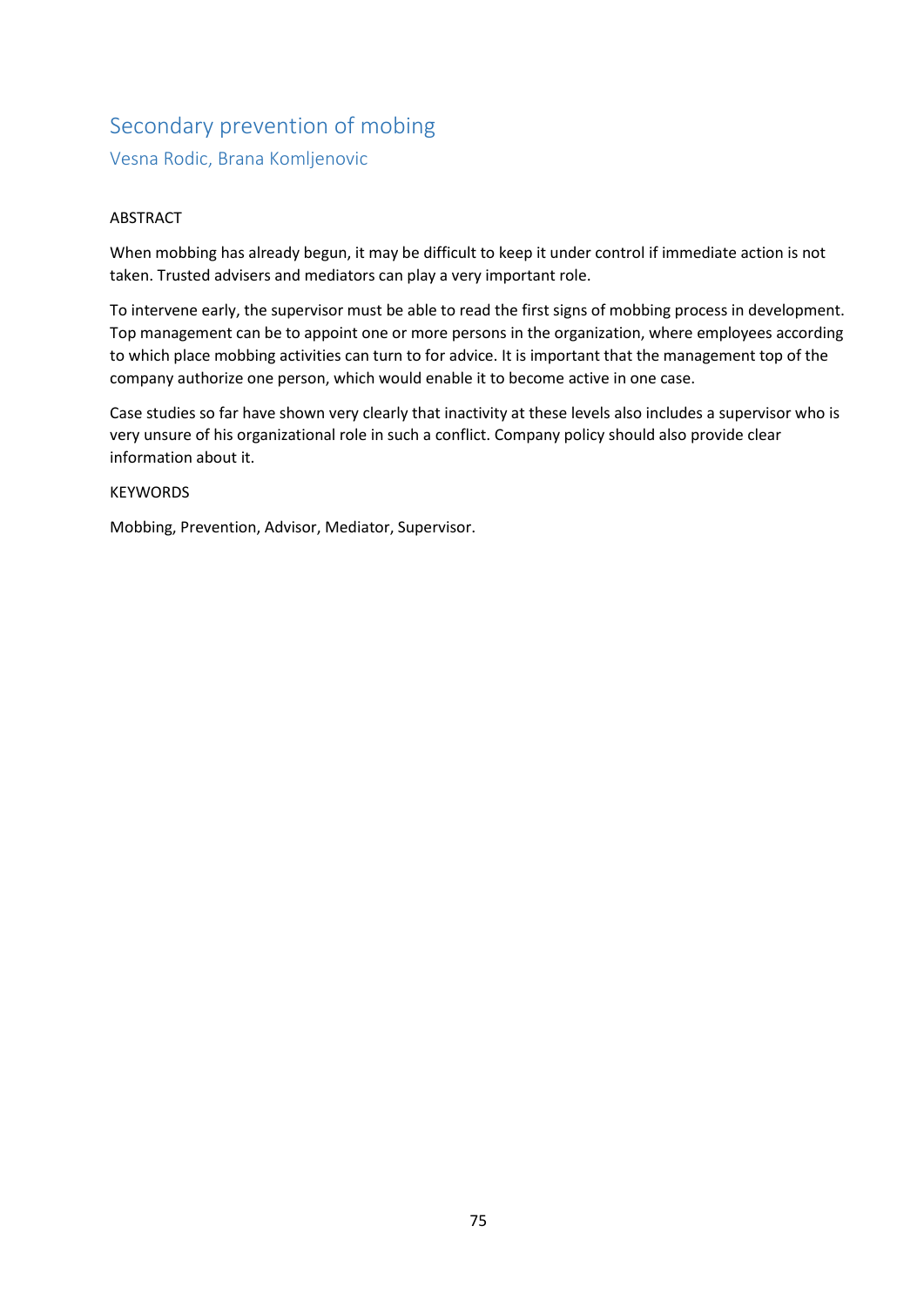# Secondary prevention of mobing

## Vesna Rodic, Brana Komljenovic

ABSTRACT

When mobbing has already begun, it may be difficult to keep it under control if immediate action is not taken. Trusted advisers and mediators can play a very important role.

To intervene early, the supervisor must be able to read the first signs of mobbing process in development. Top management can be to appoint one or more persons in the organization, where employees according to which place mobbing activities can turn to for advice. It is important that the management top of the company authorize one person, which would enable it to become active in one case.

Case studies so far have shown very clearly that inactivity at these levels also includes a supervisor who is very unsure of his organizational role in such a conflict. Company policy should also provide clear information about it.

KEYWORDS

Mobbing, Prevention, Advisor, Mediator, Supervisor.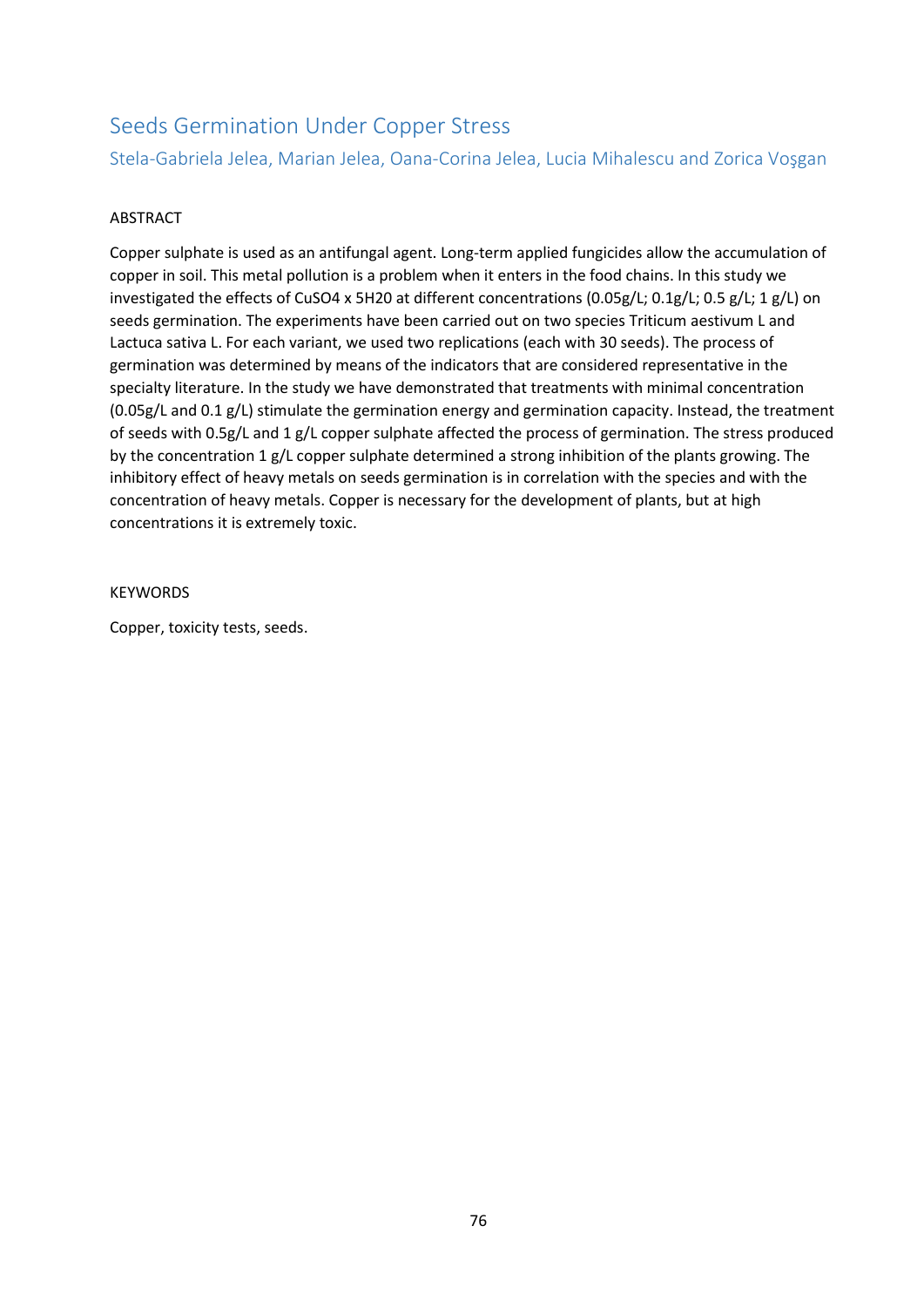# Seeds Germination Under Copper Stress

Stela-Gabriela Jelea, Marian Jelea, Oana-Corina Jelea, Lucia Mihalescu and Zorica Voşgan

## ABSTRACT

Copper sulphate is used as an antifungal agent. Long-term applied fungicides allow the accumulation of copper in soil. This metal pollution is a problem when it enters in the food chains. In this study we investigated the effects of $CuSO_4 \times 5H20$ at different concentrations (0.05g/L; 0.1g/L; 0.5 g/L; 1 g/L) on seeds germination. The experiments have been carried out on two species Triticum aestivum L and Lactuca sativa L. For each variant, we used two replications (each with 30 seeds). The process of germination was determined by means of the indicators that are considered representative in the specialty literature. In the study we have demonstrated that treatments with minimal concentration (0.05g/L and 0.1 g/L) stimulate the germination energy and germination capacity. Instead, the treatment of seeds with 0.5g/L and 1 g/L copper sulphate affected the process of germination. The stress produced by the concentration 1 g/L copper sulphate determined a strong inhibition of the plants growing. The inhibitory effect of heavy metals on seeds germination is in correlation with the species and with the concentration of heavy metals. Copper is necessary for the development of plants, but at high concentrations it is extremely toxic.

## KEYWORDS

Copper, toxicity tests, seeds.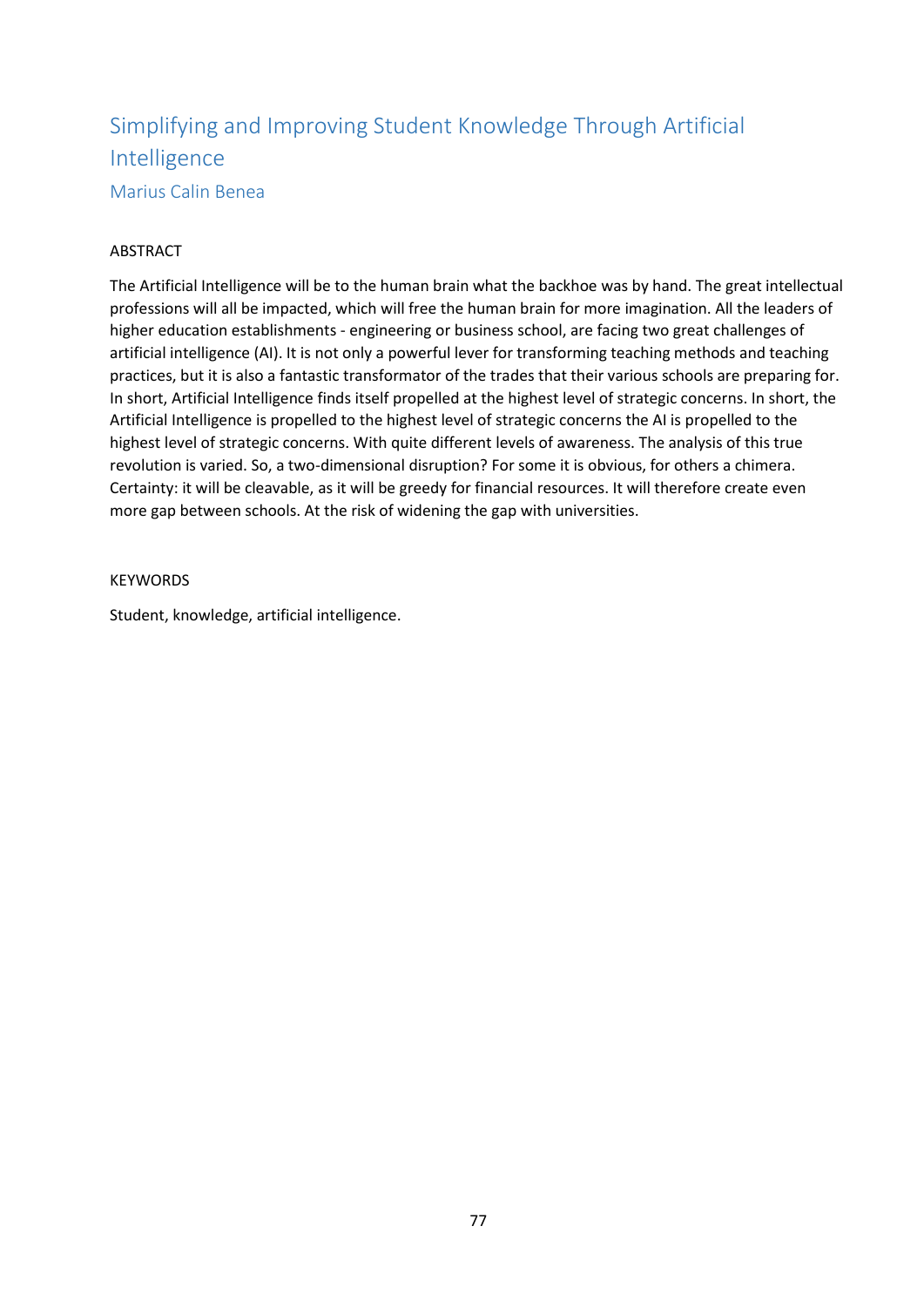# Simplifying and Improving Student Knowledge Through Artificial Intelligence

Marius Calin Benea

ABSTRACT

The Artificial Intelligence will be to the human brain what the backhoe was by hand. The great intellectual professions will all be impacted, which will free the human brain for more imagination. All the leaders of higher education establishments - engineering or business school, are facing two great challenges of artificial intelligence (AI). It is not only a powerful lever for transforming teaching methods and teaching practices, but it is also a fantastic transformator of the trades that their various schools are preparing for. In short, Artificial Intelligence finds itself propelled at the highest level of strategic concerns. In short, the Artificial Intelligence is propelled to the highest level of strategic concerns the AI is propelled to the highest level of strategic concerns. With quite different levels of awareness. The analysis of this true revolution is varied. So, a two-dimensional disruption? For some it is obvious, for others a chimera. Certainty: it will be cleavable, as it will be greedy for financial resources. It will therefore create even more gap between schools. At the risk of widening the gap with universities.

KEYWORDS

Student, knowledge, artificial intelligence.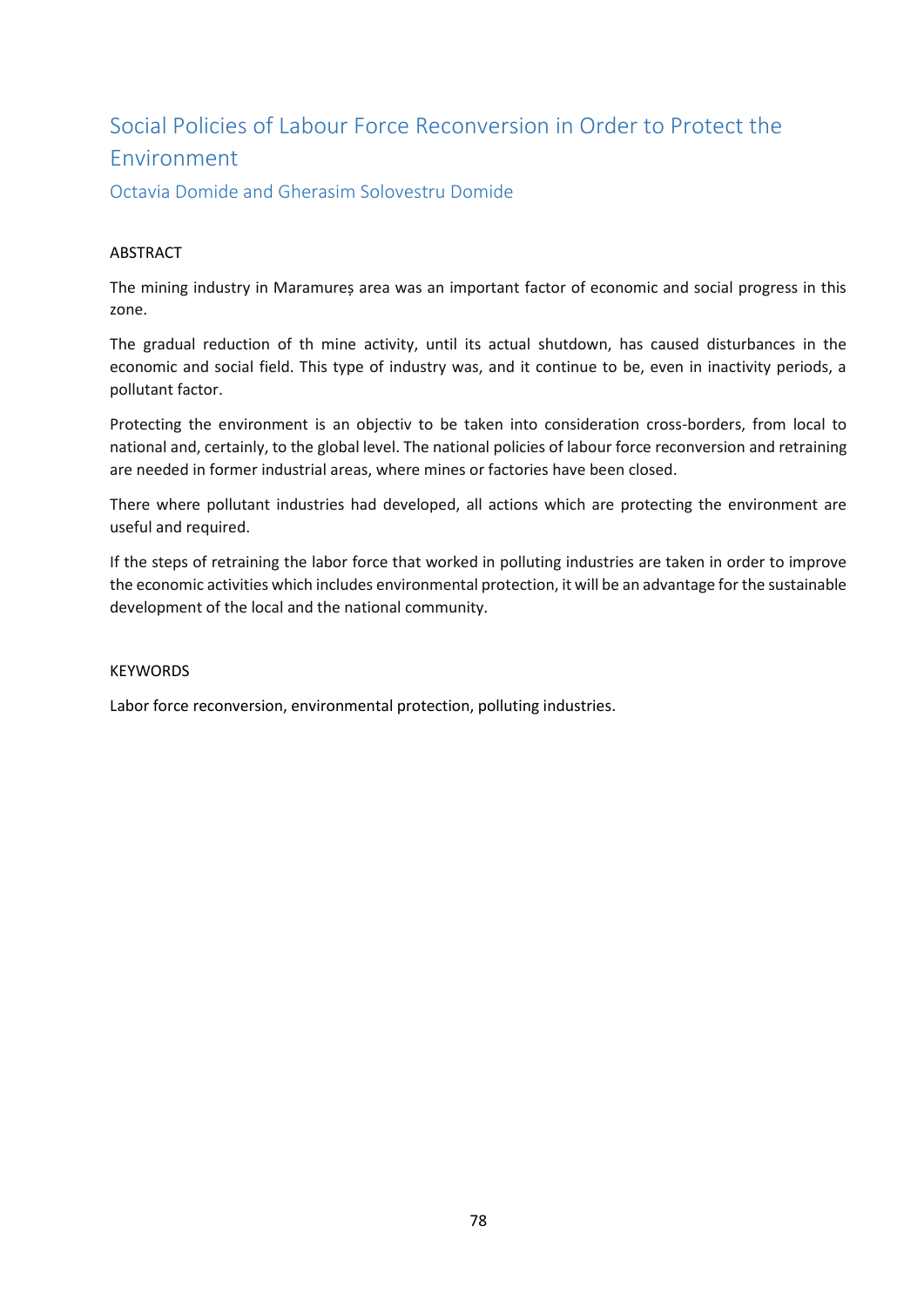# Social Policies of Labour Force Reconversion in Order to Protect the Environment

Octavia Domide and Gherasim Solovestru Domide

ABSTRACT

The mining industry in Maramureș area was an important factor of economic and social progress in this zone.

The gradual reduction of th mine activity, until its actual shutdown, has caused disturbances in the economic and social field. This type of industry was, and it continue to be, even in inactivity periods, a pollutant factor.

Protecting the environment is an objectiv to be taken into consideration cross-borders, from local to national and, certainly, to the global level. The national policies of labour force reconversion and retraining are needed in former industrial areas, where mines or factories have been closed.

There where pollutant industries had developed, all actions which are protecting the environment are useful and required.

If the steps of retraining the labor force that worked in polluting industries are taken in order to improve the economic activities which includes environmental protection, it will be an advantage for the sustainable development of the local and the national community.

KEYWORDS

Labor force reconversion, environmental protection, polluting industries.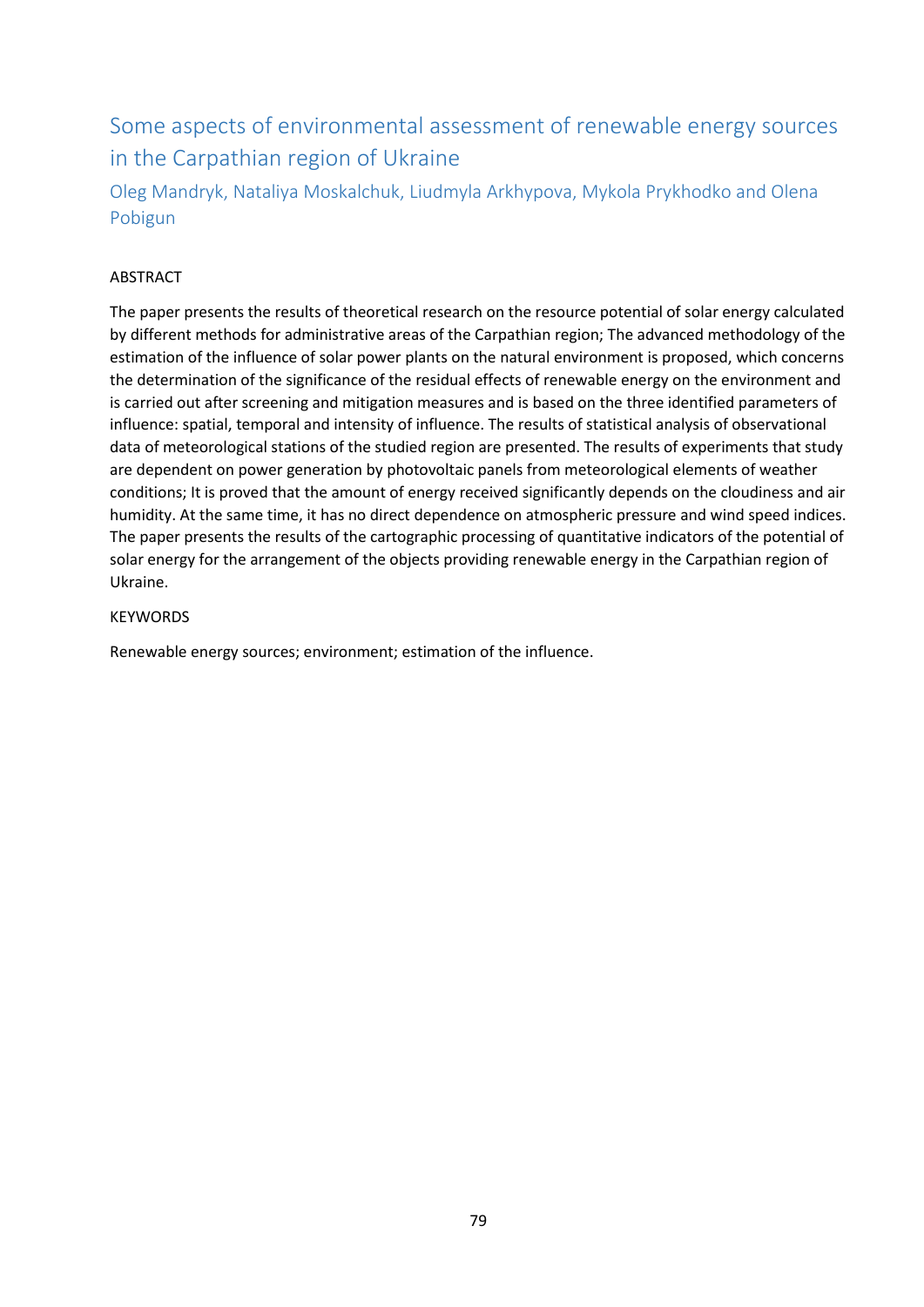# Some aspects of environmental assessment of renewable energy sources in the Carpathian region of Ukraine

Oleg Mandryk, Nataliya Moskalchuk, Liudmyla Arkhypova, Mykola Prykhodko and Olena Pobigun

ABSTRACT

The paper presents the results of theoretical research on the resource potential of solar energy calculated by different methods for administrative areas of the Carpathian region; The advanced methodology of the estimation of the influence of solar power plants on the natural environment is proposed, which concerns the determination of the significance of the residual effects of renewable energy on the environment and is carried out after screening and mitigation measures and is based on the three identified parameters of influence: spatial, temporal and intensity of influence. The results of statistical analysis of observational data of meteorological stations of the studied region are presented. The results of experiments that study are dependent on power generation by photovoltaic panels from meteorological elements of weather conditions; It is proved that the amount of energy received significantly depends on the cloudiness and air humidity. At the same time, it has no direct dependence on atmospheric pressure and wind speed indices. The paper presents the results of the cartographic processing of quantitative indicators of the potential of solar energy for the arrangement of the objects providing renewable energy in the Carpathian region of Ukraine.

KEYWORDS

Renewable energy sources; environment; estimation of the influence.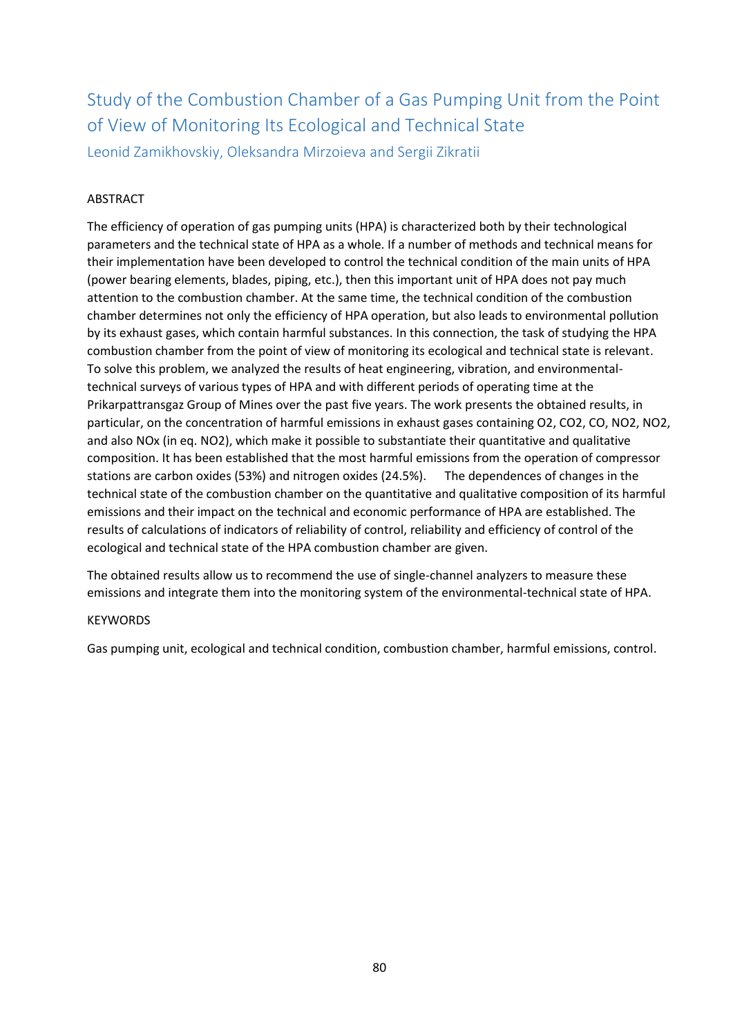# Study of the Combustion Chamber of a Gas Pumping Unit from the Point of View of Monitoring Its Ecological and Technical State

Leonid Zamikhovskiy, Oleksandra Mirzoieva and Sergii Zikratii

## ABSTRACT

The efficiency of operation of gas pumping units (HPA) is characterized both by their technological parameters and the technical state of HPA as a whole. If a number of methods and technical means for their implementation have been developed to control the technical condition of the main units of HPA (power bearing elements, blades, piping, etc.), then this important unit of HPA does not pay much attention to the combustion chamber. At the same time, the technical condition of the combustion chamber determines not only the efficiency of HPA operation, but also leads to environmental pollution by its exhaust gases, which contain harmful substances. In this connection, the task of studying the HPA combustion chamber from the point of view of monitoring its ecological and technical state is relevant. To solve this problem, we analyzed the results of heat engineering, vibration, and environmental-technical surveys of various types of HPA and with different periods of operating time at the Prikarpattransgaz Group of Mines over the past five years. The work presents the obtained results, in particular, on the concentration of harmful emissions in exhaust gases containing $O_2$, $CO_2$, CO, $NO_2$, $NO_2$, and also $NO_x$ (in eq. $NO_2$), which make it possible to substantiate their quantitative and qualitative composition. It has been established that the most harmful emissions from the operation of compressor stations are carbon oxides (53%) and nitrogen oxides (24.5%). The dependences of changes in the technical state of the combustion chamber on the quantitative and qualitative composition of its harmful emissions and their impact on the technical and economic performance of HPA are established. The results of calculations of indicators of reliability of control, reliability and efficiency of control of the ecological and technical state of the HPA combustion chamber are given.

The obtained results allow us to recommend the use of single-channel analyzers to measure these emissions and integrate them into the monitoring system of the environmental-technical state of HPA.

## KEYWORDS

Gas pumping unit, ecological and technical condition, combustion chamber, harmful emissions, control.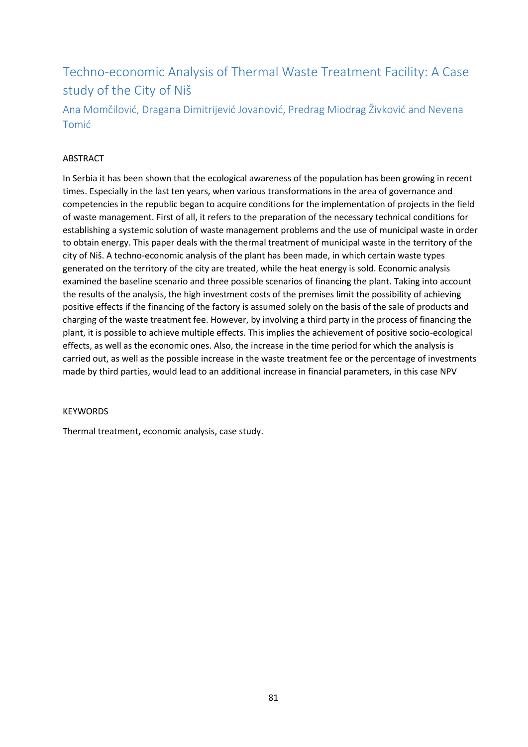# Techno-economic Analysis of Thermal Waste Treatment Facility: A Case study of the City of Niš

Ana Momčilović, Dragana Dimitrijević Jovanović, Predrag Miodrag Živković and Nevena Tomić

## ABSTRACT

In Serbia it has been shown that the ecological awareness of the population has been growing in recent times. Especially in the last ten years, when various transformations in the area of governance and competencies in the republic began to acquire conditions for the implementation of projects in the field of waste management. First of all, it refers to the preparation of the necessary technical conditions for establishing a systemic solution of waste management problems and the use of municipal waste in order to obtain energy. This paper deals with the thermal treatment of municipal waste in the territory of the city of Niš. A techno-economic analysis of the plant has been made, in which certain waste types generated on the territory of the city are treated, while the heat energy is sold. Economic analysis examined the baseline scenario and three possible scenarios of financing the plant. Taking into account the results of the analysis, the high investment costs of the premises limit the possibility of achieving positive effects if the financing of the factory is assumed solely on the basis of the sale of products and charging of the waste treatment fee. However, by involving a third party in the process of financing the plant, it is possible to achieve multiple effects. This implies the achievement of positive socio-ecological effects, as well as the economic ones. Also, the increase in the time period for which the analysis is carried out, as well as the possible increase in the waste treatment fee or the percentage of investments made by third parties, would lead to an additional increase in financial parameters, in this case NPV

## KEYWORDS

Thermal treatment, economic analysis, case study.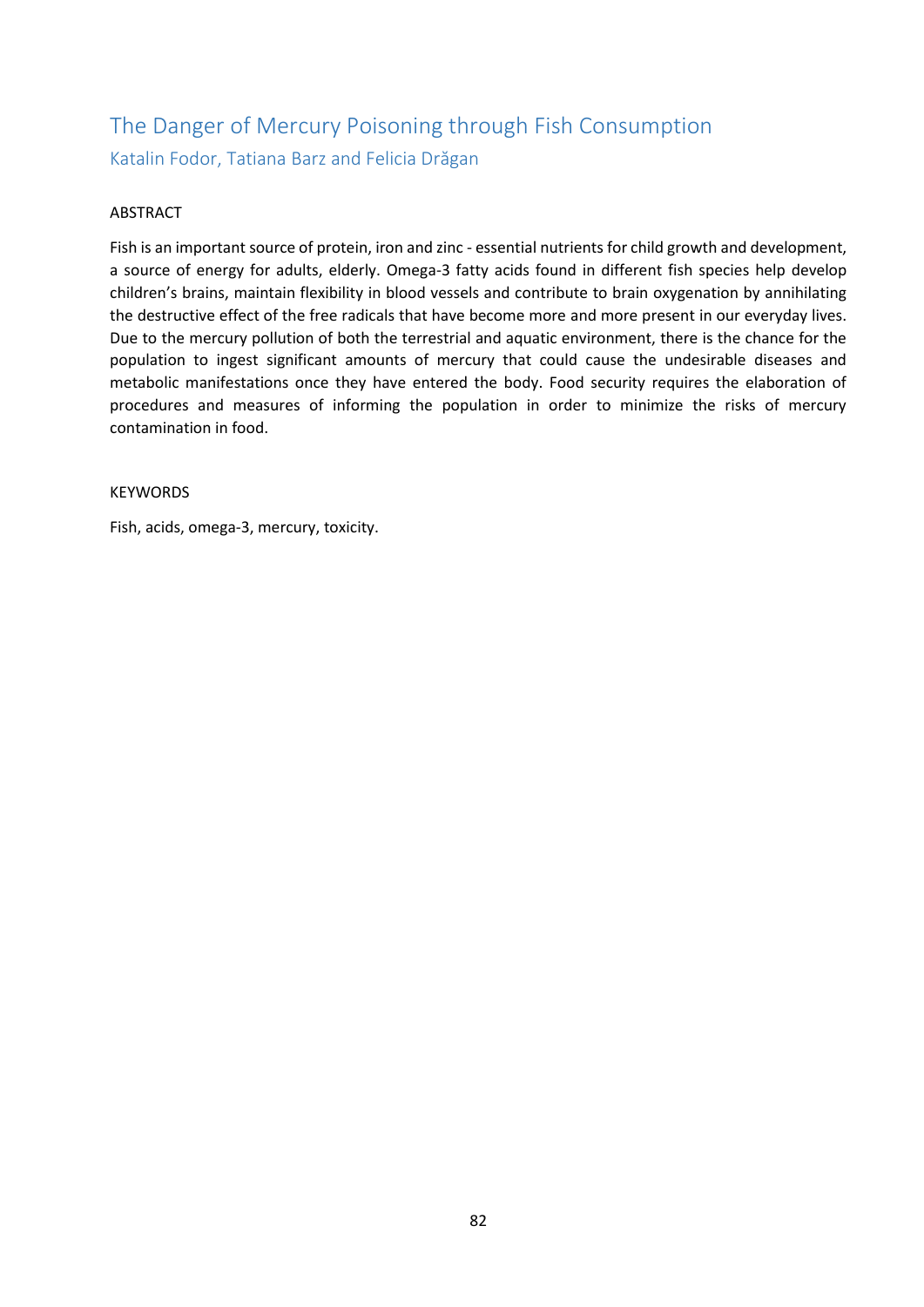# The Danger of Mercury Poisoning through Fish Consumption

Katalin Fodor, Tatiana Barz and Felicia Drăgan

ABSTRACT

Fish is an important source of protein, iron and zinc - essential nutrients for child growth and development, a source of energy for adults, elderly. Omega-3 fatty acids found in different fish species help develop children's brains, maintain flexibility in blood vessels and contribute to brain oxygenation by annihilating the destructive effect of the free radicals that have become more and more present in our everyday lives. Due to the mercury pollution of both the terrestrial and aquatic environment, there is the chance for the population to ingest significant amounts of mercury that could cause the undesirable diseases and metabolic manifestations once they have entered the body. Food security requires the elaboration of procedures and measures of informing the population in order to minimize the risks of mercury contamination in food.

KEYWORDS

Fish, acids, omega-3, mercury, toxicity.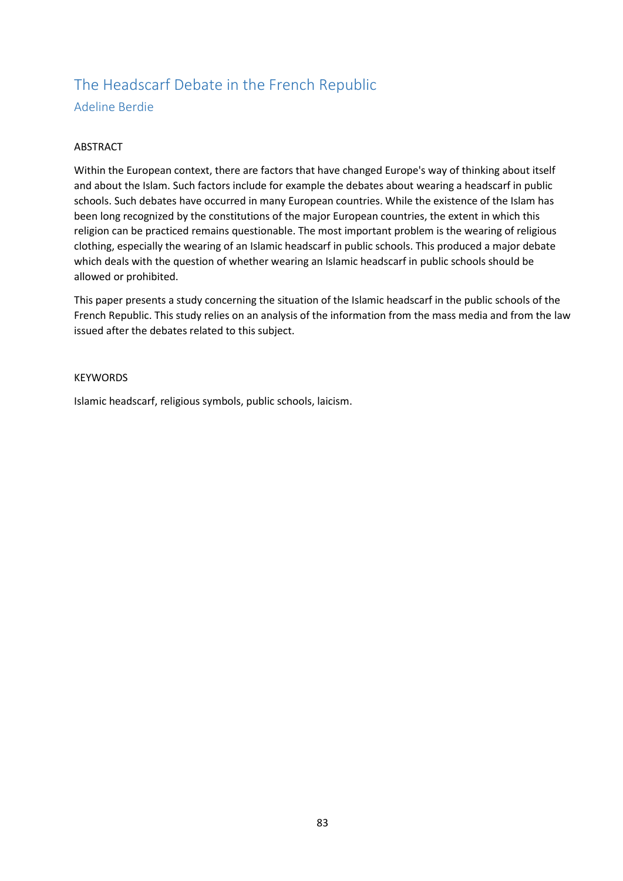# The Headscarf Debate in the French Republic

## Adeline Berdie

ABSTRACT

Within the European context, there are factors that have changed Europe's way of thinking about itself and about the Islam. Such factors include for example the debates about wearing a headscarf in public schools. Such debates have occurred in many European countries. While the existence of the Islam has been long recognized by the constitutions of the major European countries, the extent in which this religion can be practiced remains questionable. The most important problem is the wearing of religious clothing, especially the wearing of an Islamic headscarf in public schools. This produced a major debate which deals with the question of whether wearing an Islamic headscarf in public schools should be allowed or prohibited.

This paper presents a study concerning the situation of the Islamic headscarf in the public schools of the French Republic. This study relies on an analysis of the information from the mass media and from the law issued after the debates related to this subject.

KEYWORDS

Islamic headscarf, religious symbols, public schools, laicism.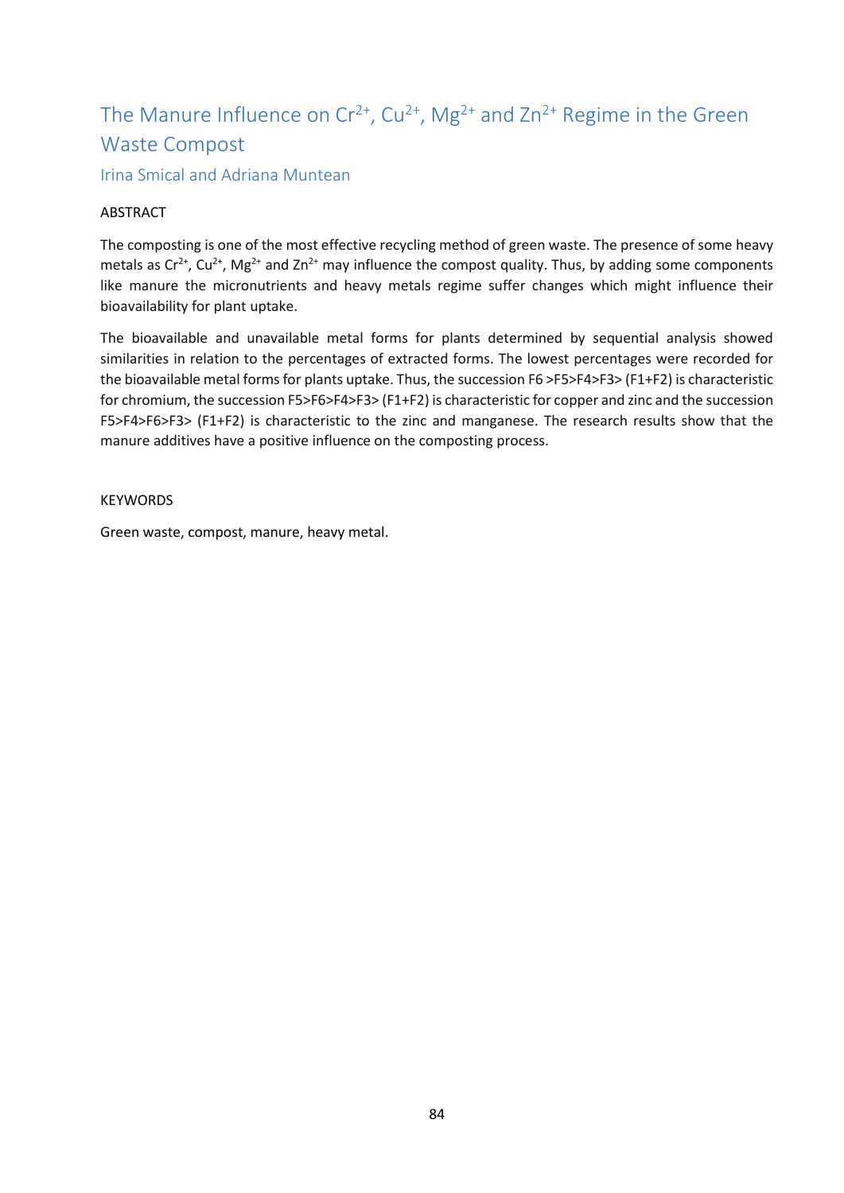# The Manure Influence on $Cr^{2+}$, $Cu^{2+}$, $Mg^{2+}$ and $Zn^{2+}$ Regime in the Green Waste Compost

Irina Smical and Adriana Muntean

## ABSTRACT

The composting is one of the most effective recycling method of green waste. The presence of some heavy metals as $Cr^{2+}$, $Cu^{2+}$, $Mg^{2+}$ and $Zn^{2+}$ may influence the compost quality. Thus, by adding some components like manure the micronutrients and heavy metals regime suffer changes which might influence their bioavailability for plant uptake.

The bioavailable and unavailable metal forms for plants determined by sequential analysis showed similarities in relation to the percentages of extracted forms. The lowest percentages were recorded for the bioavailable metal forms for plants uptake. Thus, the succession F6 >F5>F4>F3> (F1+F2) is characteristic for chromium, the succession F5>F6>F4>F3> (F1+F2) is characteristic for copper and zinc and the succession F5>F4>F6>F3> (F1+F2) is characteristic to the zinc and manganese. The research results show that the manure additives have a positive influence on the composting process.

## KEYWORDS

Green waste, compost, manure, heavy metal.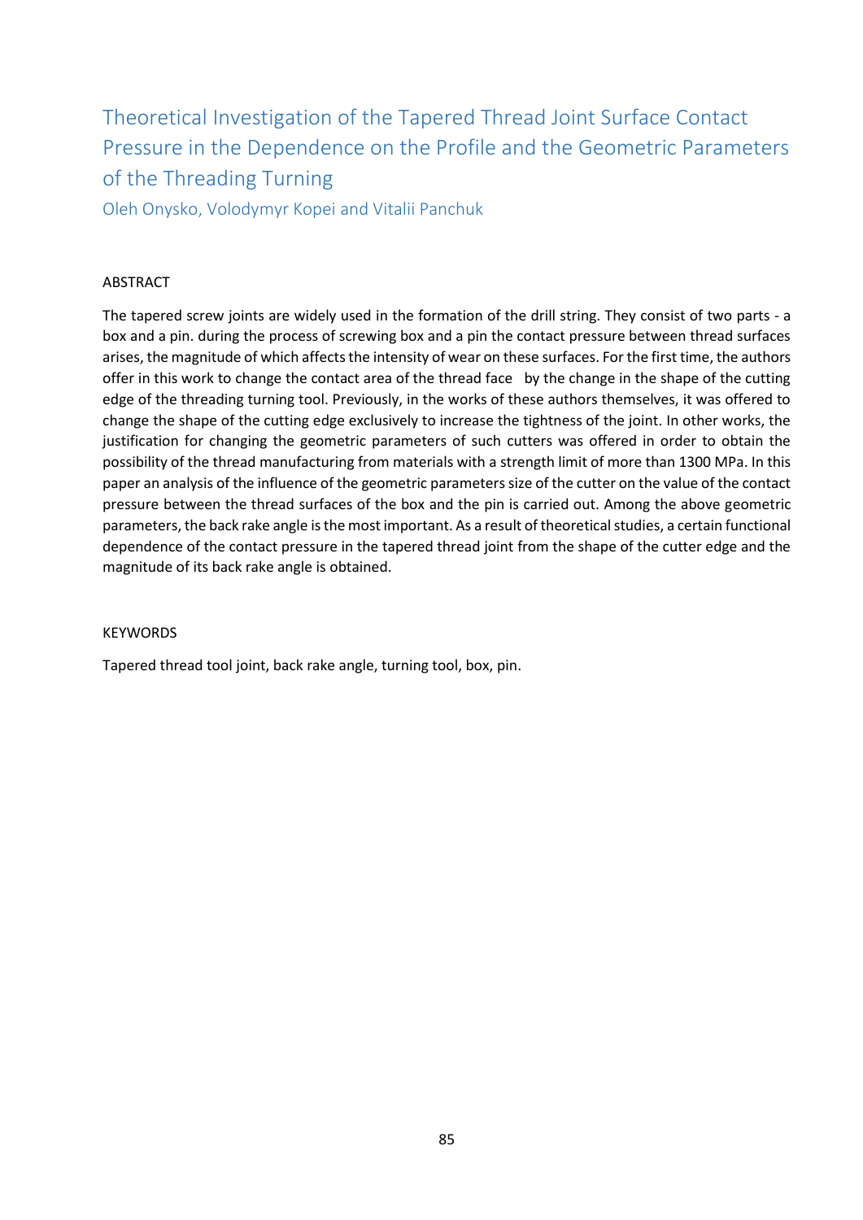# Theoretical Investigation of the Tapered Thread Joint Surface Contact Pressure in the Dependence on the Profile and the Geometric Parameters of the Threading Turning

Oleh Onysko, Volodymyr Kopei and Vitalii Panchuk

## ABSTRACT

The tapered screw joints are widely used in the formation of the drill string. They consist of two parts - a box and a pin. during the process of screwing box and a pin the contact pressure between thread surfaces arises, the magnitude of which affects the intensity of wear on these surfaces. For the first time, the authors offer in this work to change the contact area of the thread face by the change in the shape of the cutting edge of the threading turning tool. Previously, in the works of these authors themselves, it was offered to change the shape of the cutting edge exclusively to increase the tightness of the joint. In other works, the justification for changing the geometric parameters of such cutters was offered in order to obtain the possibility of the thread manufacturing from materials with a strength limit of more than 1300 MPa. In this paper an analysis of the influence of the geometric parameters size of the cutter on the value of the contact pressure between the thread surfaces of the box and the pin is carried out. Among the above geometric parameters, the back rake angle is the most important. As a result of theoretical studies, a certain functional dependence of the contact pressure in the tapered thread joint from the shape of the cutter edge and the magnitude of its back rake angle is obtained.

## KEYWORDS

Tapered thread tool joint, back rake angle, turning tool, box, pin.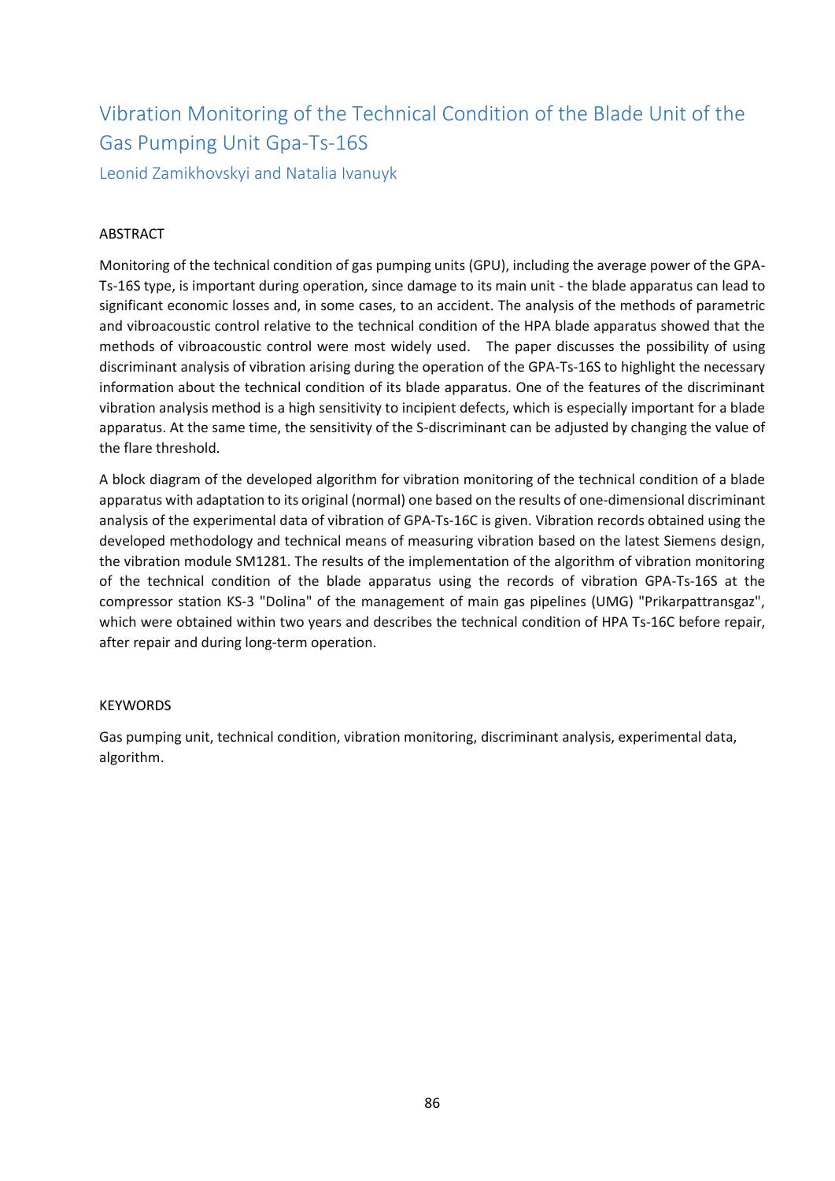# Vibration Monitoring of the Technical Condition of the Blade Unit of the Gas Pumping Unit Gpa-Ts-16S

Leonid Zamikhovskyi and Natalia Ivanuyk

## ABSTRACT

Monitoring of the technical condition of gas pumping units (GPU), including the average power of the GPA-Ts-16S type, is important during operation, since damage to its main unit - the blade apparatus can lead to significant economic losses and, in some cases, to an accident. The analysis of the methods of parametric and vibroacoustic control relative to the technical condition of the HPA blade apparatus showed that the methods of vibroacoustic control were most widely used. The paper discusses the possibility of using discriminant analysis of vibration arising during the operation of the GPA-Ts-16S to highlight the necessary information about the technical condition of its blade apparatus. One of the features of the discriminant vibration analysis method is a high sensitivity to incipient defects, which is especially important for a blade apparatus. At the same time, the sensitivity of the S-discriminant can be adjusted by changing the value of the flare threshold.

A block diagram of the developed algorithm for vibration monitoring of the technical condition of a blade apparatus with adaptation to its original (normal) one based on the results of one-dimensional discriminant analysis of the experimental data of vibration of GPA-Ts-16C is given. Vibration records obtained using the developed methodology and technical means of measuring vibration based on the latest Siemens design, the vibration module SM1281. The results of the implementation of the algorithm of vibration monitoring of the technical condition of the blade apparatus using the records of vibration GPA-Ts-16S at the compressor station KS-3 "Dolina" of the management of main gas pipelines (UMG) "Prikarpattransgaz", which were obtained within two years and describes the technical condition of HPA Ts-16C before repair, after repair and during long-term operation.

## KEYWORDS

Gas pumping unit, technical condition, vibration monitoring, discriminant analysis, experimental data, algorithm.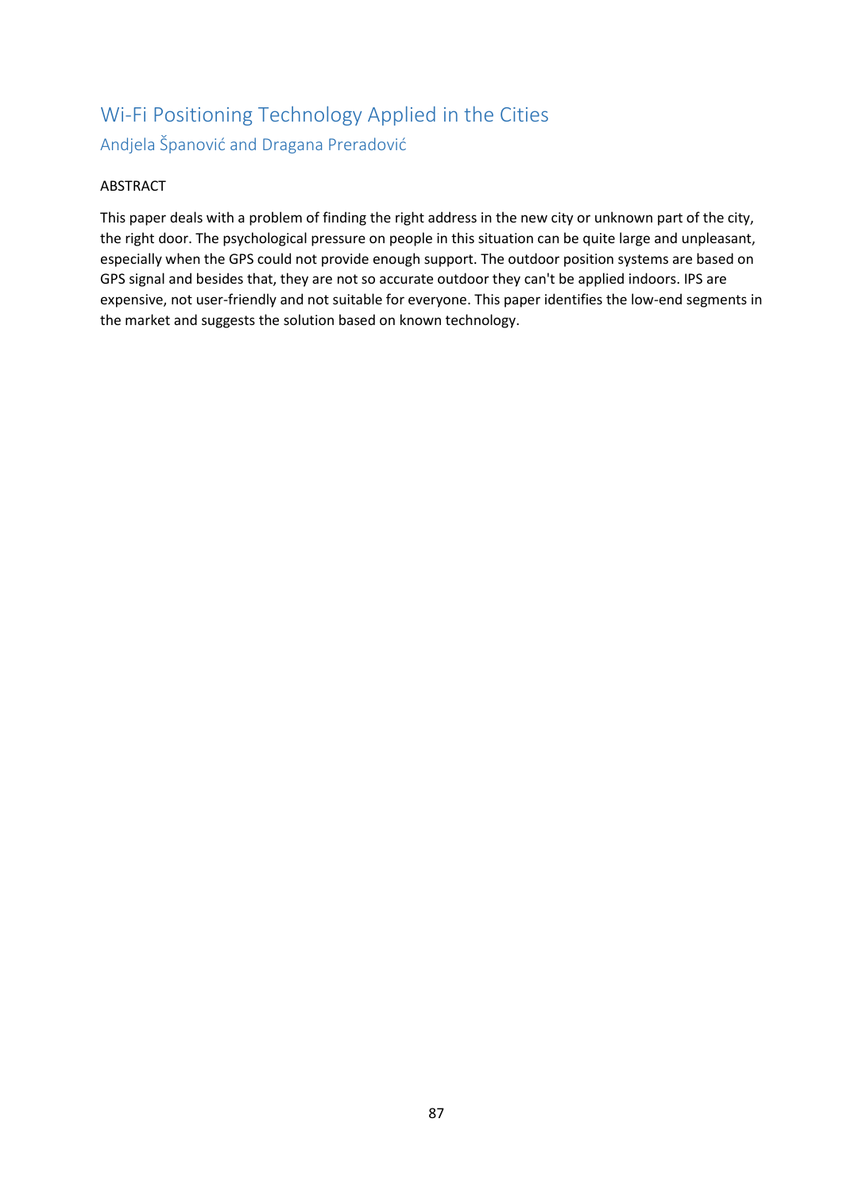# Wi-Fi Positioning Technology Applied in the Cities

## Andjela Španović and Dragana Preradović

ABSTRACT

This paper deals with a problem of finding the right address in the new city or unknown part of the city, the right door. The psychological pressure on people in this situation can be quite large and unpleasant, especially when the GPS could not provide enough support. The outdoor position systems are based on GPS signal and besides that, they are not so accurate outdoor they can't be applied indoors. IPS are expensive, not user-friendly and not suitable for everyone. This paper identifies the low-end segments in the market and suggests the solution based on known technology.